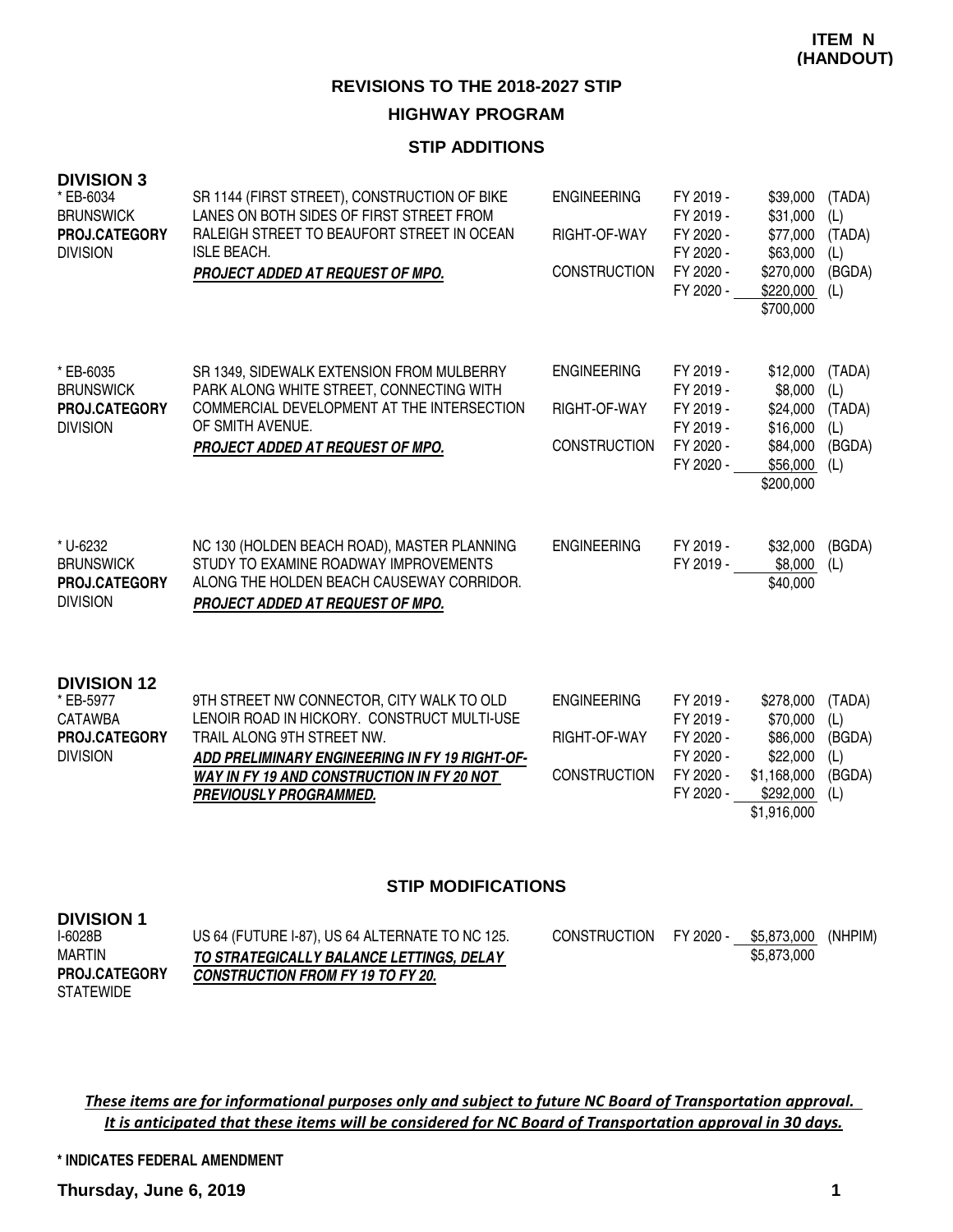**ITEM N (HANDOUT)**

# REVISIONS TO THE 2018-2027 STIP

## HIGHWAY PROGRAM

### STIP ADDITIONS

**DIVISION 3**

| Project | Description | Phase | Fiscal Year | Amount | Source |
|---|---|---|---|---|---|
| * EB-6034<br>BRUNSWICK<br>**PROJ.CATEGORY**<br>DIVISION | SR 1144 (FIRST STREET), CONSTRUCTION OF BIKE LANES ON BOTH SIDES OF FIRST STREET FROM RALEIGH STREET TO BEAUFORT STREET IN OCEAN ISLE BEACH.<br>***PROJECT ADDED AT REQUEST OF MPO.*** | ENGINEERING | FY 2019 - | $39,000 | (TADA) |
| | | | FY 2019 - | $31,000 | (L) |
| | | RIGHT-OF-WAY | FY 2020 - | $77,000 | (TADA) |
| | | | FY 2020 - | $63,000 | (L) |
| | | CONSTRUCTION | FY 2020 - | $270,000 | (BGDA) |
| | | | FY 2020 - | $220,000 | (L) |
| | | | | $700,000 | |
| * EB-6035<br>BRUNSWICK<br>**PROJ.CATEGORY**<br>DIVISION | SR 1349, SIDEWALK EXTENSION FROM MULBERRY PARK ALONG WHITE STREET, CONNECTING WITH COMMERCIAL DEVELOPMENT AT THE INTERSECTION OF SMITH AVENUE.<br>***PROJECT ADDED AT REQUEST OF MPO.*** | ENGINEERING | FY 2019 - | $12,000 | (TADA) |
| | | | FY 2019 - | $8,000 | (L) |
| | | RIGHT-OF-WAY | FY 2019 - | $24,000 | (TADA) |
| | | | FY 2019 - | $16,000 | (L) |
| | | CONSTRUCTION | FY 2020 - | $84,000 | (BGDA) |
| | | | FY 2020 - | $56,000 | (L) |
| | | | | $200,000 | |
| * U-6232<br>BRUNSWICK<br>**PROJ.CATEGORY**<br>DIVISION | NC 130 (HOLDEN BEACH ROAD), MASTER PLANNING STUDY TO EXAMINE ROADWAY IMPROVEMENTS ALONG THE HOLDEN BEACH CAUSEWAY CORRIDOR.<br>***PROJECT ADDED AT REQUEST OF MPO.*** | ENGINEERING | FY 2019 - | $32,000 | (BGDA) |
| | | | FY 2019 - | $8,000 | (L) |
| | | | | $40,000 | |

**DIVISION 12**

| Project | Description | Phase | Fiscal Year | Amount | Source |
|---|---|---|---|---|---|
| * EB-5977<br>CATAWBA<br>**PROJ.CATEGORY**<br>DIVISION | 9TH STREET NW CONNECTOR, CITY WALK TO OLD LENOIR ROAD IN HICKORY. CONSTRUCT MULTI-USE TRAIL ALONG 9TH STREET NW.<br>***ADD PRELIMINARY ENGINEERING IN FY 19 RIGHT-OF-WAY IN FY 19 AND CONSTRUCTION IN FY 20 NOT PREVIOUSLY PROGRAMMED.*** | ENGINEERING | FY 2019 - | $278,000 | (TADA) |
| | | | FY 2019 - | $70,000 | (L) |
| | | RIGHT-OF-WAY | FY 2020 - | $86,000 | (BGDA) |
| | | | FY 2020 - | $22,000 | (L) |
| | | CONSTRUCTION | FY 2020 - | $1,168,000 | (BGDA) |
| | | | FY 2020 - | $292,000 | (L) |
| | | | | $1,916,000 | |

### STIP MODIFICATIONS

**DIVISION 1**

| Project | Description | Phase | Fiscal Year | Amount | Source |
|---|---|---|---|---|---|
| I-6028B<br>MARTIN<br>**PROJ.CATEGORY**<br>STATEWIDE | US 64 (FUTURE I-87), US 64 ALTERNATE TO NC 125.<br>***TO STRATEGICALLY BALANCE LETTINGS, DELAY CONSTRUCTION FROM FY 19 TO FY 20.*** | CONSTRUCTION | FY 2020 - | $5,873,000 | (NHPIM) |
| | | | | $5,873,000 | |

*These items are for informational purposes only and subject to future NC Board of Transportation approval. It is anticipated that these items will be considered for NC Board of Transportation approval in 30 days.*

**\* INDICATES FEDERAL AMENDMENT**

**Thursday, June 6, 2019**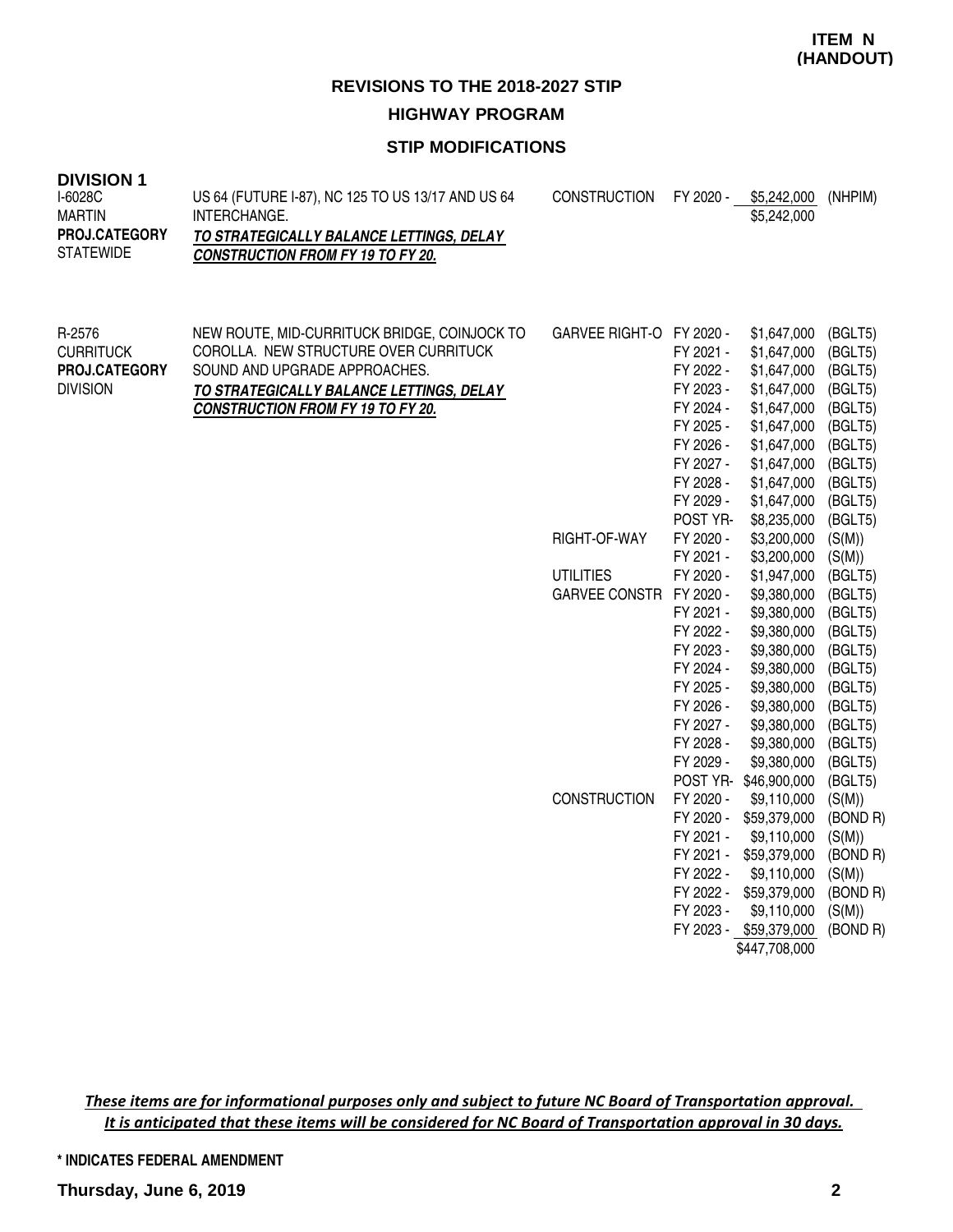**ITEM N (HANDOUT)**

## REVISIONS TO THE 2018-2027 STIP

## HIGHWAY PROGRAM

### STIP MODIFICATIONS

### DIVISION 1

| Project | Description | Work Type | Fiscal Year | Amount | Funding |
|---|---|---|---|---|---|
| I-6028C<br>MARTIN<br>**PROJ.CATEGORY**<br>STATEWIDE | US 64 (FUTURE I-87), NC 125 TO US 13/17 AND US 64 INTERCHANGE.<br>***TO STRATEGICALLY BALANCE LETTINGS, DELAY CONSTRUCTION FROM FY 19 TO FY 20.*** | CONSTRUCTION | FY 2020 - | $5,242,000 | (NHPIM) |
| | | | | $5,242,000 | |
| R-2576<br>CURRITUCK<br>**PROJ.CATEGORY**<br>DIVISION | NEW ROUTE, MID-CURRITUCK BRIDGE, COINJOCK TO COROLLA. NEW STRUCTURE OVER CURRITUCK SOUND AND UPGRADE APPROACHES.<br>***TO STRATEGICALLY BALANCE LETTINGS, DELAY CONSTRUCTION FROM FY 19 TO FY 20.*** | GARVEE RIGHT-O | FY 2020 - | $1,647,000 | (BGLT5) |
| | | | FY 2021 - | $1,647,000 | (BGLT5) |
| | | | FY 2022 - | $1,647,000 | (BGLT5) |
| | | | FY 2023 - | $1,647,000 | (BGLT5) |
| | | | FY 2024 - | $1,647,000 | (BGLT5) |
| | | | FY 2025 - | $1,647,000 | (BGLT5) |
| | | | FY 2026 - | $1,647,000 | (BGLT5) |
| | | | FY 2027 - | $1,647,000 | (BGLT5) |
| | | | FY 2028 - | $1,647,000 | (BGLT5) |
| | | | FY 2029 - | $1,647,000 | (BGLT5) |
| | | | POST YR- | $8,235,000 | (BGLT5) |
| | | RIGHT-OF-WAY | FY 2020 - | $3,200,000 | (S(M)) |
| | | | FY 2021 - | $3,200,000 | (S(M)) |
| | | UTILITIES | FY 2020 - | $1,947,000 | (BGLT5) |
| | | GARVEE CONSTR | FY 2020 - | $9,380,000 | (BGLT5) |
| | | | FY 2021 - | $9,380,000 | (BGLT5) |
| | | | FY 2022 - | $9,380,000 | (BGLT5) |
| | | | FY 2023 - | $9,380,000 | (BGLT5) |
| | | | FY 2024 - | $9,380,000 | (BGLT5) |
| | | | FY 2025 - | $9,380,000 | (BGLT5) |
| | | | FY 2026 - | $9,380,000 | (BGLT5) |
| | | | FY 2027 - | $9,380,000 | (BGLT5) |
| | | | FY 2028 - | $9,380,000 | (BGLT5) |
| | | | FY 2029 - | $9,380,000 | (BGLT5) |
| | | | POST YR- | $46,900,000 | (BGLT5) |
| | | CONSTRUCTION | FY 2020 - | $9,110,000 | (S(M)) |
| | | | FY 2020 - | $59,379,000 | (BOND R) |
| | | | FY 2021 - | $9,110,000 | (S(M)) |
| | | | FY 2021 - | $59,379,000 | (BOND R) |
| | | | FY 2022 - | $9,110,000 | (S(M)) |
| | | | FY 2022 - | $59,379,000 | (BOND R) |
| | | | FY 2023 - | $9,110,000 | (S(M)) |
| | | | FY 2023 - | $59,379,000 | (BOND R) |
| | | | | $447,708,000 | |

*These items are for informational purposes only and subject to future NC Board of Transportation approval. It is anticipated that these items will be considered for NC Board of Transportation approval in 30 days.*

\* INDICATES FEDERAL AMENDMENT

Thursday, June 6, 2019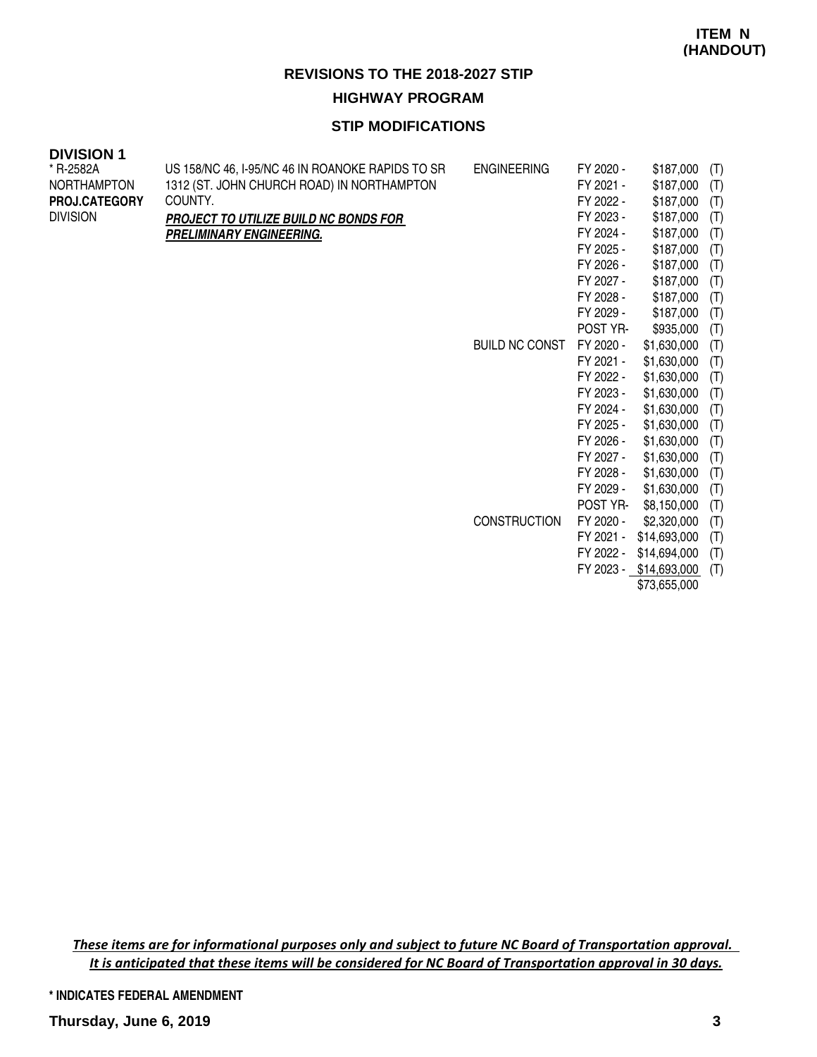**ITEM N (HANDOUT)**

## REVISIONS TO THE 2018-2027 STIP

### HIGHWAY PROGRAM

### STIP MODIFICATIONS

**DIVISION 1**

| Project | Description | Work Type | Fiscal Year | Amount | Source |
|---|---|---|---|---|---|
| * R-2582A<br>NORTHAMPTON<br>**PROJ.CATEGORY**<br>DIVISION | US 158/NC 46, I-95/NC 46 IN ROANOKE RAPIDS TO SR 1312 (ST. JOHN CHURCH ROAD) IN NORTHAMPTON COUNTY.<br>***PROJECT TO UTILIZE BUILD NC BONDS FOR PRELIMINARY ENGINEERING.*** | ENGINEERING | FY 2020 - | $187,000 | (T) |
| | | | FY 2021 - | $187,000 | (T) |
| | | | FY 2022 - | $187,000 | (T) |
| | | | FY 2023 - | $187,000 | (T) |
| | | | FY 2024 - | $187,000 | (T) |
| | | | FY 2025 - | $187,000 | (T) |
| | | | FY 2026 - | $187,000 | (T) |
| | | | FY 2027 - | $187,000 | (T) |
| | | | FY 2028 - | $187,000 | (T) |
| | | | FY 2029 - | $187,000 | (T) |
| | | | POST YR- | $935,000 | (T) |
| | | BUILD NC CONST | FY 2020 - | $1,630,000 | (T) |
| | | | FY 2021 - | $1,630,000 | (T) |
| | | | FY 2022 - | $1,630,000 | (T) |
| | | | FY 2023 - | $1,630,000 | (T) |
| | | | FY 2024 - | $1,630,000 | (T) |
| | | | FY 2025 - | $1,630,000 | (T) |
| | | | FY 2026 - | $1,630,000 | (T) |
| | | | FY 2027 - | $1,630,000 | (T) |
| | | | FY 2028 - | $1,630,000 | (T) |
| | | | FY 2029 - | $1,630,000 | (T) |
| | | | POST YR- | $8,150,000 | (T) |
| | | CONSTRUCTION | FY 2020 - | $2,320,000 | (T) |
| | | | FY 2021 - | $14,693,000 | (T) |
| | | | FY 2022 - | $14,694,000 | (T) |
| | | | FY 2023 - | $14,693,000 | (T) |
| | | | | $73,655,000 | |

***These items are for informational purposes only and subject to future NC Board of Transportation approval. It is anticipated that these items will be considered for NC Board of Transportation approval in 30 days.***

**\* INDICATES FEDERAL AMENDMENT**

**Thursday, June 6, 2019**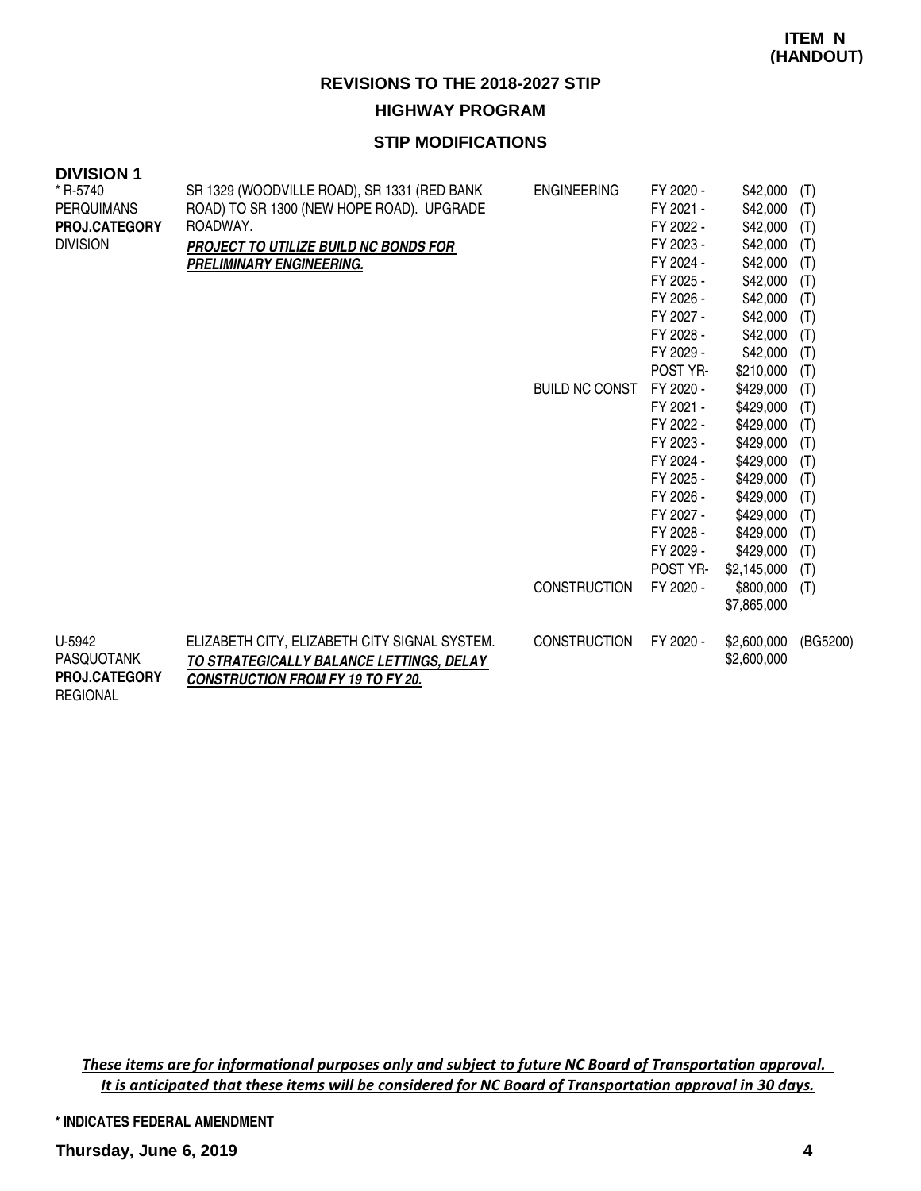**ITEM N (HANDOUT)**

## REVISIONS TO THE 2018-2027 STIP

### HIGHWAY PROGRAM

### STIP MODIFICATIONS

**DIVISION 1**

| Project | Description | Work Type | Fiscal Year | Amount | Funding |
|---|---|---|---|---|---|
| * R-5740<br>PERQUIMANS<br>**PROJ.CATEGORY**<br>DIVISION | SR 1329 (WOODVILLE ROAD), SR 1331 (RED BANK ROAD) TO SR 1300 (NEW HOPE ROAD). UPGRADE ROADWAY.<br>***PROJECT TO UTILIZE BUILD NC BONDS FOR PRELIMINARY ENGINEERING.*** | ENGINEERING | FY 2020 - | $42,000 | (T) |
| | | | FY 2021 - | $42,000 | (T) |
| | | | FY 2022 - | $42,000 | (T) |
| | | | FY 2023 - | $42,000 | (T) |
| | | | FY 2024 - | $42,000 | (T) |
| | | | FY 2025 - | $42,000 | (T) |
| | | | FY 2026 - | $42,000 | (T) |
| | | | FY 2027 - | $42,000 | (T) |
| | | | FY 2028 - | $42,000 | (T) |
| | | | FY 2029 - | $42,000 | (T) |
| | | | POST YR- | $210,000 | (T) |
| | | BUILD NC CONST | FY 2020 - | $429,000 | (T) |
| | | | FY 2021 - | $429,000 | (T) |
| | | | FY 2022 - | $429,000 | (T) |
| | | | FY 2023 - | $429,000 | (T) |
| | | | FY 2024 - | $429,000 | (T) |
| | | | FY 2025 - | $429,000 | (T) |
| | | | FY 2026 - | $429,000 | (T) |
| | | | FY 2027 - | $429,000 | (T) |
| | | | FY 2028 - | $429,000 | (T) |
| | | | FY 2029 - | $429,000 | (T) |
| | | | POST YR- | $2,145,000 | (T) |
| | | CONSTRUCTION | FY 2020 - | $800,000 | (T) |
| | | | | $7,865,000 | |
| U-5942<br>PASQUOTANK<br>**PROJ.CATEGORY**<br>REGIONAL | ELIZABETH CITY, ELIZABETH CITY SIGNAL SYSTEM.<br>***TO STRATEGICALLY BALANCE LETTINGS, DELAY CONSTRUCTION FROM FY 19 TO FY 20.*** | CONSTRUCTION | FY 2020 - | $2,600,000 | (BG5200) |
| | | | | $2,600,000 | |

*These items are for informational purposes only and subject to future NC Board of Transportation approval. It is anticipated that these items will be considered for NC Board of Transportation approval in 30 days.*

**\* INDICATES FEDERAL AMENDMENT**

**Thursday, June 6, 2019**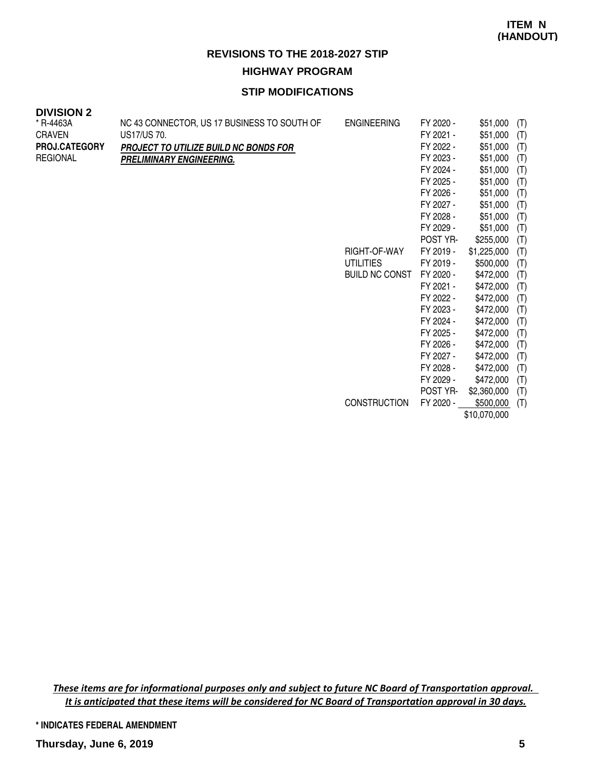**ITEM N (HANDOUT)**

# REVISIONS TO THE 2018-2027 STIP

## HIGHWAY PROGRAM

### STIP MODIFICATIONS

**DIVISION 2**

| Project | Description | Phase | Year | Amount | |
|---|---|---|---|---|---|
| * R-4463A<br>CRAVEN<br>**PROJ.CATEGORY**<br>REGIONAL | NC 43 CONNECTOR, US 17 BUSINESS TO SOUTH OF US17/US 70.<br>***PROJECT TO UTILIZE BUILD NC BONDS FOR PRELIMINARY ENGINEERING.*** | ENGINEERING | FY 2020 - | $51,000 | (T) |
| | | | FY 2021 - | $51,000 | (T) |
| | | | FY 2022 - | $51,000 | (T) |
| | | | FY 2023 - | $51,000 | (T) |
| | | | FY 2024 - | $51,000 | (T) |
| | | | FY 2025 - | $51,000 | (T) |
| | | | FY 2026 - | $51,000 | (T) |
| | | | FY 2027 - | $51,000 | (T) |
| | | | FY 2028 - | $51,000 | (T) |
| | | | FY 2029 - | $51,000 | (T) |
| | | | POST YR- | $255,000 | (T) |
| | | RIGHT-OF-WAY | FY 2019 - | $1,225,000 | (T) |
| | | UTILITIES | FY 2019 - | $500,000 | (T) |
| | | BUILD NC CONST | FY 2020 - | $472,000 | (T) |
| | | | FY 2021 - | $472,000 | (T) |
| | | | FY 2022 - | $472,000 | (T) |
| | | | FY 2023 - | $472,000 | (T) |
| | | | FY 2024 - | $472,000 | (T) |
| | | | FY 2025 - | $472,000 | (T) |
| | | | FY 2026 - | $472,000 | (T) |
| | | | FY 2027 - | $472,000 | (T) |
| | | | FY 2028 - | $472,000 | (T) |
| | | | FY 2029 - | $472,000 | (T) |
| | | | POST YR- | $2,360,000 | (T) |
| | | CONSTRUCTION | FY 2020 - | $500,000 | (T) |
| | | | | $10,070,000 | |

*These items are for informational purposes only and subject to future NC Board of Transportation approval. It is anticipated that these items will be considered for NC Board of Transportation approval in 30 days.*

\* INDICATES FEDERAL AMENDMENT

**Thursday, June 6, 2019**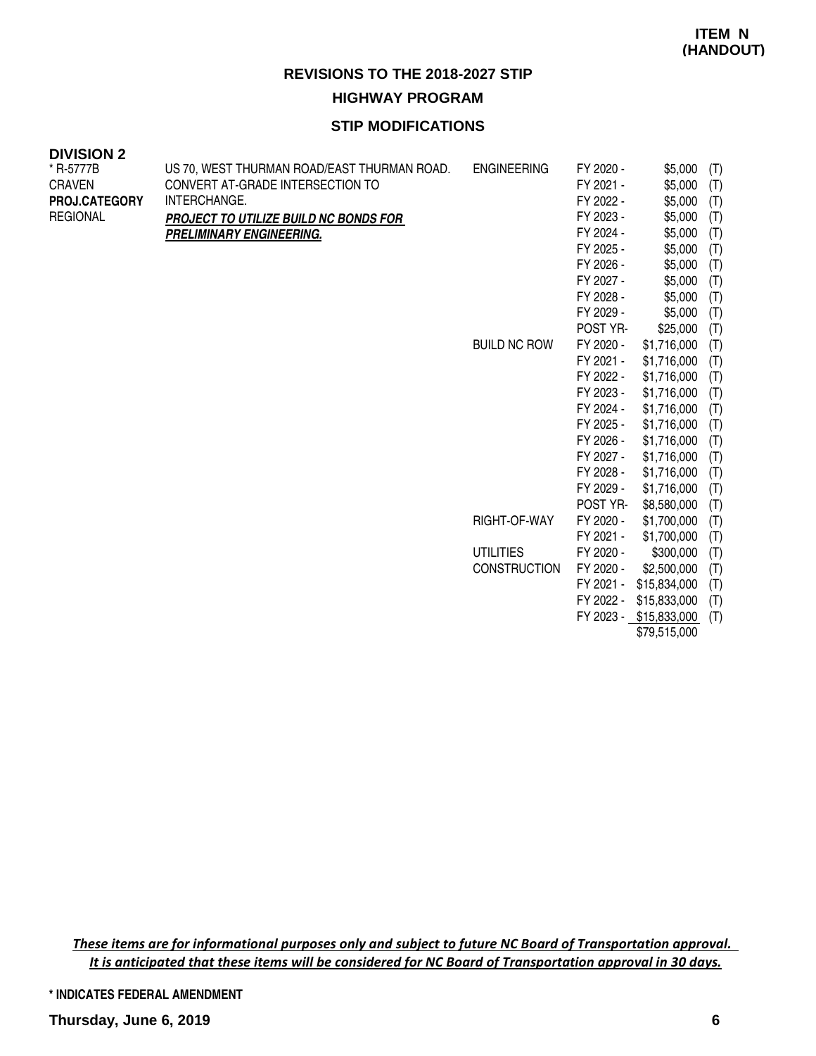**ITEM N (HANDOUT)**

## REVISIONS TO THE 2018-2027 STIP

## HIGHWAY PROGRAM

### STIP MODIFICATIONS

**DIVISION 2**

| | | | | | |
|---|---|---|---|---|---|
| * R-5777B | US 70, WEST THURMAN ROAD/EAST THURMAN ROAD. | ENGINEERING | FY 2020 - | $5,000 | (T) |
| CRAVEN | CONVERT AT-GRADE INTERSECTION TO | | FY 2021 - | $5,000 | (T) |
| **PROJ.CATEGORY** | INTERCHANGE. | | FY 2022 - | $5,000 | (T) |
| REGIONAL | ***PROJECT TO UTILIZE BUILD NC BONDS FOR*** | | FY 2023 - | $5,000 | (T) |
| | ***PRELIMINARY ENGINEERING.*** | | FY 2024 - | $5,000 | (T) |
| | | | FY 2025 - | $5,000 | (T) |
| | | | FY 2026 - | $5,000 | (T) |
| | | | FY 2027 - | $5,000 | (T) |
| | | | FY 2028 - | $5,000 | (T) |
| | | | FY 2029 - | $5,000 | (T) |
| | | | POST YR- | $25,000 | (T) |
| | | BUILD NC ROW | FY 2020 - | $1,716,000 | (T) |
| | | | FY 2021 - | $1,716,000 | (T) |
| | | | FY 2022 - | $1,716,000 | (T) |
| | | | FY 2023 - | $1,716,000 | (T) |
| | | | FY 2024 - | $1,716,000 | (T) |
| | | | FY 2025 - | $1,716,000 | (T) |
| | | | FY 2026 - | $1,716,000 | (T) |
| | | | FY 2027 - | $1,716,000 | (T) |
| | | | FY 2028 - | $1,716,000 | (T) |
| | | | FY 2029 - | $1,716,000 | (T) |
| | | | POST YR- | $8,580,000 | (T) |
| | | RIGHT-OF-WAY | FY 2020 - | $1,700,000 | (T) |
| | | | FY 2021 - | $1,700,000 | (T) |
| | | UTILITIES | FY 2020 - | $300,000 | (T) |
| | | CONSTRUCTION | FY 2020 - | $2,500,000 | (T) |
| | | | FY 2021 - | $15,834,000 | (T) |
| | | | FY 2022 - | $15,833,000 | (T) |
| | | | FY 2023 - | $15,833,000 | (T) |
| | | | | $79,515,000 | |

***These items are for informational purposes only and subject to future NC Board of Transportation approval. It is anticipated that these items will be considered for NC Board of Transportation approval in 30 days.***

**\* INDICATES FEDERAL AMENDMENT**

**Thursday, June 6, 2019**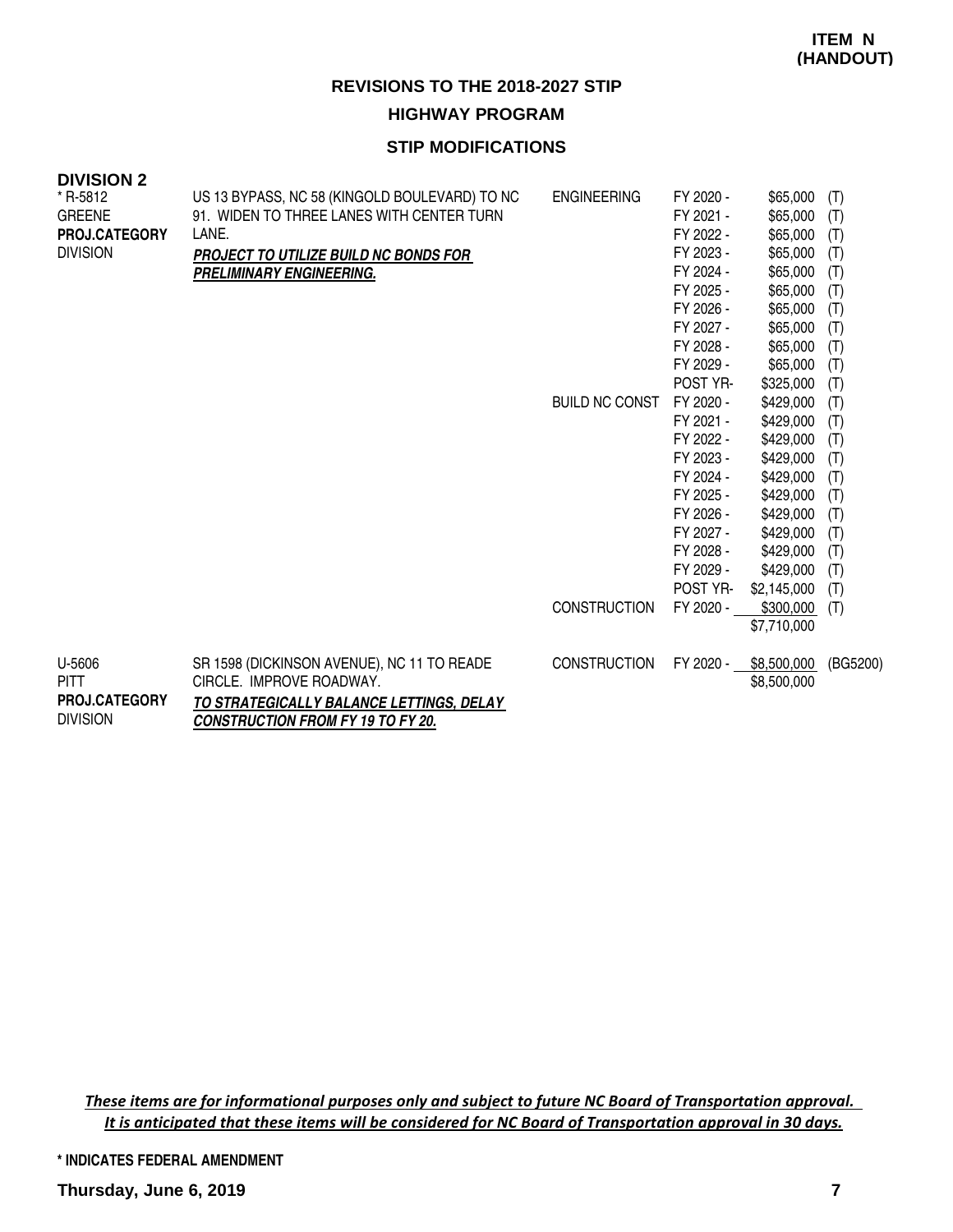**ITEM N (HANDOUT)**

## REVISIONS TO THE 2018-2027 STIP

### HIGHWAY PROGRAM

### STIP MODIFICATIONS

**DIVISION 2**

| Project | Description | Work Type | Year | Amount | Source |
|---|---|---|---|---|---|
| * R-5812<br>GREENE<br>**PROJ.CATEGORY**<br>DIVISION | US 13 BYPASS, NC 58 (KINGOLD BOULEVARD) TO NC 91. WIDEN TO THREE LANES WITH CENTER TURN LANE.<br>***PROJECT TO UTILIZE BUILD NC BONDS FOR PRELIMINARY ENGINEERING.*** | ENGINEERING | FY 2020 - | $65,000 | (T) |
| | | | FY 2021 - | $65,000 | (T) |
| | | | FY 2022 - | $65,000 | (T) |
| | | | FY 2023 - | $65,000 | (T) |
| | | | FY 2024 - | $65,000 | (T) |
| | | | FY 2025 - | $65,000 | (T) |
| | | | FY 2026 - | $65,000 | (T) |
| | | | FY 2027 - | $65,000 | (T) |
| | | | FY 2028 - | $65,000 | (T) |
| | | | FY 2029 - | $65,000 | (T) |
| | | | POST YR- | $325,000 | (T) |
| | | BUILD NC CONST | FY 2020 - | $429,000 | (T) |
| | | | FY 2021 - | $429,000 | (T) |
| | | | FY 2022 - | $429,000 | (T) |
| | | | FY 2023 - | $429,000 | (T) |
| | | | FY 2024 - | $429,000 | (T) |
| | | | FY 2025 - | $429,000 | (T) |
| | | | FY 2026 - | $429,000 | (T) |
| | | | FY 2027 - | $429,000 | (T) |
| | | | FY 2028 - | $429,000 | (T) |
| | | | FY 2029 - | $429,000 | (T) |
| | | | POST YR- | $2,145,000 | (T) |
| | | CONSTRUCTION | FY 2020 - | $300,000 | (T) |
| | | | | $7,710,000 | |
| U-5606<br>PITT<br>**PROJ.CATEGORY**<br>DIVISION | SR 1598 (DICKINSON AVENUE), NC 11 TO READE CIRCLE. IMPROVE ROADWAY.<br>***TO STRATEGICALLY BALANCE LETTINGS, DELAY CONSTRUCTION FROM FY 19 TO FY 20.*** | CONSTRUCTION | FY 2020 - | $8,500,000 | (BG5200) |
| | | | | $8,500,000 | |

*These items are for informational purposes only and subject to future NC Board of Transportation approval. It is anticipated that these items will be considered for NC Board of Transportation approval in 30 days.*

**\* INDICATES FEDERAL AMENDMENT**

**Thursday, June 6, 2019**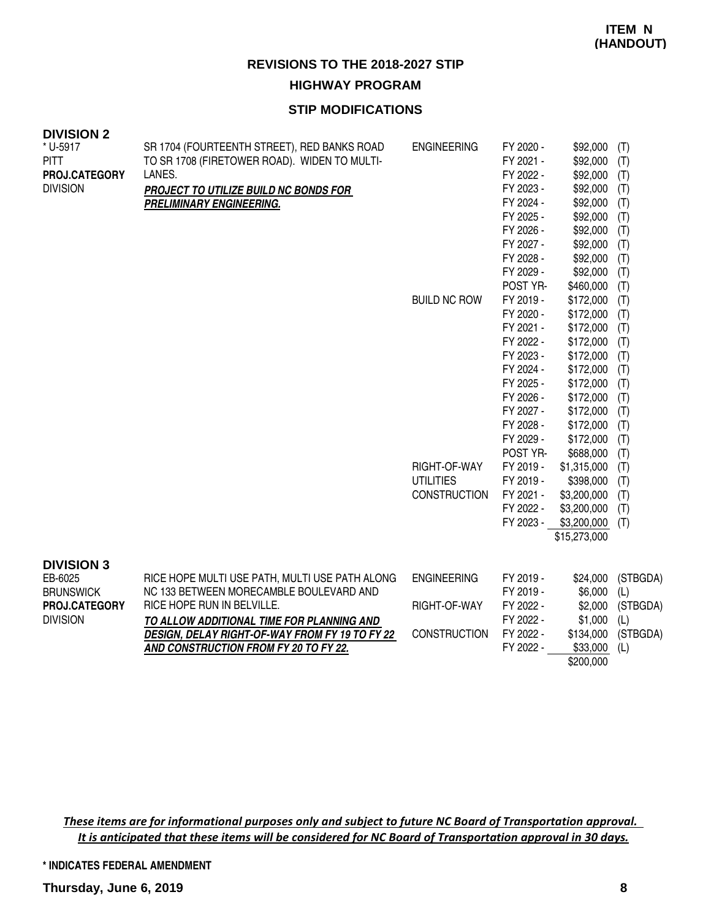**ITEM N (HANDOUT)**

## REVISIONS TO THE 2018-2027 STIP

## HIGHWAY PROGRAM

### STIP MODIFICATIONS

### DIVISION 2

| Project | Description | Work Type | Fiscal Year | Amount | Source |
|---|---|---|---|---|---|
| * U-5917<br>PITT<br>**PROJ.CATEGORY**<br>DIVISION | SR 1704 (FOURTEENTH STREET), RED BANKS ROAD TO SR 1708 (FIRETOWER ROAD). WIDEN TO MULTI-LANES.<br>***PROJECT TO UTILIZE BUILD NC BONDS FOR PRELIMINARY ENGINEERING.*** | ENGINEERING | FY 2020 - | $92,000 | (T) |
| | | | FY 2021 - | $92,000 | (T) |
| | | | FY 2022 - | $92,000 | (T) |
| | | | FY 2023 - | $92,000 | (T) |
| | | | FY 2024 - | $92,000 | (T) |
| | | | FY 2025 - | $92,000 | (T) |
| | | | FY 2026 - | $92,000 | (T) |
| | | | FY 2027 - | $92,000 | (T) |
| | | | FY 2028 - | $92,000 | (T) |
| | | | FY 2029 - | $92,000 | (T) |
| | | | POST YR- | $460,000 | (T) |
| | | BUILD NC ROW | FY 2019 - | $172,000 | (T) |
| | | | FY 2020 - | $172,000 | (T) |
| | | | FY 2021 - | $172,000 | (T) |
| | | | FY 2022 - | $172,000 | (T) |
| | | | FY 2023 - | $172,000 | (T) |
| | | | FY 2024 - | $172,000 | (T) |
| | | | FY 2025 - | $172,000 | (T) |
| | | | FY 2026 - | $172,000 | (T) |
| | | | FY 2027 - | $172,000 | (T) |
| | | | FY 2028 - | $172,000 | (T) |
| | | | FY 2029 - | $172,000 | (T) |
| | | | POST YR- | $688,000 | (T) |
| | | RIGHT-OF-WAY | FY 2019 - | $1,315,000 | (T) |
| | | UTILITIES | FY 2019 - | $398,000 | (T) |
| | | CONSTRUCTION | FY 2021 - | $3,200,000 | (T) |
| | | | FY 2022 - | $3,200,000 | (T) |
| | | | FY 2023 - | $3,200,000 | (T) |
| | | | | $15,273,000 | |

### DIVISION 3

| Project | Description | Work Type | Fiscal Year | Amount | Source |
|---|---|---|---|---|---|
| EB-6025<br>BRUNSWICK<br>**PROJ.CATEGORY**<br>DIVISION | RICE HOPE MULTI USE PATH, MULTI USE PATH ALONG NC 133 BETWEEN MORECAMBLE BOULEVARD AND RICE HOPE RUN IN BELVILLE.<br>***TO ALLOW ADDITIONAL TIME FOR PLANNING AND DESIGN, DELAY RIGHT-OF-WAY FROM FY 19 TO FY 22 AND CONSTRUCTION FROM FY 20 TO FY 22.*** | ENGINEERING | FY 2019 - | $24,000 | (STBGDA) |
| | | | FY 2019 - | $6,000 | (L) |
| | | RIGHT-OF-WAY | FY 2022 - | $2,000 | (STBGDA) |
| | | | FY 2022 - | $1,000 | (L) |
| | | CONSTRUCTION | FY 2022 - | $134,000 | (STBGDA) |
| | | | FY 2022 - | $33,000 | (L) |
| | | | | $200,000 | |

***These items are for informational purposes only and subject to future NC Board of Transportation approval. It is anticipated that these items will be considered for NC Board of Transportation approval in 30 days.***

**\* INDICATES FEDERAL AMENDMENT**

**Thursday, June 6, 2019**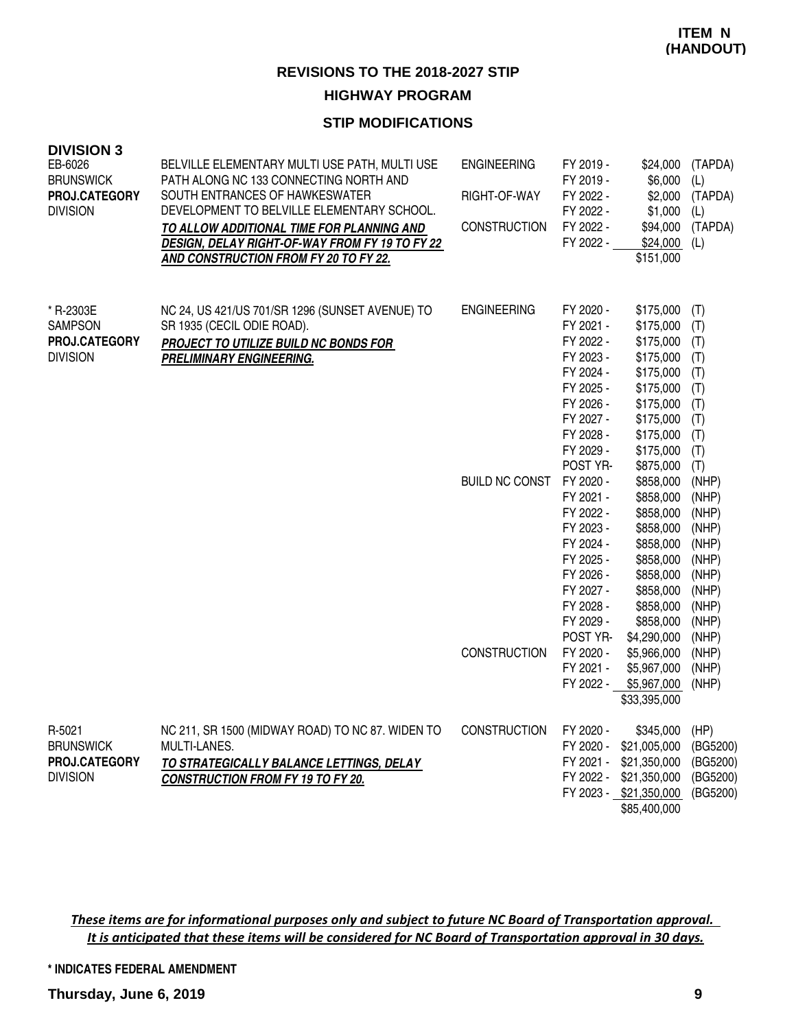**ITEM N (HANDOUT)**

## REVISIONS TO THE 2018-2027 STIP

### HIGHWAY PROGRAM

### STIP MODIFICATIONS

**DIVISION 3**

| Project | Description | Phase | Year | Amount | Fund |
|---|---|---|---|---|---|
| EB-6026<br>BRUNSWICK<br>**PROJ.CATEGORY**<br>DIVISION | BELVILLE ELEMENTARY MULTI USE PATH, MULTI USE PATH ALONG NC 133 CONNECTING NORTH AND SOUTH ENTRANCES OF HAWKESWATER DEVELOPMENT TO BELVILLE ELEMENTARY SCHOOL.<br>***TO ALLOW ADDITIONAL TIME FOR PLANNING AND DESIGN, DELAY RIGHT-OF-WAY FROM FY 19 TO FY 22 AND CONSTRUCTION FROM FY 20 TO FY 22.*** | ENGINEERING | FY 2019 - | $24,000 | (TAPDA) |
| | | | FY 2019 - | $6,000 | (L) |
| | | RIGHT-OF-WAY | FY 2022 - | $2,000 | (TAPDA) |
| | | | FY 2022 - | $1,000 | (L) |
| | | CONSTRUCTION | FY 2022 - | $94,000 | (TAPDA) |
| | | | FY 2022 - | $24,000 | (L) |
| | | | | $151,000 | |
| * R-2303E<br>SAMPSON<br>**PROJ.CATEGORY**<br>DIVISION | NC 24, US 421/US 701/SR 1296 (SUNSET AVENUE) TO SR 1935 (CECIL ODIE ROAD).<br>***PROJECT TO UTILIZE BUILD NC BONDS FOR PRELIMINARY ENGINEERING.*** | ENGINEERING | FY 2020 - | $175,000 | (T) |
| | | | FY 2021 - | $175,000 | (T) |
| | | | FY 2022 - | $175,000 | (T) |
| | | | FY 2023 - | $175,000 | (T) |
| | | | FY 2024 - | $175,000 | (T) |
| | | | FY 2025 - | $175,000 | (T) |
| | | | FY 2026 - | $175,000 | (T) |
| | | | FY 2027 - | $175,000 | (T) |
| | | | FY 2028 - | $175,000 | (T) |
| | | | FY 2029 - | $175,000 | (T) |
| | | | POST YR- | $875,000 | (T) |
| | | BUILD NC CONST | FY 2020 - | $858,000 | (NHP) |
| | | | FY 2021 - | $858,000 | (NHP) |
| | | | FY 2022 - | $858,000 | (NHP) |
| | | | FY 2023 - | $858,000 | (NHP) |
| | | | FY 2024 - | $858,000 | (NHP) |
| | | | FY 2025 - | $858,000 | (NHP) |
| | | | FY 2026 - | $858,000 | (NHP) |
| | | | FY 2027 - | $858,000 | (NHP) |
| | | | FY 2028 - | $858,000 | (NHP) |
| | | | FY 2029 - | $858,000 | (NHP) |
| | | | POST YR- | $4,290,000 | (NHP) |
| | | CONSTRUCTION | FY 2020 - | $5,966,000 | (NHP) |
| | | | FY 2021 - | $5,967,000 | (NHP) |
| | | | FY 2022 - | $5,967,000 | (NHP) |
| | | | | $33,395,000 | |
| R-5021<br>BRUNSWICK<br>**PROJ.CATEGORY**<br>DIVISION | NC 211, SR 1500 (MIDWAY ROAD) TO NC 87. WIDEN TO MULTI-LANES.<br>***TO STRATEGICALLY BALANCE LETTINGS, DELAY CONSTRUCTION FROM FY 19 TO FY 20.*** | CONSTRUCTION | FY 2020 - | $345,000 | (HP) |
| | | | FY 2020 - | $21,005,000 | (BG5200) |
| | | | FY 2021 - | $21,350,000 | (BG5200) |
| | | | FY 2022 - | $21,350,000 | (BG5200) |
| | | | FY 2023 - | $21,350,000 | (BG5200) |
| | | | | $85,400,000 | |

*These items are for informational purposes only and subject to future NC Board of Transportation approval. It is anticipated that these items will be considered for NC Board of Transportation approval in 30 days.*

**\* INDICATES FEDERAL AMENDMENT**

**Thursday, June 6, 2019**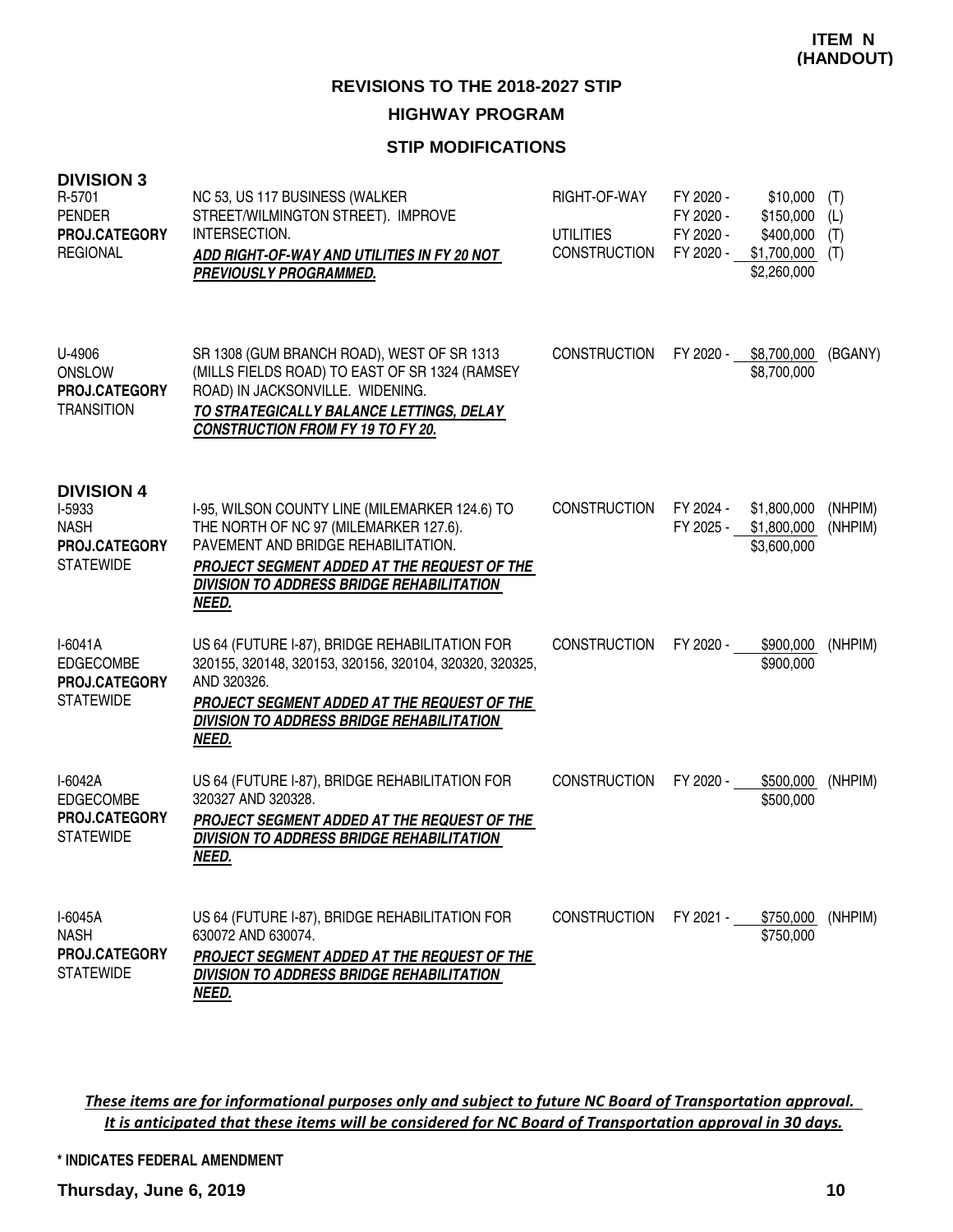**ITEM N (HANDOUT)**

## REVISIONS TO THE 2018-2027 STIP

### HIGHWAY PROGRAM

### STIP MODIFICATIONS

**DIVISION 3**

| Project | Description | Work Type | Fiscal Year | Amount | Fund |
|---|---|---|---|---|---|
| R-5701<br>PENDER<br>**PROJ.CATEGORY**<br>REGIONAL | NC 53, US 117 BUSINESS (WALKER STREET/WILMINGTON STREET). IMPROVE INTERSECTION.<br>***ADD RIGHT-OF-WAY AND UTILITIES IN FY 20 NOT PREVIOUSLY PROGRAMMED.*** | RIGHT-OF-WAY | FY 2020 - | $10,000 | (T) |
| | | | FY 2020 - | $150,000 | (L) |
| | | UTILITIES | FY 2020 - | $400,000 | (T) |
| | | CONSTRUCTION | FY 2020 - | $1,700,000 | (T) |
| | | | | $2,260,000 | |
| U-4906<br>ONSLOW<br>**PROJ.CATEGORY**<br>TRANSITION | SR 1308 (GUM BRANCH ROAD), WEST OF SR 1313 (MILLS FIELDS ROAD) TO EAST OF SR 1324 (RAMSEY ROAD) IN JACKSONVILLE. WIDENING.<br>***TO STRATEGICALLY BALANCE LETTINGS, DELAY CONSTRUCTION FROM FY 19 TO FY 20.*** | CONSTRUCTION | FY 2020 - | $8,700,000 | (BGANY) |
| | | | | $8,700,000 | |

**DIVISION 4**

| Project | Description | Work Type | Fiscal Year | Amount | Fund |
|---|---|---|---|---|---|
| I-5933<br>NASH<br>**PROJ.CATEGORY**<br>STATEWIDE | I-95, WILSON COUNTY LINE (MILEMARKER 124.6) TO THE NORTH OF NC 97 (MILEMARKER 127.6). PAVEMENT AND BRIDGE REHABILITATION.<br>***PROJECT SEGMENT ADDED AT THE REQUEST OF THE DIVISION TO ADDRESS BRIDGE REHABILITATION NEED.*** | CONSTRUCTION | FY 2024 - | $1,800,000 | (NHPIM) |
| | | | FY 2025 - | $1,800,000 | (NHPIM) |
| | | | | $3,600,000 | |
| I-6041A<br>EDGECOMBE<br>**PROJ.CATEGORY**<br>STATEWIDE | US 64 (FUTURE I-87), BRIDGE REHABILITATION FOR 320155, 320148, 320153, 320156, 320104, 320320, 320325, AND 320326.<br>***PROJECT SEGMENT ADDED AT THE REQUEST OF THE DIVISION TO ADDRESS BRIDGE REHABILITATION NEED.*** | CONSTRUCTION | FY 2020 - | $900,000 | (NHPIM) |
| | | | | $900,000 | |
| I-6042A<br>EDGECOMBE<br>**PROJ.CATEGORY**<br>STATEWIDE | US 64 (FUTURE I-87), BRIDGE REHABILITATION FOR 320327 AND 320328.<br>***PROJECT SEGMENT ADDED AT THE REQUEST OF THE DIVISION TO ADDRESS BRIDGE REHABILITATION NEED.*** | CONSTRUCTION | FY 2020 - | $500,000 | (NHPIM) |
| | | | | $500,000 | |
| I-6045A<br>NASH<br>**PROJ.CATEGORY**<br>STATEWIDE | US 64 (FUTURE I-87), BRIDGE REHABILITATION FOR 630072 AND 630074.<br>***PROJECT SEGMENT ADDED AT THE REQUEST OF THE DIVISION TO ADDRESS BRIDGE REHABILITATION NEED.*** | CONSTRUCTION | FY 2021 - | $750,000 | (NHPIM) |
| | | | | $750,000 | |

***These items are for informational purposes only and subject to future NC Board of Transportation approval. It is anticipated that these items will be considered for NC Board of Transportation approval in 30 days.***

**\* INDICATES FEDERAL AMENDMENT**

**Thursday, June 6, 2019**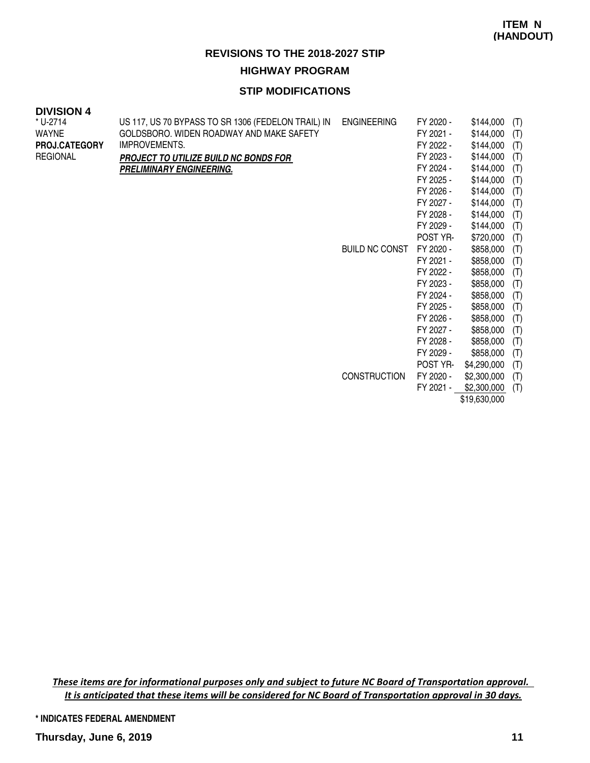**ITEM N (HANDOUT)**

# REVISIONS TO THE 2018-2027 STIP

## HIGHWAY PROGRAM

### STIP MODIFICATIONS

**DIVISION 4**

| | | | | | |
|---|---|---|---|---|---|
| * U-2714 | US 117, US 70 BYPASS TO SR 1306 (FEDELON TRAIL) IN | ENGINEERING | FY 2020 - | $144,000 | (T) |
| WAYNE | GOLDSBORO. WIDEN ROADWAY AND MAKE SAFETY | | FY 2021 - | $144,000 | (T) |
| **PROJ.CATEGORY** | IMPROVEMENTS. | | FY 2022 - | $144,000 | (T) |
| REGIONAL | ***PROJECT TO UTILIZE BUILD NC BONDS FOR*** | | FY 2023 - | $144,000 | (T) |
| | ***PRELIMINARY ENGINEERING.*** | | FY 2024 - | $144,000 | (T) |
| | | | FY 2025 - | $144,000 | (T) |
| | | | FY 2026 - | $144,000 | (T) |
| | | | FY 2027 - | $144,000 | (T) |
| | | | FY 2028 - | $144,000 | (T) |
| | | | FY 2029 - | $144,000 | (T) |
| | | | POST YR- | $720,000 | (T) |
| | | BUILD NC CONST | FY 2020 - | $858,000 | (T) |
| | | | FY 2021 - | $858,000 | (T) |
| | | | FY 2022 - | $858,000 | (T) |
| | | | FY 2023 - | $858,000 | (T) |
| | | | FY 2024 - | $858,000 | (T) |
| | | | FY 2025 - | $858,000 | (T) |
| | | | FY 2026 - | $858,000 | (T) |
| | | | FY 2027 - | $858,000 | (T) |
| | | | FY 2028 - | $858,000 | (T) |
| | | | FY 2029 - | $858,000 | (T) |
| | | | POST YR- | $4,290,000 | (T) |
| | | CONSTRUCTION | FY 2020 - | $2,300,000 | (T) |
| | | | FY 2021 - | $2,300,000 | (T) |
| | | | | $19,630,000 | |

*These items are for informational purposes only and subject to future NC Board of Transportation approval. It is anticipated that these items will be considered for NC Board of Transportation approval in 30 days.*

**\* INDICATES FEDERAL AMENDMENT**

**Thursday, June 6, 2019**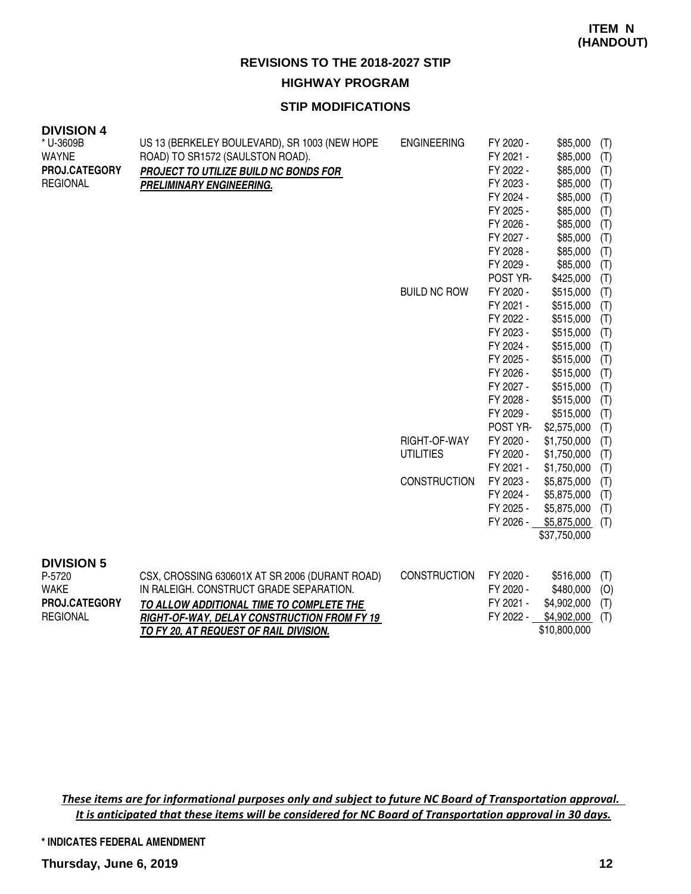**ITEM N (HANDOUT)**

## REVISIONS TO THE 2018-2027 STIP

### HIGHWAY PROGRAM

### STIP MODIFICATIONS

**DIVISION 4**

| | | | | | |
|---|---|---|---|---|---|
| * U-3609B<br>WAYNE<br>**PROJ.CATEGORY**<br>REGIONAL | US 13 (BERKELEY BOULEVARD), SR 1003 (NEW HOPE ROAD) TO SR1572 (SAULSTON ROAD).<br>***PROJECT TO UTILIZE BUILD NC BONDS FOR PRELIMINARY ENGINEERING.*** | ENGINEERING | FY 2020 - | $85,000 | (T) |
| | | | FY 2021 - | $85,000 | (T) |
| | | | FY 2022 - | $85,000 | (T) |
| | | | FY 2023 - | $85,000 | (T) |
| | | | FY 2024 - | $85,000 | (T) |
| | | | FY 2025 - | $85,000 | (T) |
| | | | FY 2026 - | $85,000 | (T) |
| | | | FY 2027 - | $85,000 | (T) |
| | | | FY 2028 - | $85,000 | (T) |
| | | | FY 2029 - | $85,000 | (T) |
| | | | POST YR- | $425,000 | (T) |
| | | BUILD NC ROW | FY 2020 - | $515,000 | (T) |
| | | | FY 2021 - | $515,000 | (T) |
| | | | FY 2022 - | $515,000 | (T) |
| | | | FY 2023 - | $515,000 | (T) |
| | | | FY 2024 - | $515,000 | (T) |
| | | | FY 2025 - | $515,000 | (T) |
| | | | FY 2026 - | $515,000 | (T) |
| | | | FY 2027 - | $515,000 | (T) |
| | | | FY 2028 - | $515,000 | (T) |
| | | | FY 2029 - | $515,000 | (T) |
| | | | POST YR- | $2,575,000 | (T) |
| | | RIGHT-OF-WAY | FY 2020 - | $1,750,000 | (T) |
| | | UTILITIES | FY 2020 - | $1,750,000 | (T) |
| | | | FY 2021 - | $1,750,000 | (T) |
| | | CONSTRUCTION | FY 2023 - | $5,875,000 | (T) |
| | | | FY 2024 - | $5,875,000 | (T) |
| | | | FY 2025 - | $5,875,000 | (T) |
| | | | FY 2026 - | $5,875,000 | (T) |
| | | | | $37,750,000 | |

**DIVISION 5**

| | | | | | |
|---|---|---|---|---|---|
| P-5720<br>WAKE<br>**PROJ.CATEGORY**<br>REGIONAL | CSX, CROSSING 630601X AT SR 2006 (DURANT ROAD) IN RALEIGH. CONSTRUCT GRADE SEPARATION.<br>***TO ALLOW ADDITIONAL TIME TO COMPLETE THE RIGHT-OF-WAY, DELAY CONSTRUCTION FROM FY 19 TO FY 20, AT REQUEST OF RAIL DIVISION.*** | CONSTRUCTION | FY 2020 - | $516,000 | (T) |
| | | | FY 2020 - | $480,000 | (O) |
| | | | FY 2021 - | $4,902,000 | (T) |
| | | | FY 2022 - | $4,902,000 | (T) |
| | | | | $10,800,000 | |

*These items are for informational purposes only and subject to future NC Board of Transportation approval. It is anticipated that these items will be considered for NC Board of Transportation approval in 30 days.*

\* INDICATES FEDERAL AMENDMENT

Thursday, June 6, 2019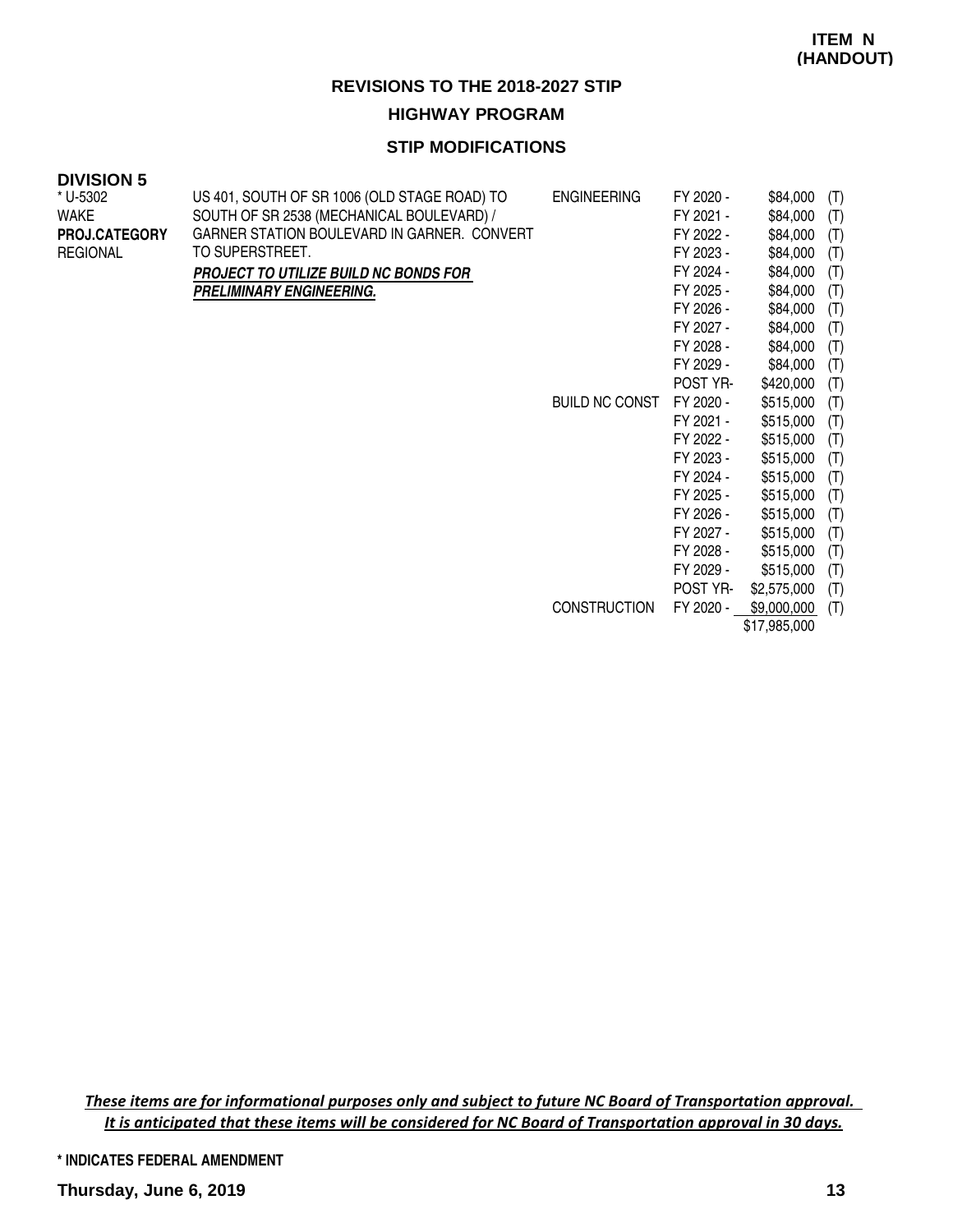**ITEM N (HANDOUT)**

## REVISIONS TO THE 2018-2027 STIP

### HIGHWAY PROGRAM

### STIP MODIFICATIONS

**DIVISION 5**

| | | | | | |
|---|---|---|---|---|---|
| * U-5302<br>WAKE<br>**PROJ.CATEGORY**<br>REGIONAL | US 401, SOUTH OF SR 1006 (OLD STAGE ROAD) TO SOUTH OF SR 2538 (MECHANICAL BOULEVARD) / GARNER STATION BOULEVARD IN GARNER. CONVERT TO SUPERSTREET.<br>***PROJECT TO UTILIZE BUILD NC BONDS FOR PRELIMINARY ENGINEERING.*** | ENGINEERING | FY 2020 - | $84,000 | (T) |
| | | | FY 2021 - | $84,000 | (T) |
| | | | FY 2022 - | $84,000 | (T) |
| | | | FY 2023 - | $84,000 | (T) |
| | | | FY 2024 - | $84,000 | (T) |
| | | | FY 2025 - | $84,000 | (T) |
| | | | FY 2026 - | $84,000 | (T) |
| | | | FY 2027 - | $84,000 | (T) |
| | | | FY 2028 - | $84,000 | (T) |
| | | | FY 2029 - | $84,000 | (T) |
| | | | POST YR- | $420,000 | (T) |
| | | BUILD NC CONST | FY 2020 - | $515,000 | (T) |
| | | | FY 2021 - | $515,000 | (T) |
| | | | FY 2022 - | $515,000 | (T) |
| | | | FY 2023 - | $515,000 | (T) |
| | | | FY 2024 - | $515,000 | (T) |
| | | | FY 2025 - | $515,000 | (T) |
| | | | FY 2026 - | $515,000 | (T) |
| | | | FY 2027 - | $515,000 | (T) |
| | | | FY 2028 - | $515,000 | (T) |
| | | | FY 2029 - | $515,000 | (T) |
| | | | POST YR- | $2,575,000 | (T) |
| | | CONSTRUCTION | FY 2020 - | $9,000,000 | (T) |
| | | | | $17,985,000 | |

*These items are for informational purposes only and subject to future NC Board of Transportation approval. It is anticipated that these items will be considered for NC Board of Transportation approval in 30 days.*

\* INDICATES FEDERAL AMENDMENT

**Thursday, June 6, 2019**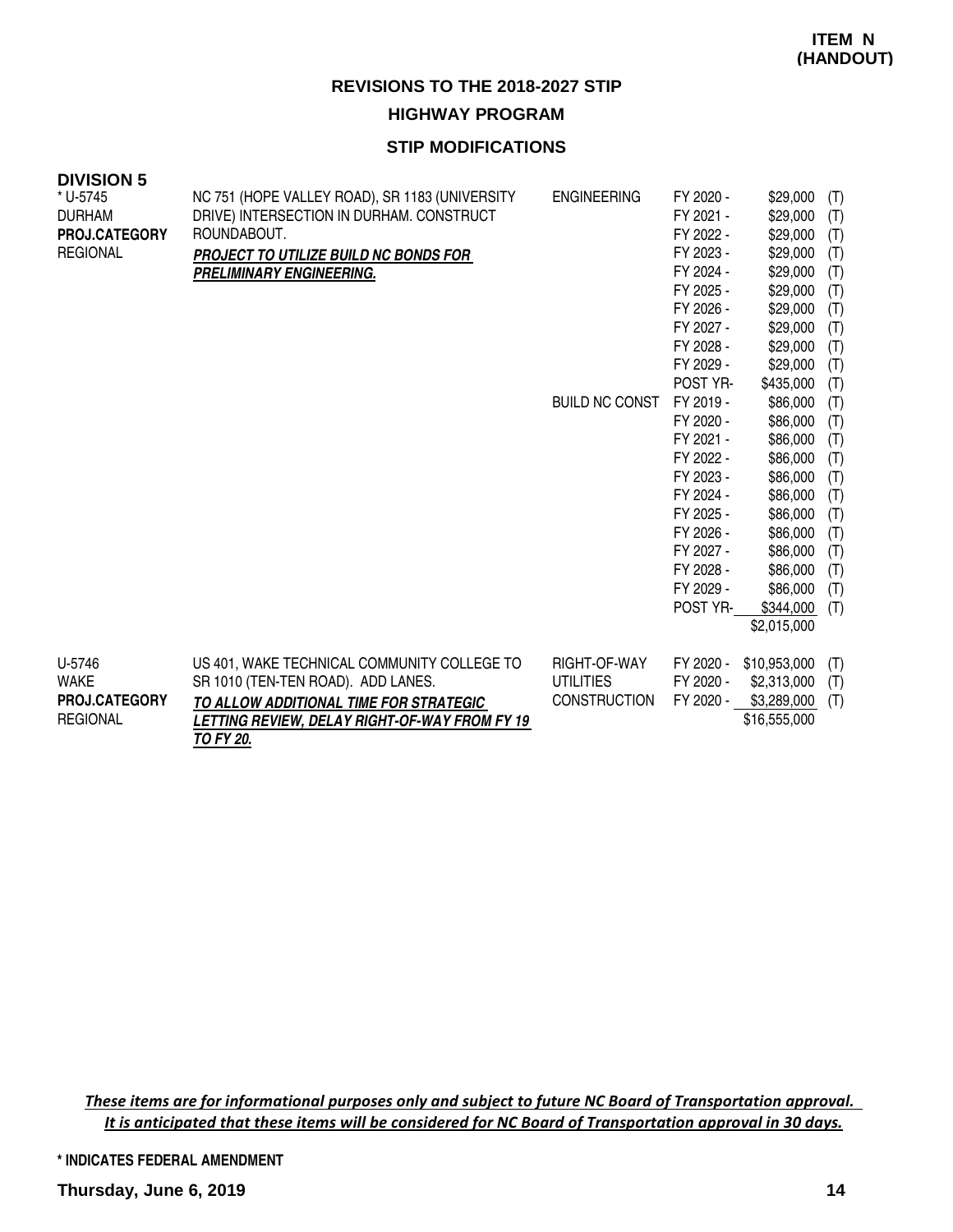**ITEM N (HANDOUT)**

## REVISIONS TO THE 2018-2027 STIP

### HIGHWAY PROGRAM

### STIP MODIFICATIONS

**DIVISION 5**

| Project | Description | Phase | Year | Amount | |
|---|---|---|---|---|---|
| * U-5745<br>DURHAM<br>**PROJ.CATEGORY**<br>REGIONAL | NC 751 (HOPE VALLEY ROAD), SR 1183 (UNIVERSITY DRIVE) INTERSECTION IN DURHAM. CONSTRUCT ROUNDABOUT.<br>***PROJECT TO UTILIZE BUILD NC BONDS FOR PRELIMINARY ENGINEERING.*** | ENGINEERING | FY 2020 - | $29,000 | (T) |
| | | | FY 2021 - | $29,000 | (T) |
| | | | FY 2022 - | $29,000 | (T) |
| | | | FY 2023 - | $29,000 | (T) |
| | | | FY 2024 - | $29,000 | (T) |
| | | | FY 2025 - | $29,000 | (T) |
| | | | FY 2026 - | $29,000 | (T) |
| | | | FY 2027 - | $29,000 | (T) |
| | | | FY 2028 - | $29,000 | (T) |
| | | | FY 2029 - | $29,000 | (T) |
| | | | POST YR- | $435,000 | (T) |
| | | BUILD NC CONST | FY 2019 - | $86,000 | (T) |
| | | | FY 2020 - | $86,000 | (T) |
| | | | FY 2021 - | $86,000 | (T) |
| | | | FY 2022 - | $86,000 | (T) |
| | | | FY 2023 - | $86,000 | (T) |
| | | | FY 2024 - | $86,000 | (T) |
| | | | FY 2025 - | $86,000 | (T) |
| | | | FY 2026 - | $86,000 | (T) |
| | | | FY 2027 - | $86,000 | (T) |
| | | | FY 2028 - | $86,000 | (T) |
| | | | FY 2029 - | $86,000 | (T) |
| | | | POST YR- | $344,000 | (T) |
| | | | | $2,015,000 | |
| U-5746<br>WAKE<br>**PROJ.CATEGORY**<br>REGIONAL | US 401, WAKE TECHNICAL COMMUNITY COLLEGE TO SR 1010 (TEN-TEN ROAD). ADD LANES.<br>***TO ALLOW ADDITIONAL TIME FOR STRATEGIC LETTING REVIEW, DELAY RIGHT-OF-WAY FROM FY 19 TO FY 20.*** | RIGHT-OF-WAY | FY 2020 - | $10,953,000 | (T) |
| | | UTILITIES | FY 2020 - | $2,313,000 | (T) |
| | | CONSTRUCTION | FY 2020 - | $3,289,000 | (T) |
| | | | | $16,555,000 | |

*These items are for informational purposes only and subject to future NC Board of Transportation approval. It is anticipated that these items will be considered for NC Board of Transportation approval in 30 days.*

**\* INDICATES FEDERAL AMENDMENT**

**Thursday, June 6, 2019**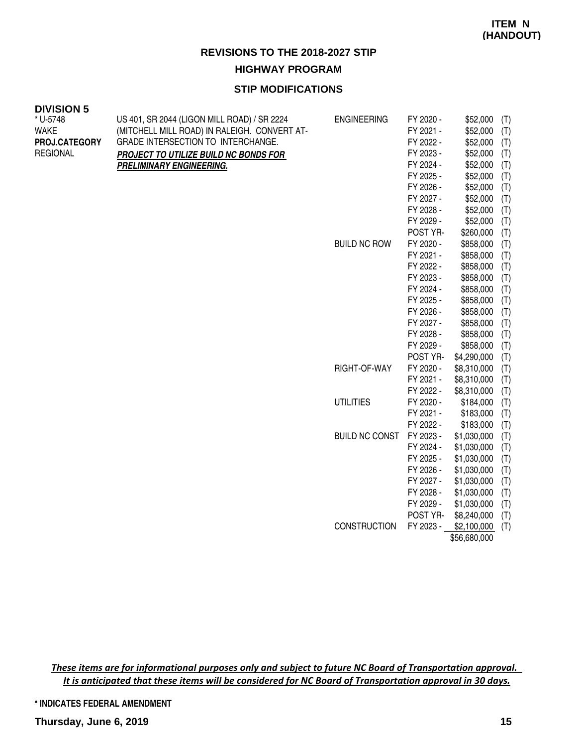**ITEM N (HANDOUT)**

## REVISIONS TO THE 2018-2027 STIP

### HIGHWAY PROGRAM

### STIP MODIFICATIONS

**DIVISION 5**

| Project | Description | Category | Fiscal Year | Amount | |
|---|---|---|---|---|---|
| * U-5748 | US 401, SR 2044 (LIGON MILL ROAD) / SR 2224 (MITCHELL MILL ROAD) IN RALEIGH. CONVERT AT-GRADE INTERSECTION TO INTERCHANGE. | ENGINEERING | FY 2020 - | $52,000 | (T) |
| WAKE | ***PROJECT TO UTILIZE BUILD NC BONDS FOR PRELIMINARY ENGINEERING.*** | | FY 2021 - | $52,000 | (T) |
| **PROJ.CATEGORY** | | | FY 2022 - | $52,000 | (T) |
| REGIONAL | | | FY 2023 - | $52,000 | (T) |
| | | | FY 2024 - | $52,000 | (T) |
| | | | FY 2025 - | $52,000 | (T) |
| | | | FY 2026 - | $52,000 | (T) |
| | | | FY 2027 - | $52,000 | (T) |
| | | | FY 2028 - | $52,000 | (T) |
| | | | FY 2029 - | $52,000 | (T) |
| | | | POST YR- | $260,000 | (T) |
| | | BUILD NC ROW | FY 2020 - | $858,000 | (T) |
| | | | FY 2021 - | $858,000 | (T) |
| | | | FY 2022 - | $858,000 | (T) |
| | | | FY 2023 - | $858,000 | (T) |
| | | | FY 2024 - | $858,000 | (T) |
| | | | FY 2025 - | $858,000 | (T) |
| | | | FY 2026 - | $858,000 | (T) |
| | | | FY 2027 - | $858,000 | (T) |
| | | | FY 2028 - | $858,000 | (T) |
| | | | FY 2029 - | $858,000 | (T) |
| | | | POST YR- | $4,290,000 | (T) |
| | | RIGHT-OF-WAY | FY 2020 - | $8,310,000 | (T) |
| | | | FY 2021 - | $8,310,000 | (T) |
| | | | FY 2022 - | $8,310,000 | (T) |
| | | UTILITIES | FY 2020 - | $184,000 | (T) |
| | | | FY 2021 - | $183,000 | (T) |
| | | | FY 2022 - | $183,000 | (T) |
| | | BUILD NC CONST | FY 2023 - | $1,030,000 | (T) |
| | | | FY 2024 - | $1,030,000 | (T) |
| | | | FY 2025 - | $1,030,000 | (T) |
| | | | FY 2026 - | $1,030,000 | (T) |
| | | | FY 2027 - | $1,030,000 | (T) |
| | | | FY 2028 - | $1,030,000 | (T) |
| | | | FY 2029 - | $1,030,000 | (T) |
| | | | POST YR- | $8,240,000 | (T) |
| | | CONSTRUCTION | FY 2023 - | $2,100,000 | (T) |
| | | | | $56,680,000 | |

*These items are for informational purposes only and subject to future NC Board of Transportation approval. It is anticipated that these items will be considered for NC Board of Transportation approval in 30 days.*

**\* INDICATES FEDERAL AMENDMENT**

**Thursday, June 6, 2019**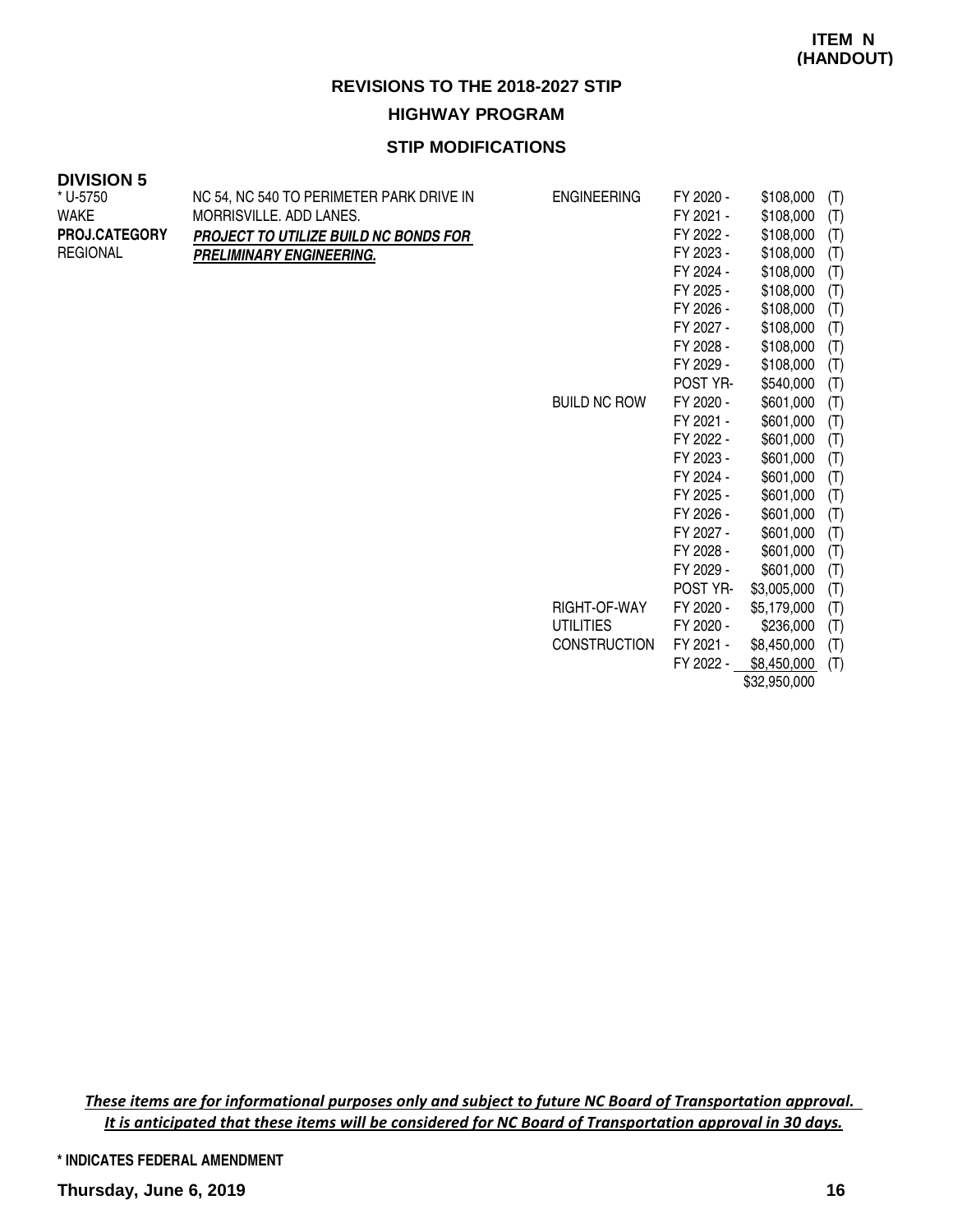**ITEM N (HANDOUT)**

## REVISIONS TO THE 2018-2027 STIP

### HIGHWAY PROGRAM

### STIP MODIFICATIONS

**DIVISION 5**

| | | | | | |
|---|---|---|---|---|---|
| * U-5750<br>WAKE<br>**PROJ.CATEGORY**<br>REGIONAL | NC 54, NC 540 TO PERIMETER PARK DRIVE IN MORRISVILLE. ADD LANES.<br>***PROJECT TO UTILIZE BUILD NC BONDS FOR PRELIMINARY ENGINEERING.*** | ENGINEERING | FY 2020 - | $108,000 | (T) |
| | | | FY 2021 - | $108,000 | (T) |
| | | | FY 2022 - | $108,000 | (T) |
| | | | FY 2023 - | $108,000 | (T) |
| | | | FY 2024 - | $108,000 | (T) |
| | | | FY 2025 - | $108,000 | (T) |
| | | | FY 2026 - | $108,000 | (T) |
| | | | FY 2027 - | $108,000 | (T) |
| | | | FY 2028 - | $108,000 | (T) |
| | | | FY 2029 - | $108,000 | (T) |
| | | | POST YR- | $540,000 | (T) |
| | | BUILD NC ROW | FY 2020 - | $601,000 | (T) |
| | | | FY 2021 - | $601,000 | (T) |
| | | | FY 2022 - | $601,000 | (T) |
| | | | FY 2023 - | $601,000 | (T) |
| | | | FY 2024 - | $601,000 | (T) |
| | | | FY 2025 - | $601,000 | (T) |
| | | | FY 2026 - | $601,000 | (T) |
| | | | FY 2027 - | $601,000 | (T) |
| | | | FY 2028 - | $601,000 | (T) |
| | | | FY 2029 - | $601,000 | (T) |
| | | | POST YR- | $3,005,000 | (T) |
| | | RIGHT-OF-WAY | FY 2020 - | $5,179,000 | (T) |
| | | UTILITIES | FY 2020 - | $236,000 | (T) |
| | | CONSTRUCTION | FY 2021 - | $8,450,000 | (T) |
| | | | FY 2022 - | $8,450,000 | (T) |
| | | | | $32,950,000 | |

*These items are for informational purposes only and subject to future NC Board of Transportation approval. It is anticipated that these items will be considered for NC Board of Transportation approval in 30 days.*

**\* INDICATES FEDERAL AMENDMENT**

**Thursday, June 6, 2019**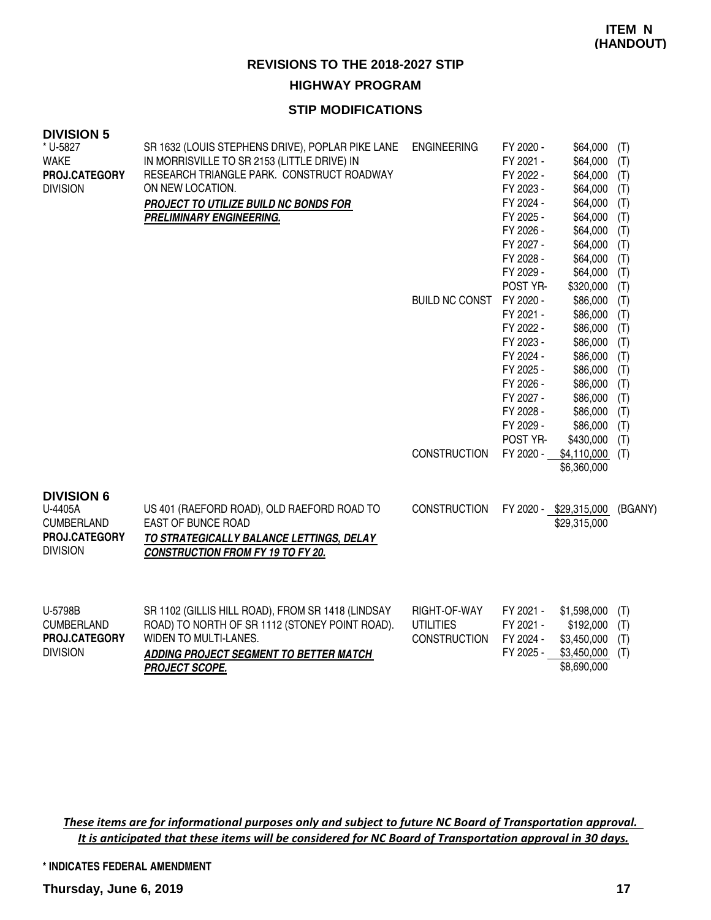**ITEM N (HANDOUT)**

# REVISIONS TO THE 2018-2027 STIP

## HIGHWAY PROGRAM

### STIP MODIFICATIONS

**DIVISION 5**

| Project | Description | Phase | Fiscal Year | Amount | Source |
|---|---|---|---|---|---|
| * U-5827<br>WAKE<br>**PROJ.CATEGORY**<br>DIVISION | SR 1632 (LOUIS STEPHENS DRIVE), POPLAR PIKE LANE IN MORRISVILLE TO SR 2153 (LITTLE DRIVE) IN RESEARCH TRIANGLE PARK. CONSTRUCT ROADWAY ON NEW LOCATION.<br>***PROJECT TO UTILIZE BUILD NC BONDS FOR PRELIMINARY ENGINEERING.*** | ENGINEERING | FY 2020 - | $64,000 | (T) |
| | | | FY 2021 - | $64,000 | (T) |
| | | | FY 2022 - | $64,000 | (T) |
| | | | FY 2023 - | $64,000 | (T) |
| | | | FY 2024 - | $64,000 | (T) |
| | | | FY 2025 - | $64,000 | (T) |
| | | | FY 2026 - | $64,000 | (T) |
| | | | FY 2027 - | $64,000 | (T) |
| | | | FY 2028 - | $64,000 | (T) |
| | | | FY 2029 - | $64,000 | (T) |
| | | | POST YR- | $320,000 | (T) |
| | | BUILD NC CONST | FY 2020 - | $86,000 | (T) |
| | | | FY 2021 - | $86,000 | (T) |
| | | | FY 2022 - | $86,000 | (T) |
| | | | FY 2023 - | $86,000 | (T) |
| | | | FY 2024 - | $86,000 | (T) |
| | | | FY 2025 - | $86,000 | (T) |
| | | | FY 2026 - | $86,000 | (T) |
| | | | FY 2027 - | $86,000 | (T) |
| | | | FY 2028 - | $86,000 | (T) |
| | | | FY 2029 - | $86,000 | (T) |
| | | | POST YR- | $430,000 | (T) |
| | | CONSTRUCTION | FY 2020 - | $4,110,000 | (T) |
| | | | | $6,360,000 | |

**DIVISION 6**

| Project | Description | Phase | Fiscal Year | Amount | Source |
|---|---|---|---|---|---|
| U-4405A<br>CUMBERLAND<br>**PROJ.CATEGORY**<br>DIVISION | US 401 (RAEFORD ROAD), OLD RAEFORD ROAD TO EAST OF BUNCE ROAD<br>***TO STRATEGICALLY BALANCE LETTINGS, DELAY CONSTRUCTION FROM FY 19 TO FY 20.*** | CONSTRUCTION | FY 2020 - | $29,315,000 | (BGANY) |
| | | | | $29,315,000 | |
| U-5798B<br>CUMBERLAND<br>**PROJ.CATEGORY**<br>DIVISION | SR 1102 (GILLIS HILL ROAD), FROM SR 1418 (LINDSAY ROAD) TO NORTH OF SR 1112 (STONEY POINT ROAD). WIDEN TO MULTI-LANES.<br>***ADDING PROJECT SEGMENT TO BETTER MATCH PROJECT SCOPE.*** | RIGHT-OF-WAY | FY 2021 - | $1,598,000 | (T) |
| | | UTILITIES | FY 2021 - | $192,000 | (T) |
| | | CONSTRUCTION | FY 2024 - | $3,450,000 | (T) |
| | | | FY 2025 - | $3,450,000 | (T) |
| | | | | $8,690,000 | |

*These items are for informational purposes only and subject to future NC Board of Transportation approval. It is anticipated that these items will be considered for NC Board of Transportation approval in 30 days.*

**\* INDICATES FEDERAL AMENDMENT**

**Thursday, June 6, 2019**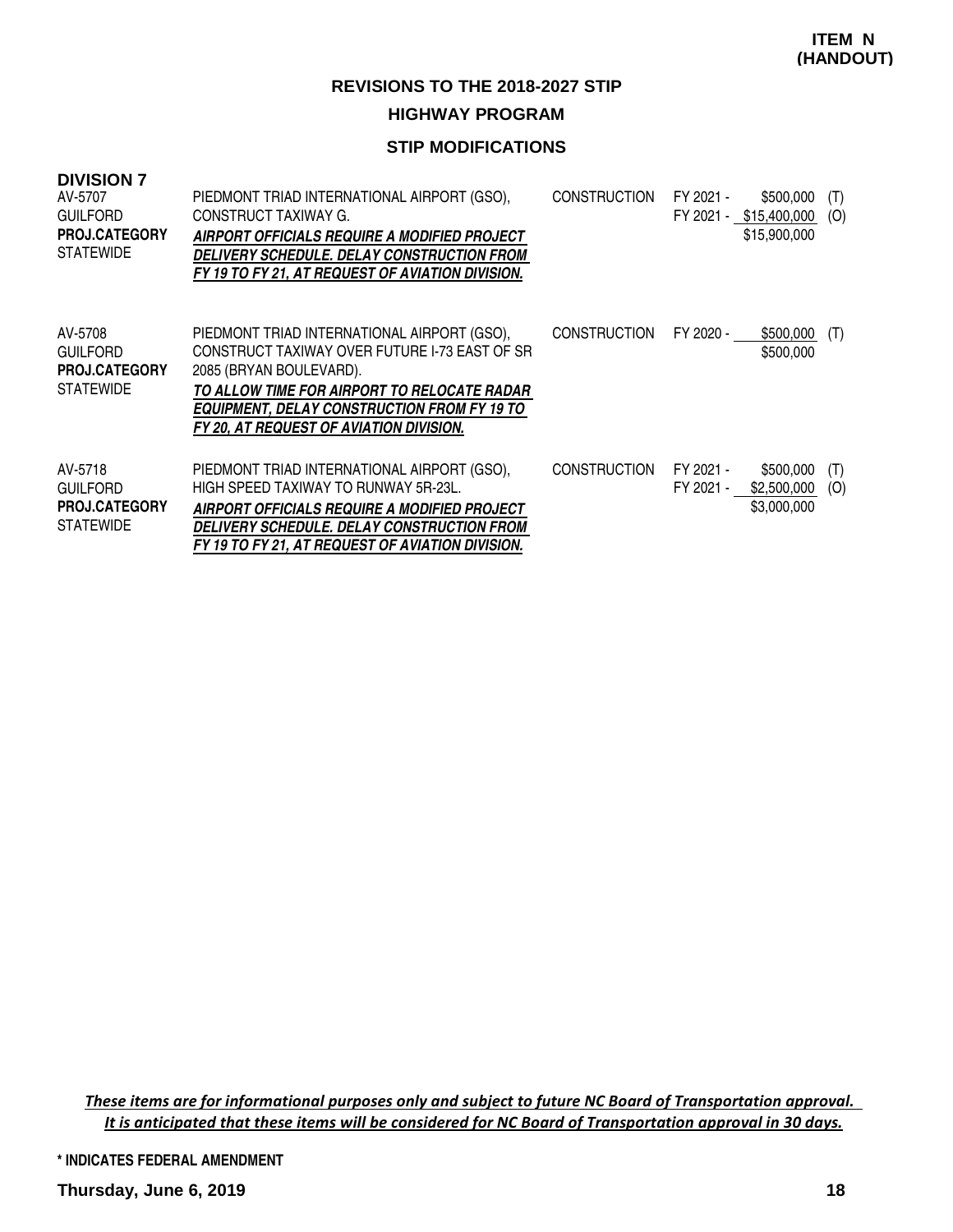**ITEM N (HANDOUT)**

## REVISIONS TO THE 2018-2027 STIP

## HIGHWAY PROGRAM

### STIP MODIFICATIONS

**DIVISION 7**

| | | | | | |
|---|---|---|---|---|---|
| AV-5707<br>GUILFORD<br>**PROJ.CATEGORY**<br>STATEWIDE | PIEDMONT TRIAD INTERNATIONAL AIRPORT (GSO), CONSTRUCT TAXIWAY G.<br>***AIRPORT OFFICIALS REQUIRE A MODIFIED PROJECT DELIVERY SCHEDULE. DELAY CONSTRUCTION FROM FY 19 TO FY 21, AT REQUEST OF AVIATION DIVISION.*** | CONSTRUCTION | FY 2021 -<br>FY 2021 - | \$500,000<br>\$15,400,000<br>\$15,900,000 | (T)<br>(O) |
| AV-5708<br>GUILFORD<br>**PROJ.CATEGORY**<br>STATEWIDE | PIEDMONT TRIAD INTERNATIONAL AIRPORT (GSO), CONSTRUCT TAXIWAY OVER FUTURE I-73 EAST OF SR 2085 (BRYAN BOULEVARD).<br>***TO ALLOW TIME FOR AIRPORT TO RELOCATE RADAR EQUIPMENT, DELAY CONSTRUCTION FROM FY 19 TO FY 20, AT REQUEST OF AVIATION DIVISION.*** | CONSTRUCTION | FY 2020 - | \$500,000<br>\$500,000 | (T) |
| AV-5718<br>GUILFORD<br>**PROJ.CATEGORY**<br>STATEWIDE | PIEDMONT TRIAD INTERNATIONAL AIRPORT (GSO), HIGH SPEED TAXIWAY TO RUNWAY 5R-23L.<br>***AIRPORT OFFICIALS REQUIRE A MODIFIED PROJECT DELIVERY SCHEDULE. DELAY CONSTRUCTION FROM FY 19 TO FY 21, AT REQUEST OF AVIATION DIVISION.*** | CONSTRUCTION | FY 2021 -<br>FY 2021 - | \$500,000<br>\$2,500,000<br>\$3,000,000 | (T)<br>(O) |

*These items are for informational purposes only and subject to future NC Board of Transportation approval. It is anticipated that these items will be considered for NC Board of Transportation approval in 30 days.*

\* INDICATES FEDERAL AMENDMENT

**Thursday, June 6, 2019**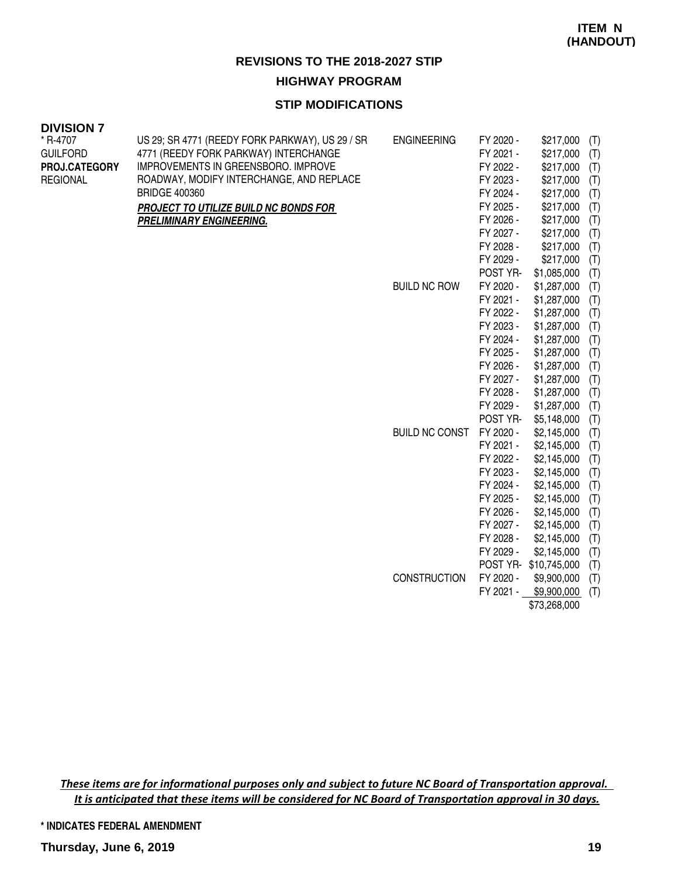**ITEM N (HANDOUT)**

## REVISIONS TO THE 2018-2027 STIP

### HIGHWAY PROGRAM

### STIP MODIFICATIONS

**DIVISION 7**

| Project | Description | Phase | Year | Amount | |
|---|---|---|---|---|---|
| * R-4707<br>GUILFORD<br>**PROJ.CATEGORY**<br>REGIONAL | US 29; SR 4771 (REEDY FORK PARKWAY), US 29 / SR 4771 (REEDY FORK PARKWAY) INTERCHANGE IMPROVEMENTS IN GREENSBORO. IMPROVE ROADWAY, MODIFY INTERCHANGE, AND REPLACE BRIDGE 400360<br>***PROJECT TO UTILIZE BUILD NC BONDS FOR PRELIMINARY ENGINEERING.*** | ENGINEERING | FY 2020 - | $217,000 | (T) |
| | | | FY 2021 - | $217,000 | (T) |
| | | | FY 2022 - | $217,000 | (T) |
| | | | FY 2023 - | $217,000 | (T) |
| | | | FY 2024 - | $217,000 | (T) |
| | | | FY 2025 - | $217,000 | (T) |
| | | | FY 2026 - | $217,000 | (T) |
| | | | FY 2027 - | $217,000 | (T) |
| | | | FY 2028 - | $217,000 | (T) |
| | | | FY 2029 - | $217,000 | (T) |
| | | | POST YR- | $1,085,000 | (T) |
| | | BUILD NC ROW | FY 2020 - | $1,287,000 | (T) |
| | | | FY 2021 - | $1,287,000 | (T) |
| | | | FY 2022 - | $1,287,000 | (T) |
| | | | FY 2023 - | $1,287,000 | (T) |
| | | | FY 2024 - | $1,287,000 | (T) |
| | | | FY 2025 - | $1,287,000 | (T) |
| | | | FY 2026 - | $1,287,000 | (T) |
| | | | FY 2027 - | $1,287,000 | (T) |
| | | | FY 2028 - | $1,287,000 | (T) |
| | | | FY 2029 - | $1,287,000 | (T) |
| | | | POST YR- | $5,148,000 | (T) |
| | | BUILD NC CONST | FY 2020 - | $2,145,000 | (T) |
| | | | FY 2021 - | $2,145,000 | (T) |
| | | | FY 2022 - | $2,145,000 | (T) |
| | | | FY 2023 - | $2,145,000 | (T) |
| | | | FY 2024 - | $2,145,000 | (T) |
| | | | FY 2025 - | $2,145,000 | (T) |
| | | | FY 2026 - | $2,145,000 | (T) |
| | | | FY 2027 - | $2,145,000 | (T) |
| | | | FY 2028 - | $2,145,000 | (T) |
| | | | FY 2029 - | $2,145,000 | (T) |
| | | | POST YR- | $10,745,000 | (T) |
| | | CONSTRUCTION | FY 2020 - | $9,900,000 | (T) |
| | | | FY 2021 - | $9,900,000 | (T) |
| | | | | $73,268,000 | |

***These items are for informational purposes only and subject to future NC Board of Transportation approval. It is anticipated that these items will be considered for NC Board of Transportation approval in 30 days.***

**\* INDICATES FEDERAL AMENDMENT**

**Thursday, June 6, 2019**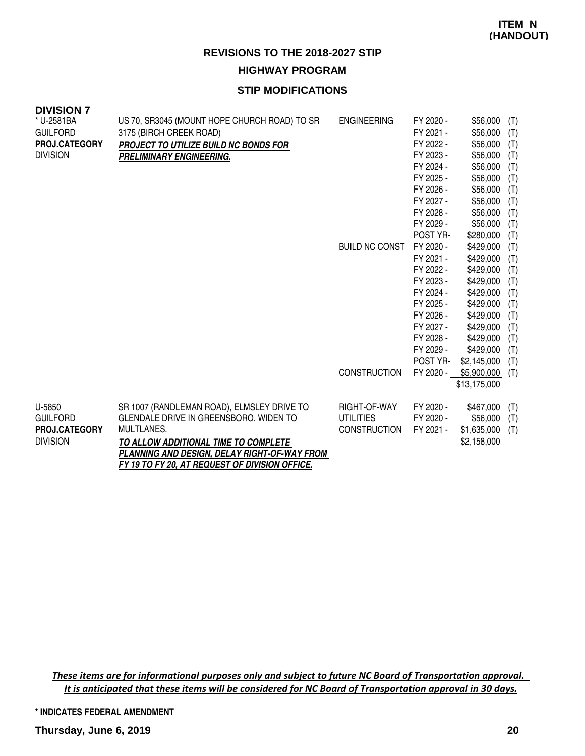**ITEM N (HANDOUT)**

# REVISIONS TO THE 2018-2027 STIP

## HIGHWAY PROGRAM

### STIP MODIFICATIONS

**DIVISION 7**

| Project | Description | Phase | Year | Amount | |
|---|---|---|---|---|---|
| * U-2581BA<br>GUILFORD<br>**PROJ.CATEGORY**<br>DIVISION | US 70, SR3045 (MOUNT HOPE CHURCH ROAD) TO SR 3175 (BIRCH CREEK ROAD)<br>***PROJECT TO UTILIZE BUILD NC BONDS FOR PRELIMINARY ENGINEERING.*** | ENGINEERING | FY 2020 - | $56,000 | (T) |
| | | | FY 2021 - | $56,000 | (T) |
| | | | FY 2022 - | $56,000 | (T) |
| | | | FY 2023 - | $56,000 | (T) |
| | | | FY 2024 - | $56,000 | (T) |
| | | | FY 2025 - | $56,000 | (T) |
| | | | FY 2026 - | $56,000 | (T) |
| | | | FY 2027 - | $56,000 | (T) |
| | | | FY 2028 - | $56,000 | (T) |
| | | | FY 2029 - | $56,000 | (T) |
| | | | POST YR- | $280,000 | (T) |
| | | BUILD NC CONST | FY 2020 - | $429,000 | (T) |
| | | | FY 2021 - | $429,000 | (T) |
| | | | FY 2022 - | $429,000 | (T) |
| | | | FY 2023 - | $429,000 | (T) |
| | | | FY 2024 - | $429,000 | (T) |
| | | | FY 2025 - | $429,000 | (T) |
| | | | FY 2026 - | $429,000 | (T) |
| | | | FY 2027 - | $429,000 | (T) |
| | | | FY 2028 - | $429,000 | (T) |
| | | | FY 2029 - | $429,000 | (T) |
| | | | POST YR- | $2,145,000 | (T) |
| | | CONSTRUCTION | FY 2020 - | $5,900,000 | (T) |
| | | | | $13,175,000 | |
| U-5850<br>GUILFORD<br>**PROJ.CATEGORY**<br>DIVISION | SR 1007 (RANDLEMAN ROAD), ELMSLEY DRIVE TO GLENDALE DRIVE IN GREENSBORO. WIDEN TO MULTLANES.<br>***TO ALLOW ADDITIONAL TIME TO COMPLETE PLANNING AND DESIGN, DELAY RIGHT-OF-WAY FROM FY 19 TO FY 20, AT REQUEST OF DIVISION OFFICE.*** | RIGHT-OF-WAY | FY 2020 - | $467,000 | (T) |
| | | UTILITIES | FY 2020 - | $56,000 | (T) |
| | | CONSTRUCTION | FY 2021 - | $1,635,000 | (T) |
| | | | | $2,158,000 | |

*These items are for informational purposes only and subject to future NC Board of Transportation approval. It is anticipated that these items will be considered for NC Board of Transportation approval in 30 days.*

**\* INDICATES FEDERAL AMENDMENT**

**Thursday, June 6, 2019**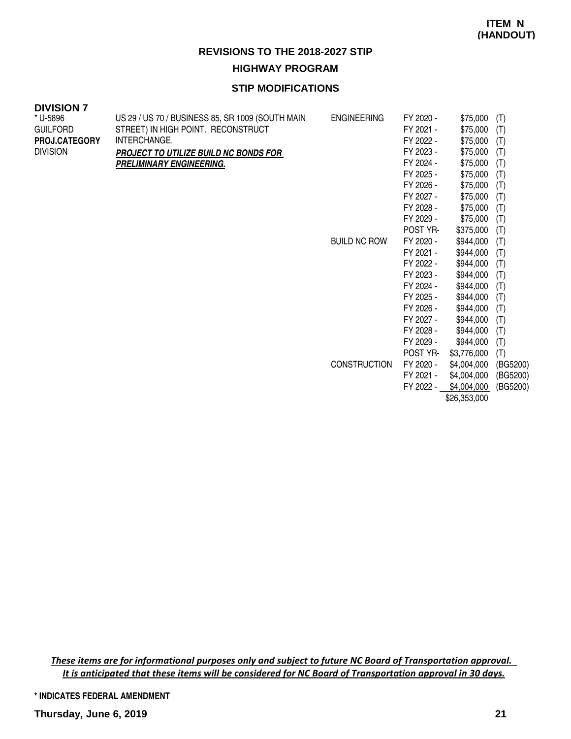**ITEM N (HANDOUT)**

## REVISIONS TO THE 2018-2027 STIP

### HIGHWAY PROGRAM

### STIP MODIFICATIONS

**DIVISION 7**

| | | | | | |
|---|---|---|---|---|---|
| * U-5896 | US 29 / US 70 / BUSINESS 85, SR 1009 (SOUTH MAIN | ENGINEERING | FY 2020 - | $75,000 | (T) |
| GUILFORD | STREET) IN HIGH POINT. RECONSTRUCT | | FY 2021 - | $75,000 | (T) |
| **PROJ.CATEGORY** | INTERCHANGE. | | FY 2022 - | $75,000 | (T) |
| DIVISION | ***PROJECT TO UTILIZE BUILD NC BONDS FOR*** | | FY 2023 - | $75,000 | (T) |
| | ***PRELIMINARY ENGINEERING.*** | | FY 2024 - | $75,000 | (T) |
| | | | FY 2025 - | $75,000 | (T) |
| | | | FY 2026 - | $75,000 | (T) |
| | | | FY 2027 - | $75,000 | (T) |
| | | | FY 2028 - | $75,000 | (T) |
| | | | FY 2029 - | $75,000 | (T) |
| | | | POST YR- | $375,000 | (T) |
| | | BUILD NC ROW | FY 2020 - | $944,000 | (T) |
| | | | FY 2021 - | $944,000 | (T) |
| | | | FY 2022 - | $944,000 | (T) |
| | | | FY 2023 - | $944,000 | (T) |
| | | | FY 2024 - | $944,000 | (T) |
| | | | FY 2025 - | $944,000 | (T) |
| | | | FY 2026 - | $944,000 | (T) |
| | | | FY 2027 - | $944,000 | (T) |
| | | | FY 2028 - | $944,000 | (T) |
| | | | FY 2029 - | $944,000 | (T) |
| | | | POST YR- | $3,776,000 | (T) |
| | | CONSTRUCTION | FY 2020 - | $4,004,000 | (BG5200) |
| | | | FY 2021 - | $4,004,000 | (BG5200) |
| | | | FY 2022 - | $4,004,000 | (BG5200) |
| | | | | $26,353,000 | |

*These items are for informational purposes only and subject to future NC Board of Transportation approval. It is anticipated that these items will be considered for NC Board of Transportation approval in 30 days.*

\* INDICATES FEDERAL AMENDMENT

Thursday, June 6, 2019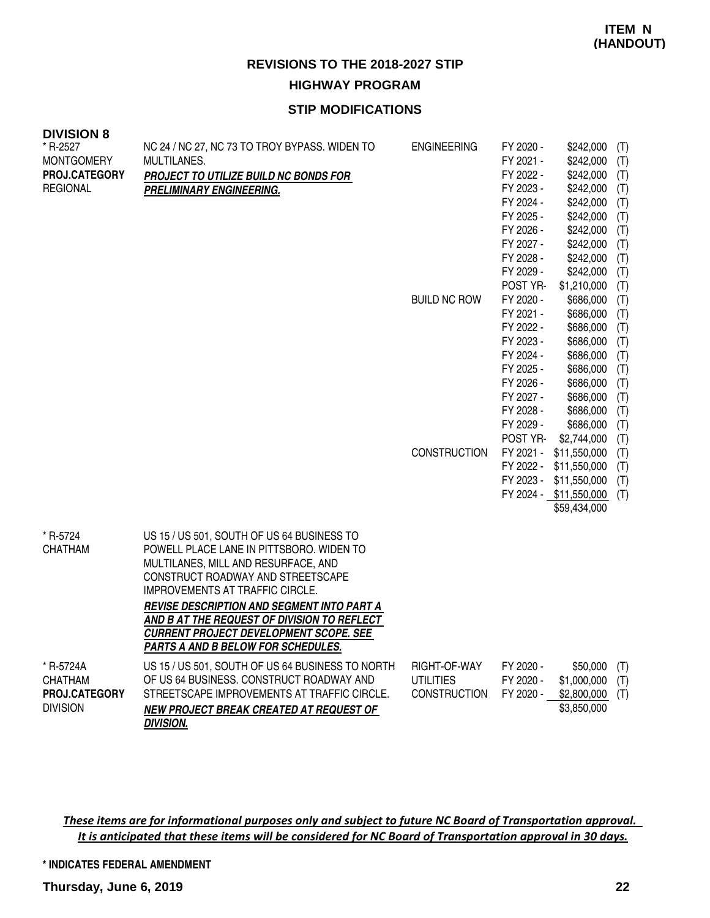**ITEM N (HANDOUT)**

## REVISIONS TO THE 2018-2027 STIP

### HIGHWAY PROGRAM

### STIP MODIFICATIONS

**DIVISION 8**

| Project | Description | Phase | Fiscal Year | Amount | Source |
|---|---|---|---|---|---|
| * R-2527<br>MONTGOMERY<br>**PROJ.CATEGORY**<br>REGIONAL | NC 24 / NC 27, NC 73 TO TROY BYPASS. WIDEN TO MULTILANES.<br>***PROJECT TO UTILIZE BUILD NC BONDS FOR PRELIMINARY ENGINEERING.*** | ENGINEERING | FY 2020 - | $242,000 | (T) |
| | | | FY 2021 - | $242,000 | (T) |
| | | | FY 2022 - | $242,000 | (T) |
| | | | FY 2023 - | $242,000 | (T) |
| | | | FY 2024 - | $242,000 | (T) |
| | | | FY 2025 - | $242,000 | (T) |
| | | | FY 2026 - | $242,000 | (T) |
| | | | FY 2027 - | $242,000 | (T) |
| | | | FY 2028 - | $242,000 | (T) |
| | | | FY 2029 - | $242,000 | (T) |
| | | | POST YR- | $1,210,000 | (T) |
| | | BUILD NC ROW | FY 2020 - | $686,000 | (T) |
| | | | FY 2021 - | $686,000 | (T) |
| | | | FY 2022 - | $686,000 | (T) |
| | | | FY 2023 - | $686,000 | (T) |
| | | | FY 2024 - | $686,000 | (T) |
| | | | FY 2025 - | $686,000 | (T) |
| | | | FY 2026 - | $686,000 | (T) |
| | | | FY 2027 - | $686,000 | (T) |
| | | | FY 2028 - | $686,000 | (T) |
| | | | FY 2029 - | $686,000 | (T) |
| | | | POST YR- | $2,744,000 | (T) |
| | | CONSTRUCTION | FY 2021 - | $11,550,000 | (T) |
| | | | FY 2022 - | $11,550,000 | (T) |
| | | | FY 2023 - | $11,550,000 | (T) |
| | | | FY 2024 - | $11,550,000 | (T) |
| | | | | $59,434,000 | |
| * R-5724<br>CHATHAM | US 15 / US 501, SOUTH OF US 64 BUSINESS TO POWELL PLACE LANE IN PITTSBORO. WIDEN TO MULTILANES, MILL AND RESURFACE, AND CONSTRUCT ROADWAY AND STREETSCAPE IMPROVEMENTS AT TRAFFIC CIRCLE.<br>***REVISE DESCRIPTION AND SEGMENT INTO PART A AND B AT THE REQUEST OF DIVISION TO REFLECT CURRENT PROJECT DEVELOPMENT SCOPE. SEE PARTS A AND B BELOW FOR SCHEDULES.*** | | | | |
| * R-5724A<br>CHATHAM<br>**PROJ.CATEGORY**<br>DIVISION | US 15 / US 501, SOUTH OF US 64 BUSINESS TO NORTH OF US 64 BUSINESS. CONSTRUCT ROADWAY AND STREETSCAPE IMPROVEMENTS AT TRAFFIC CIRCLE.<br>***NEW PROJECT BREAK CREATED AT REQUEST OF DIVISION.*** | RIGHT-OF-WAY | FY 2020 - | $50,000 | (T) |
| | | UTILITIES | FY 2020 - | $1,000,000 | (T) |
| | | CONSTRUCTION | FY 2020 - | $2,800,000 | (T) |
| | | | | $3,850,000 | |

*These items are for informational purposes only and subject to future NC Board of Transportation approval. It is anticipated that these items will be considered for NC Board of Transportation approval in 30 days.*

**\* INDICATES FEDERAL AMENDMENT**

**Thursday, June 6, 2019**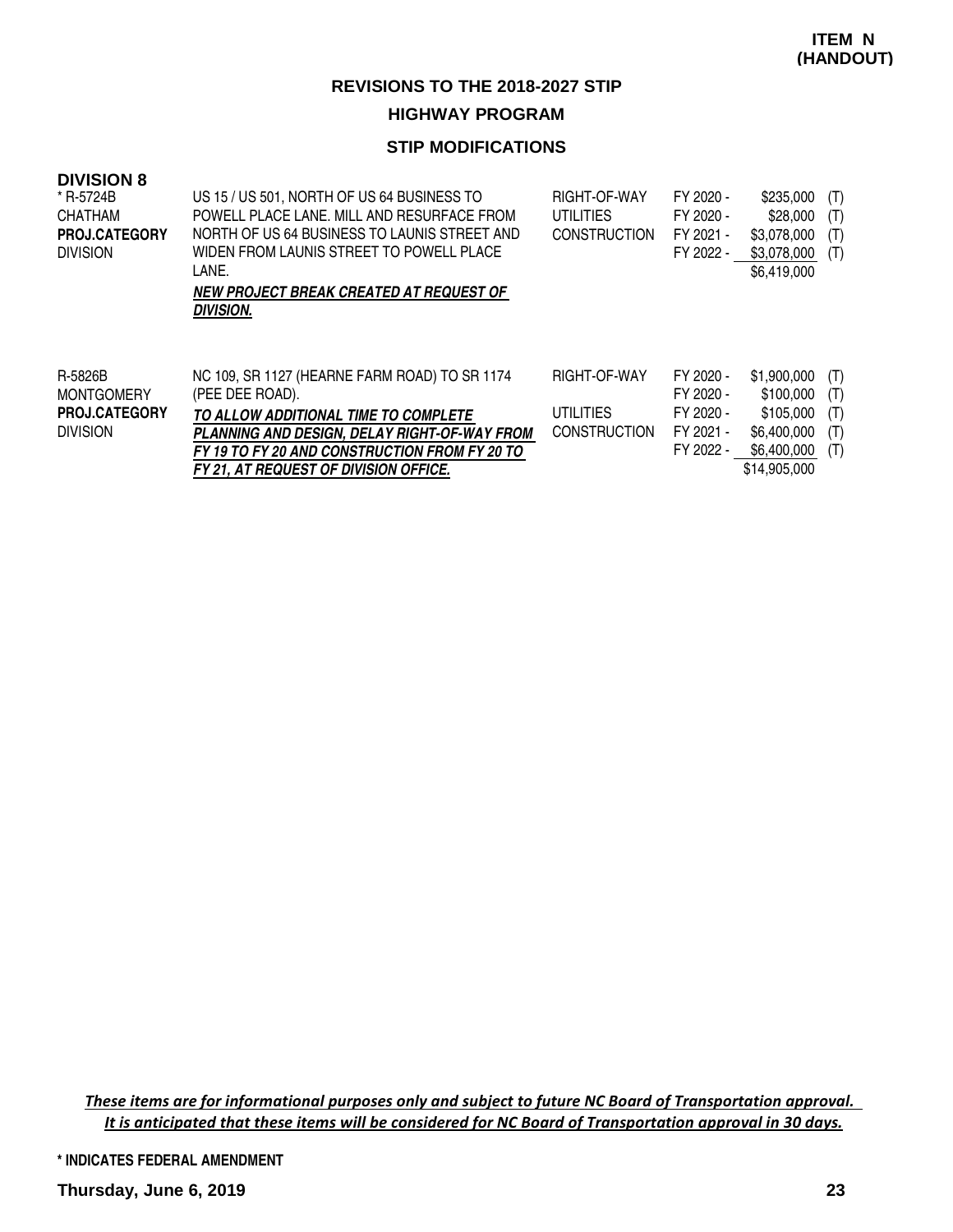**ITEM N (HANDOUT)**

## REVISIONS TO THE 2018-2027 STIP

### HIGHWAY PROGRAM

### STIP MODIFICATIONS

**DIVISION 8**

| Project | Description | Work Type | Fiscal Year | Amount | Fund |
|---|---|---|---|---|---|
| * R-5724B<br>CHATHAM<br>**PROJ.CATEGORY**<br>DIVISION | US 15 / US 501, NORTH OF US 64 BUSINESS TO POWELL PLACE LANE. MILL AND RESURFACE FROM NORTH OF US 64 BUSINESS TO LAUNIS STREET AND WIDEN FROM LAUNIS STREET TO POWELL PLACE LANE.<br>***NEW PROJECT BREAK CREATED AT REQUEST OF DIVISION.*** | RIGHT-OF-WAY | FY 2020 - | $235,000 | (T) |
| | | UTILITIES | FY 2020 - | $28,000 | (T) |
| | | CONSTRUCTION | FY 2021 - | $3,078,000 | (T) |
| | | | FY 2022 - | $3,078,000 | (T) |
| | | | | $6,419,000 | |
| R-5826B<br>MONTGOMERY<br>**PROJ.CATEGORY**<br>DIVISION | NC 109, SR 1127 (HEARNE FARM ROAD) TO SR 1174 (PEE DEE ROAD).<br>***TO ALLOW ADDITIONAL TIME TO COMPLETE PLANNING AND DESIGN, DELAY RIGHT-OF-WAY FROM FY 19 TO FY 20 AND CONSTRUCTION FROM FY 20 TO FY 21, AT REQUEST OF DIVISION OFFICE.*** | RIGHT-OF-WAY | FY 2020 - | $1,900,000 | (T) |
| | | | FY 2020 - | $100,000 | (T) |
| | | UTILITIES | FY 2020 - | $105,000 | (T) |
| | | CONSTRUCTION | FY 2021 - | $6,400,000 | (T) |
| | | | FY 2022 - | $6,400,000 | (T) |
| | | | | $14,905,000 | |

*These items are for informational purposes only and subject to future NC Board of Transportation approval. It is anticipated that these items will be considered for NC Board of Transportation approval in 30 days.*

**\* INDICATES FEDERAL AMENDMENT**

**Thursday, June 6, 2019**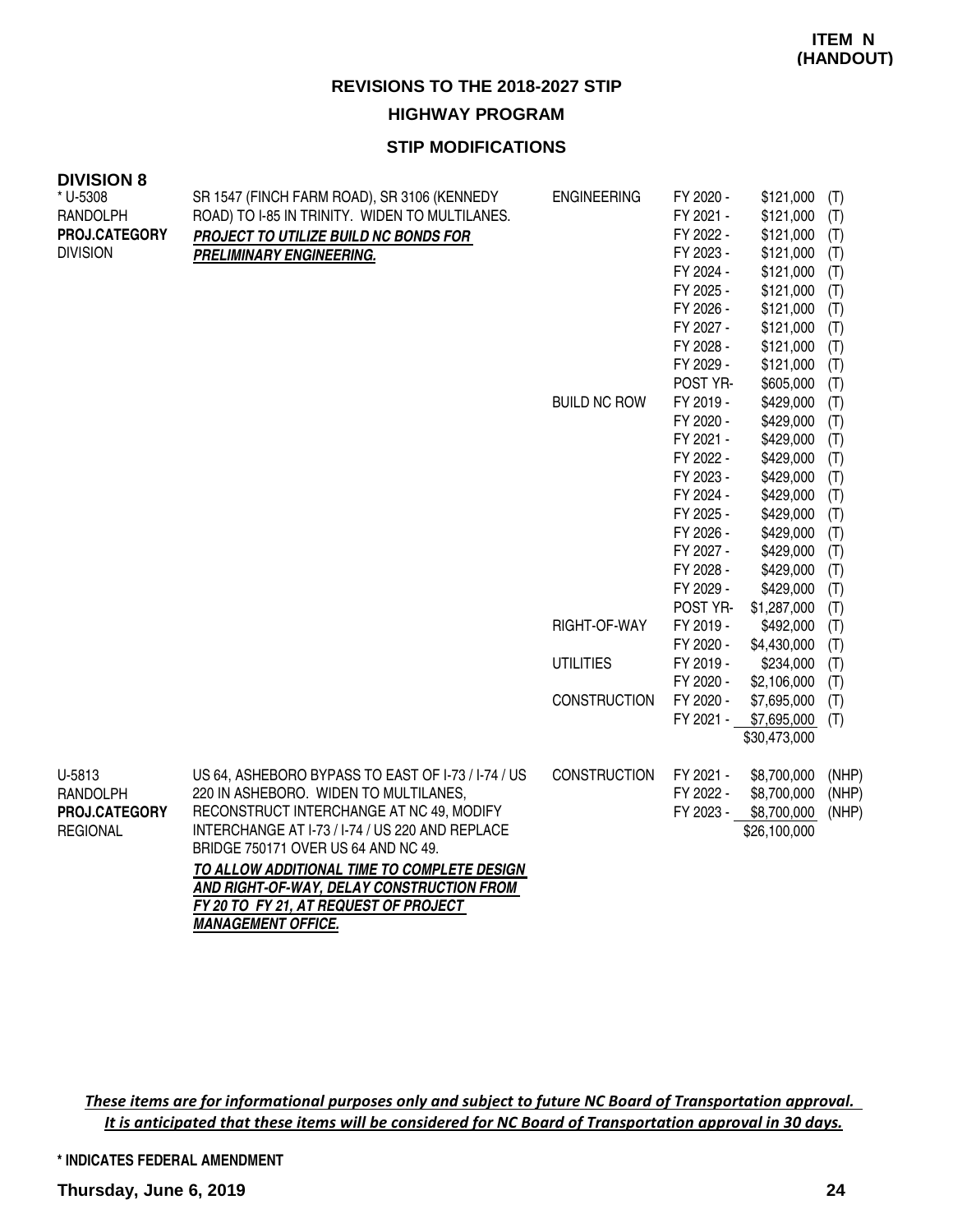**ITEM N**
**(HANDOUT)**

## REVISIONS TO THE 2018-2027 STIP

### HIGHWAY PROGRAM

### STIP MODIFICATIONS

**DIVISION 8**

| Project | Description | Category | Year | Amount | Fund |
|---|---|---|---|---|---|
| * U-5308<br>RANDOLPH<br>**PROJ.CATEGORY**<br>DIVISION | SR 1547 (FINCH FARM ROAD), SR 3106 (KENNEDY ROAD) TO I-85 IN TRINITY. WIDEN TO MULTILANES.<br>***PROJECT TO UTILIZE BUILD NC BONDS FOR PRELIMINARY ENGINEERING.*** | ENGINEERING | FY 2020 - | $121,000 | (T) |
| | | | FY 2021 - | $121,000 | (T) |
| | | | FY 2022 - | $121,000 | (T) |
| | | | FY 2023 - | $121,000 | (T) |
| | | | FY 2024 - | $121,000 | (T) |
| | | | FY 2025 - | $121,000 | (T) |
| | | | FY 2026 - | $121,000 | (T) |
| | | | FY 2027 - | $121,000 | (T) |
| | | | FY 2028 - | $121,000 | (T) |
| | | | FY 2029 - | $121,000 | (T) |
| | | | POST YR- | $605,000 | (T) |
| | | BUILD NC ROW | FY 2019 - | $429,000 | (T) |
| | | | FY 2020 - | $429,000 | (T) |
| | | | FY 2021 - | $429,000 | (T) |
| | | | FY 2022 - | $429,000 | (T) |
| | | | FY 2023 - | $429,000 | (T) |
| | | | FY 2024 - | $429,000 | (T) |
| | | | FY 2025 - | $429,000 | (T) |
| | | | FY 2026 - | $429,000 | (T) |
| | | | FY 2027 - | $429,000 | (T) |
| | | | FY 2028 - | $429,000 | (T) |
| | | | FY 2029 - | $429,000 | (T) |
| | | | POST YR- | $1,287,000 | (T) |
| | | RIGHT-OF-WAY | FY 2019 - | $492,000 | (T) |
| | | | FY 2020 - | $4,430,000 | (T) |
| | | UTILITIES | FY 2019 - | $234,000 | (T) |
| | | | FY 2020 - | $2,106,000 | (T) |
| | | CONSTRUCTION | FY 2020 - | $7,695,000 | (T) |
| | | | FY 2021 - | $7,695,000 | (T) |
| | | | | $30,473,000 | |
| U-5813<br>RANDOLPH<br>**PROJ.CATEGORY**<br>REGIONAL | US 64, ASHEBORO BYPASS TO EAST OF I-73 / I-74 / US 220 IN ASHEBORO. WIDEN TO MULTILANES, RECONSTRUCT INTERCHANGE AT NC 49, MODIFY INTERCHANGE AT I-73 / I-74 / US 220 AND REPLACE BRIDGE 750171 OVER US 64 AND NC 49.<br>***TO ALLOW ADDITIONAL TIME TO COMPLETE DESIGN AND RIGHT-OF-WAY, DELAY CONSTRUCTION FROM FY 20 TO FY 21, AT REQUEST OF PROJECT MANAGEMENT OFFICE.*** | CONSTRUCTION | FY 2021 - | $8,700,000 | (NHP) |
| | | | FY 2022 - | $8,700,000 | (NHP) |
| | | | FY 2023 - | $8,700,000 | (NHP) |
| | | | | $26,100,000 | |

*These items are for informational purposes only and subject to future NC Board of Transportation approval. It is anticipated that these items will be considered for NC Board of Transportation approval in 30 days.*

**\* INDICATES FEDERAL AMENDMENT**

**Thursday, June 6, 2019**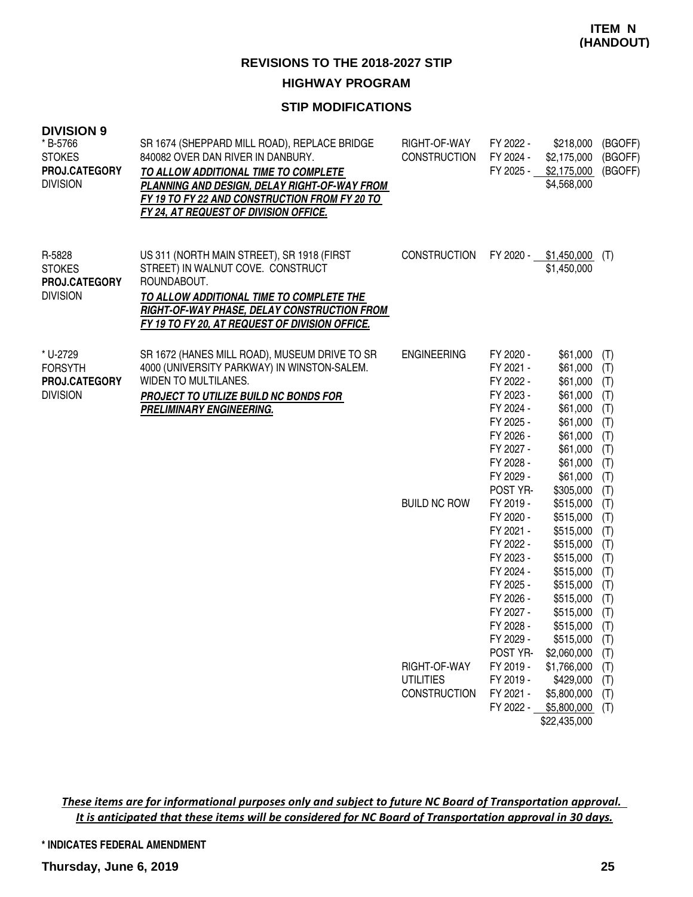**ITEM N (HANDOUT)**

## REVISIONS TO THE 2018-2027 STIP

### HIGHWAY PROGRAM

### STIP MODIFICATIONS

**DIVISION 9**

| Project | Description | Phase | Year | Amount | Fund |
|---|---|---|---|---|---|
| * B-5766<br>STOKES<br>**PROJ.CATEGORY**<br>DIVISION | SR 1674 (SHEPPARD MILL ROAD), REPLACE BRIDGE 840082 OVER DAN RIVER IN DANBURY.<br>***TO ALLOW ADDITIONAL TIME TO COMPLETE PLANNING AND DESIGN, DELAY RIGHT-OF-WAY FROM FY 19 TO FY 22 AND CONSTRUCTION FROM FY 20 TO FY 24, AT REQUEST OF DIVISION OFFICE.*** | RIGHT-OF-WAY | FY 2022 - | $218,000 | (BGOFF) |
| | | CONSTRUCTION | FY 2024 - | $2,175,000 | (BGOFF) |
| | | | FY 2025 - | $2,175,000 | (BGOFF) |
| | | | | $4,568,000 | |
| R-5828<br>STOKES<br>**PROJ.CATEGORY**<br>DIVISION | US 311 (NORTH MAIN STREET), SR 1918 (FIRST STREET) IN WALNUT COVE. CONSTRUCT ROUNDABOUT.<br>***TO ALLOW ADDITIONAL TIME TO COMPLETE THE RIGHT-OF-WAY PHASE, DELAY CONSTRUCTION FROM FY 19 TO FY 20, AT REQUEST OF DIVISION OFFICE.*** | CONSTRUCTION | FY 2020 - | $1,450,000 | (T) |
| | | | | $1,450,000 | |
| * U-2729<br>FORSYTH<br>**PROJ.CATEGORY**<br>DIVISION | SR 1672 (HANES MILL ROAD), MUSEUM DRIVE TO SR 4000 (UNIVERSITY PARKWAY) IN WINSTON-SALEM. WIDEN TO MULTILANES.<br>***PROJECT TO UTILIZE BUILD NC BONDS FOR PRELIMINARY ENGINEERING.*** | ENGINEERING | FY 2020 - | $61,000 | (T) |
| | | | FY 2021 - | $61,000 | (T) |
| | | | FY 2022 - | $61,000 | (T) |
| | | | FY 2023 - | $61,000 | (T) |
| | | | FY 2024 - | $61,000 | (T) |
| | | | FY 2025 - | $61,000 | (T) |
| | | | FY 2026 - | $61,000 | (T) |
| | | | FY 2027 - | $61,000 | (T) |
| | | | FY 2028 - | $61,000 | (T) |
| | | | FY 2029 - | $61,000 | (T) |
| | | | POST YR- | $305,000 | (T) |
| | | BUILD NC ROW | FY 2019 - | $515,000 | (T) |
| | | | FY 2020 - | $515,000 | (T) |
| | | | FY 2021 - | $515,000 | (T) |
| | | | FY 2022 - | $515,000 | (T) |
| | | | FY 2023 - | $515,000 | (T) |
| | | | FY 2024 - | $515,000 | (T) |
| | | | FY 2025 - | $515,000 | (T) |
| | | | FY 2026 - | $515,000 | (T) |
| | | | FY 2027 - | $515,000 | (T) |
| | | | FY 2028 - | $515,000 | (T) |
| | | | FY 2029 - | $515,000 | (T) |
| | | | POST YR- | $2,060,000 | (T) |
| | | RIGHT-OF-WAY | FY 2019 - | $1,766,000 | (T) |
| | | UTILITIES | FY 2019 - | $429,000 | (T) |
| | | CONSTRUCTION | FY 2021 - | $5,800,000 | (T) |
| | | | FY 2022 - | $5,800,000 | (T) |
| | | | | $22,435,000 | |

*These items are for informational purposes only and subject to future NC Board of Transportation approval. It is anticipated that these items will be considered for NC Board of Transportation approval in 30 days.*

**\* INDICATES FEDERAL AMENDMENT**

**Thursday, June 6, 2019**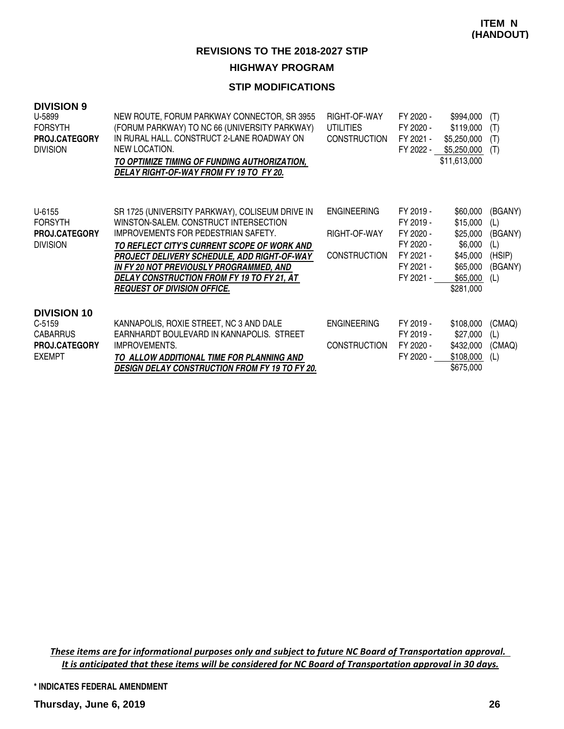**ITEM N (HANDOUT)**

## REVISIONS TO THE 2018-2027 STIP

### HIGHWAY PROGRAM

### STIP MODIFICATIONS

**DIVISION 9**

| Project | Description | Phase | Fiscal Year | Amount | Fund |
|---|---|---|---|---|---|
| U-5899<br>FORSYTH<br>**PROJ.CATEGORY**<br>DIVISION | NEW ROUTE, FORUM PARKWAY CONNECTOR, SR 3955 (FORUM PARKWAY) TO NC 66 (UNIVERSITY PARKWAY) IN RURAL HALL. CONSTRUCT 2-LANE ROADWAY ON NEW LOCATION.<br>***TO OPTIMIZE TIMING OF FUNDING AUTHORIZATION, DELAY RIGHT-OF-WAY FROM FY 19 TO FY 20.*** | RIGHT-OF-WAY | FY 2020 - | $994,000 | (T) |
| | | UTILITIES | FY 2020 - | $119,000 | (T) |
| | | CONSTRUCTION | FY 2021 - | $5,250,000 | (T) |
| | | | FY 2022 - | $5,250,000 | (T) |
| | | | | $11,613,000 | |
| U-6155<br>FORSYTH<br>**PROJ.CATEGORY**<br>DIVISION | SR 1725 (UNIVERSITY PARKWAY), COLISEUM DRIVE IN WINSTON-SALEM. CONSTRUCT INTERSECTION IMPROVEMENTS FOR PEDESTRIAN SAFETY.<br>***TO REFLECT CITY'S CURRENT SCOPE OF WORK AND PROJECT DELIVERY SCHEDULE, ADD RIGHT-OF-WAY IN FY 20 NOT PREVIOUSLY PROGRAMMED, AND DELAY CONSTRUCTION FROM FY 19 TO FY 21, AT REQUEST OF DIVISION OFFICE.*** | ENGINEERING | FY 2019 - | $60,000 | (BGANY) |
| | | | FY 2019 - | $15,000 | (L) |
| | | RIGHT-OF-WAY | FY 2020 - | $25,000 | (BGANY) |
| | | | FY 2020 - | $6,000 | (L) |
| | | CONSTRUCTION | FY 2021 - | $45,000 | (HSIP) |
| | | | FY 2021 - | $65,000 | (BGANY) |
| | | | FY 2021 - | $65,000 | (L) |
| | | | | $281,000 | |

**DIVISION 10**

| Project | Description | Phase | Fiscal Year | Amount | Fund |
|---|---|---|---|---|---|
| C-5159<br>CABARRUS<br>**PROJ.CATEGORY**<br>EXEMPT | KANNAPOLIS, ROXIE STREET, NC 3 AND DALE EARNHARDT BOULEVARD IN KANNAPOLIS. STREET IMPROVEMENTS.<br>***TO ALLOW ADDITIONAL TIME FOR PLANNING AND DESIGN DELAY CONSTRUCTION FROM FY 19 TO FY 20.*** | ENGINEERING | FY 2019 - | $108,000 | (CMAQ) |
| | | | FY 2019 - | $27,000 | (L) |
| | | CONSTRUCTION | FY 2020 - | $432,000 | (CMAQ) |
| | | | FY 2020 - | $108,000 | (L) |
| | | | | $675,000 | |

*These items are for informational purposes only and subject to future NC Board of Transportation approval. It is anticipated that these items will be considered for NC Board of Transportation approval in 30 days.*

* INDICATES FEDERAL AMENDMENT

**Thursday, June 6, 2019**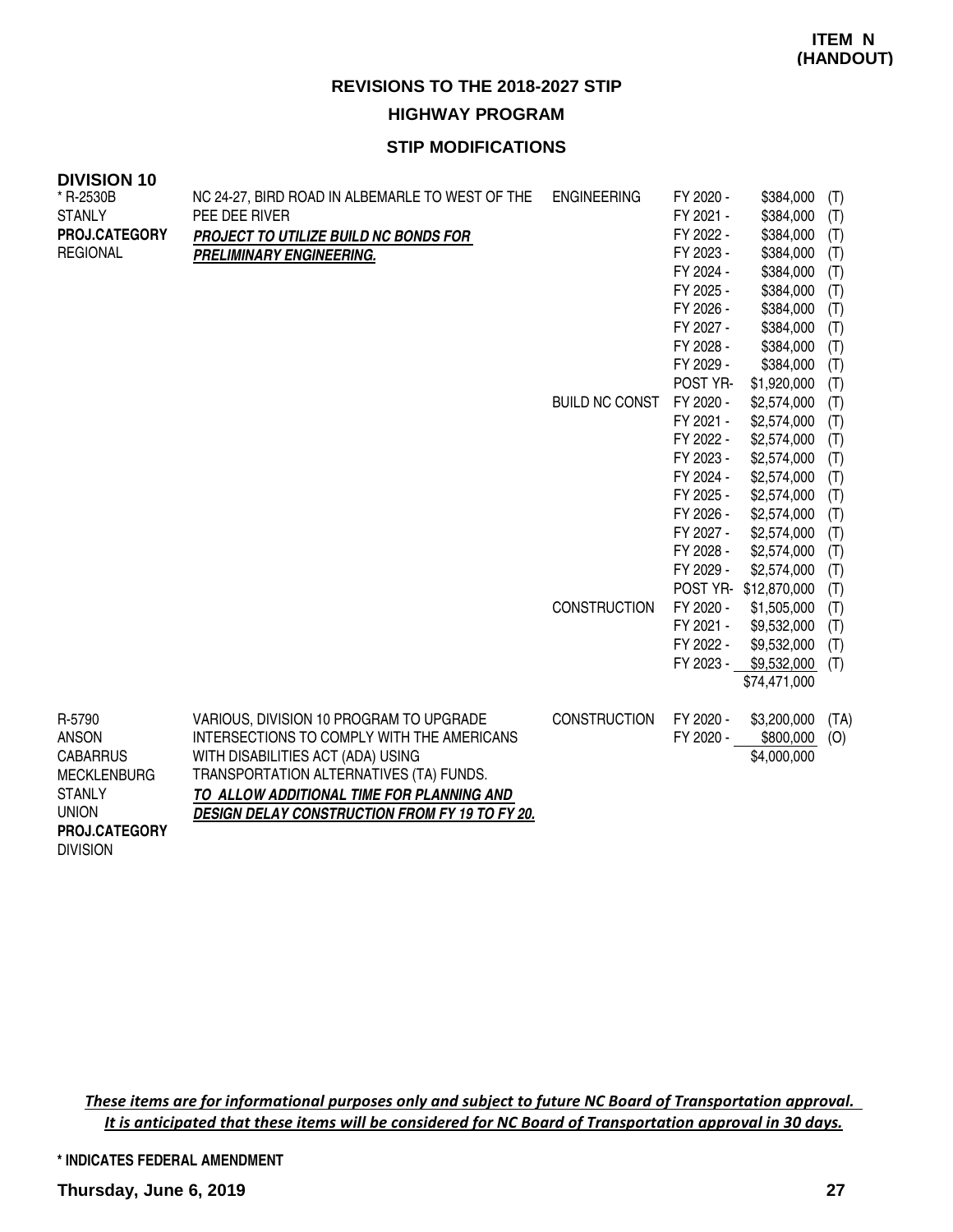**ITEM N (HANDOUT)**

## REVISIONS TO THE 2018-2027 STIP

### HIGHWAY PROGRAM

### STIP MODIFICATIONS

**DIVISION 10**

| Project | Description | Phase | Year | Amount | Fund |
|---|---|---|---|---|---|
| * R-2530B<br>STANLY<br>**PROJ.CATEGORY**<br>REGIONAL | NC 24-27, BIRD ROAD IN ALBEMARLE TO WEST OF THE PEE DEE RIVER<br>***PROJECT TO UTILIZE BUILD NC BONDS FOR PRELIMINARY ENGINEERING.*** | ENGINEERING | FY 2020 - | $384,000 | (T) |
| | | | FY 2021 - | $384,000 | (T) |
| | | | FY 2022 - | $384,000 | (T) |
| | | | FY 2023 - | $384,000 | (T) |
| | | | FY 2024 - | $384,000 | (T) |
| | | | FY 2025 - | $384,000 | (T) |
| | | | FY 2026 - | $384,000 | (T) |
| | | | FY 2027 - | $384,000 | (T) |
| | | | FY 2028 - | $384,000 | (T) |
| | | | FY 2029 - | $384,000 | (T) |
| | | | POST YR- | $1,920,000 | (T) |
| | | BUILD NC CONST | FY 2020 - | $2,574,000 | (T) |
| | | | FY 2021 - | $2,574,000 | (T) |
| | | | FY 2022 - | $2,574,000 | (T) |
| | | | FY 2023 - | $2,574,000 | (T) |
| | | | FY 2024 - | $2,574,000 | (T) |
| | | | FY 2025 - | $2,574,000 | (T) |
| | | | FY 2026 - | $2,574,000 | (T) |
| | | | FY 2027 - | $2,574,000 | (T) |
| | | | FY 2028 - | $2,574,000 | (T) |
| | | | FY 2029 - | $2,574,000 | (T) |
| | | | POST YR- | $12,870,000 | (T) |
| | | CONSTRUCTION | FY 2020 - | $1,505,000 | (T) |
| | | | FY 2021 - | $9,532,000 | (T) |
| | | | FY 2022 - | $9,532,000 | (T) |
| | | | FY 2023 - | $9,532,000 | (T) |
| | | | | $74,471,000 | |
| R-5790<br>ANSON<br>CABARRUS<br>MECKLENBURG<br>STANLY<br>UNION<br>**PROJ.CATEGORY**<br>DIVISION | VARIOUS, DIVISION 10 PROGRAM TO UPGRADE INTERSECTIONS TO COMPLY WITH THE AMERICANS WITH DISABILITIES ACT (ADA) USING TRANSPORTATION ALTERNATIVES (TA) FUNDS.<br>***TO ALLOW ADDITIONAL TIME FOR PLANNING AND DESIGN DELAY CONSTRUCTION FROM FY 19 TO FY 20.*** | CONSTRUCTION | FY 2020 - | $3,200,000 | (TA) |
| | | | FY 2020 - | $800,000 | (O) |
| | | | | $4,000,000 | |

*These items are for informational purposes only and subject to future NC Board of Transportation approval. It is anticipated that these items will be considered for NC Board of Transportation approval in 30 days.*

\* INDICATES FEDERAL AMENDMENT

Thursday, June 6, 2019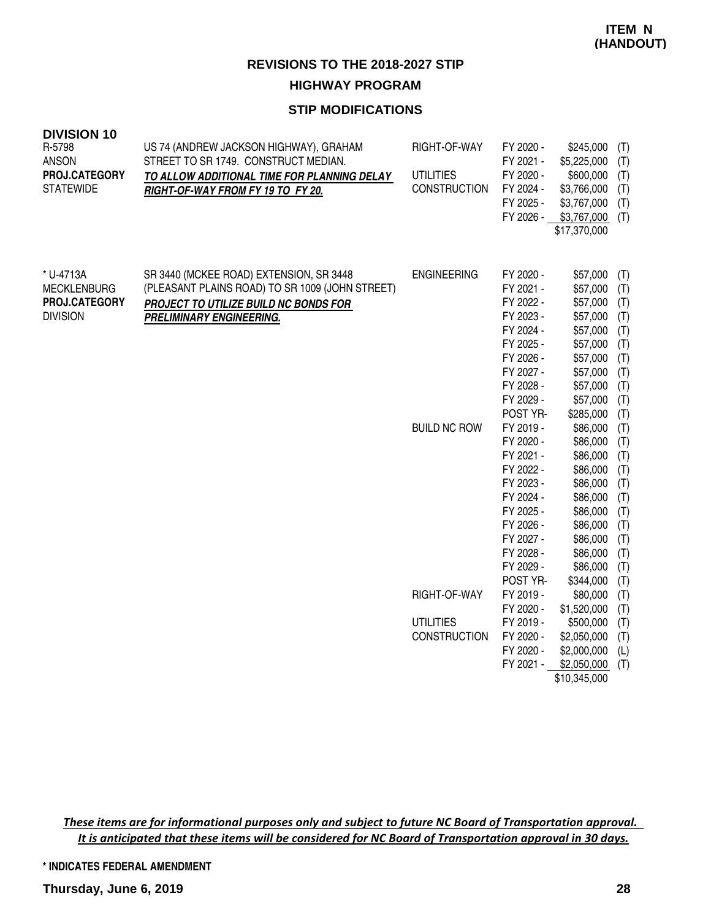**ITEM N (HANDOUT)**

## REVISIONS TO THE 2018-2027 STIP

### HIGHWAY PROGRAM

### STIP MODIFICATIONS

**DIVISION 10**

| Project | Description | Work Type | Fiscal Year | Amount | Fund |
|---|---|---|---|---|---|
| R-5798<br>ANSON<br>**PROJ.CATEGORY**<br>STATEWIDE | US 74 (ANDREW JACKSON HIGHWAY), GRAHAM STREET TO SR 1749. CONSTRUCT MEDIAN.<br>***TO ALLOW ADDITIONAL TIME FOR PLANNING DELAY RIGHT-OF-WAY FROM FY 19 TO FY 20.*** | RIGHT-OF-WAY | FY 2020 - | $245,000 | (T) |
| | | | FY 2021 - | $5,225,000 | (T) |
| | | UTILITIES | FY 2020 - | $600,000 | (T) |
| | | CONSTRUCTION | FY 2024 - | $3,766,000 | (T) |
| | | | FY 2025 - | $3,767,000 | (T) |
| | | | FY 2026 - | $3,767,000 | (T) |
| | | | | $17,370,000 | |
| * U-4713A<br>MECKLENBURG<br>**PROJ.CATEGORY**<br>DIVISION | SR 3440 (MCKEE ROAD) EXTENSION, SR 3448 (PLEASANT PLAINS ROAD) TO SR 1009 (JOHN STREET)<br>***PROJECT TO UTILIZE BUILD NC BONDS FOR PRELIMINARY ENGINEERING.*** | ENGINEERING | FY 2020 - | $57,000 | (T) |
| | | | FY 2021 - | $57,000 | (T) |
| | | | FY 2022 - | $57,000 | (T) |
| | | | FY 2023 - | $57,000 | (T) |
| | | | FY 2024 - | $57,000 | (T) |
| | | | FY 2025 - | $57,000 | (T) |
| | | | FY 2026 - | $57,000 | (T) |
| | | | FY 2027 - | $57,000 | (T) |
| | | | FY 2028 - | $57,000 | (T) |
| | | | FY 2029 - | $57,000 | (T) |
| | | | POST YR- | $285,000 | (T) |
| | | BUILD NC ROW | FY 2019 - | $86,000 | (T) |
| | | | FY 2020 - | $86,000 | (T) |
| | | | FY 2021 - | $86,000 | (T) |
| | | | FY 2022 - | $86,000 | (T) |
| | | | FY 2023 - | $86,000 | (T) |
| | | | FY 2024 - | $86,000 | (T) |
| | | | FY 2025 - | $86,000 | (T) |
| | | | FY 2026 - | $86,000 | (T) |
| | | | FY 2027 - | $86,000 | (T) |
| | | | FY 2028 - | $86,000 | (T) |
| | | | FY 2029 - | $86,000 | (T) |
| | | | POST YR- | $344,000 | (T) |
| | | RIGHT-OF-WAY | FY 2019 - | $80,000 | (T) |
| | | | FY 2020 - | $1,520,000 | (T) |
| | | UTILITIES | FY 2019 - | $500,000 | (T) |
| | | CONSTRUCTION | FY 2020 - | $2,050,000 | (T) |
| | | | FY 2020 - | $2,000,000 | (L) |
| | | | FY 2021 - | $2,050,000 | (T) |
| | | | | $10,345,000 | |

***These items are for informational purposes only and subject to future NC Board of Transportation approval. It is anticipated that these items will be considered for NC Board of Transportation approval in 30 days.***

**\* INDICATES FEDERAL AMENDMENT**

**Thursday, June 6, 2019**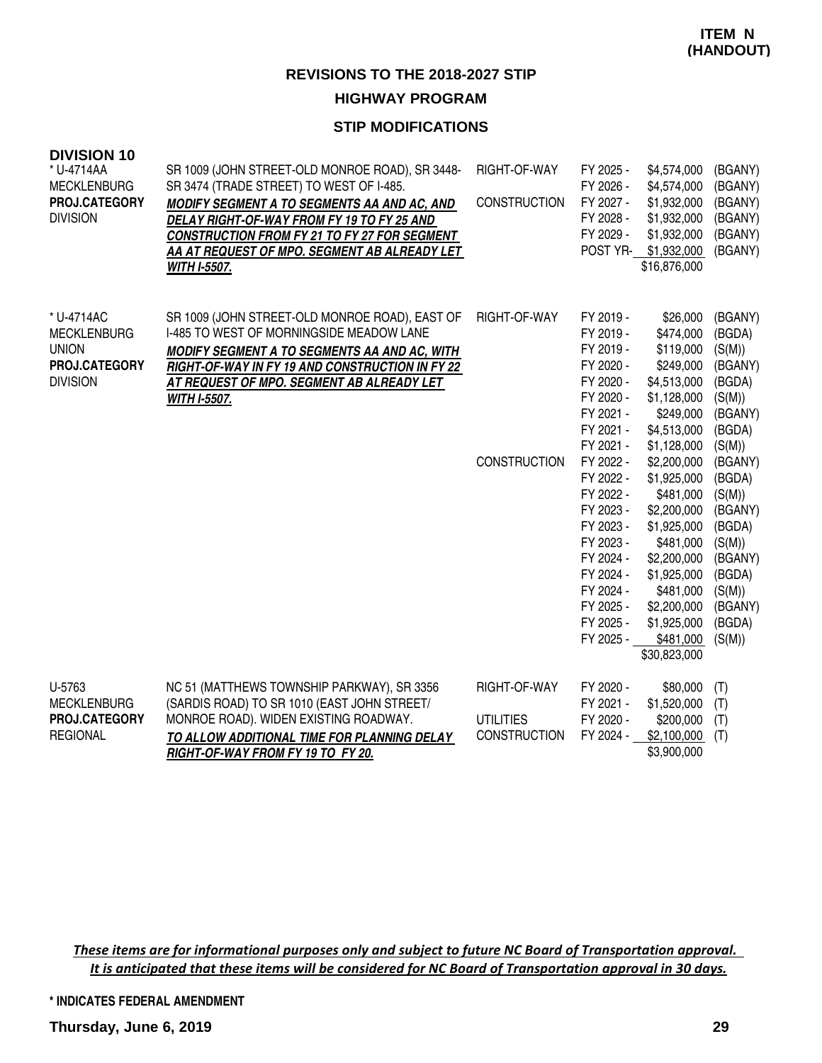**ITEM N (HANDOUT)**

## REVISIONS TO THE 2018-2027 STIP

### HIGHWAY PROGRAM

### STIP MODIFICATIONS

**DIVISION 10**

| Project | Description | Phase | Year | Amount | Funding |
|---|---|---|---|---|---|
| * U-4714AA<br>MECKLENBURG<br>**PROJ.CATEGORY**<br>DIVISION | SR 1009 (JOHN STREET-OLD MONROE ROAD), SR 3448-SR 3474 (TRADE STREET) TO WEST OF I-485.<br>***MODIFY SEGMENT A TO SEGMENTS AA AND AC, AND DELAY RIGHT-OF-WAY FROM FY 19 TO FY 25 AND CONSTRUCTION FROM FY 21 TO FY 27 FOR SEGMENT AA AT REQUEST OF MPO. SEGMENT AB ALREADY LET WITH I-5507.*** | RIGHT-OF-WAY | FY 2025 - | $4,574,000 | (BGANY) |
| | | | FY 2026 - | $4,574,000 | (BGANY) |
| | | CONSTRUCTION | FY 2027 - | $1,932,000 | (BGANY) |
| | | | FY 2028 - | $1,932,000 | (BGANY) |
| | | | FY 2029 - | $1,932,000 | (BGANY) |
| | | | POST YR- | $1,932,000 | (BGANY) |
| | | | | $16,876,000 | |
| * U-4714AC<br>MECKLENBURG<br>UNION<br>**PROJ.CATEGORY**<br>DIVISION | SR 1009 (JOHN STREET-OLD MONROE ROAD), EAST OF I-485 TO WEST OF MORNINGSIDE MEADOW LANE<br>***MODIFY SEGMENT A TO SEGMENTS AA AND AC, WITH RIGHT-OF-WAY IN FY 19 AND CONSTRUCTION IN FY 22 AT REQUEST OF MPO. SEGMENT AB ALREADY LET WITH I-5507.*** | RIGHT-OF-WAY | FY 2019 - | $26,000 | (BGANY) |
| | | | FY 2019 - | $474,000 | (BGDA) |
| | | | FY 2019 - | $119,000 | (S(M)) |
| | | | FY 2020 - | $249,000 | (BGANY) |
| | | | FY 2020 - | $4,513,000 | (BGDA) |
| | | | FY 2020 - | $1,128,000 | (S(M)) |
| | | | FY 2021 - | $249,000 | (BGANY) |
| | | | FY 2021 - | $4,513,000 | (BGDA) |
| | | | FY 2021 - | $1,128,000 | (S(M)) |
| | | CONSTRUCTION | FY 2022 - | $2,200,000 | (BGANY) |
| | | | FY 2022 - | $1,925,000 | (BGDA) |
| | | | FY 2022 - | $481,000 | (S(M)) |
| | | | FY 2023 - | $2,200,000 | (BGANY) |
| | | | FY 2023 - | $1,925,000 | (BGDA) |
| | | | FY 2023 - | $481,000 | (S(M)) |
| | | | FY 2024 - | $2,200,000 | (BGANY) |
| | | | FY 2024 - | $1,925,000 | (BGDA) |
| | | | FY 2024 - | $481,000 | (S(M)) |
| | | | FY 2025 - | $2,200,000 | (BGANY) |
| | | | FY 2025 - | $1,925,000 | (BGDA) |
| | | | FY 2025 - | $481,000 | (S(M)) |
| | | | | $30,823,000 | |
| U-5763<br>MECKLENBURG<br>**PROJ.CATEGORY**<br>REGIONAL | NC 51 (MATTHEWS TOWNSHIP PARKWAY), SR 3356 (SARDIS ROAD) TO SR 1010 (EAST JOHN STREET/ MONROE ROAD). WIDEN EXISTING ROADWAY.<br>***TO ALLOW ADDITIONAL TIME FOR PLANNING DELAY RIGHT-OF-WAY FROM FY 19 TO FY 20.*** | RIGHT-OF-WAY | FY 2020 - | $80,000 | (T) |
| | | | FY 2021 - | $1,520,000 | (T) |
| | | UTILITIES | FY 2020 - | $200,000 | (T) |
| | | CONSTRUCTION | FY 2024 - | $2,100,000 | (T) |
| | | | | $3,900,000 | |

*These items are for informational purposes only and subject to future NC Board of Transportation approval. It is anticipated that these items will be considered for NC Board of Transportation approval in 30 days.*

**\* INDICATES FEDERAL AMENDMENT**

**Thursday, June 6, 2019**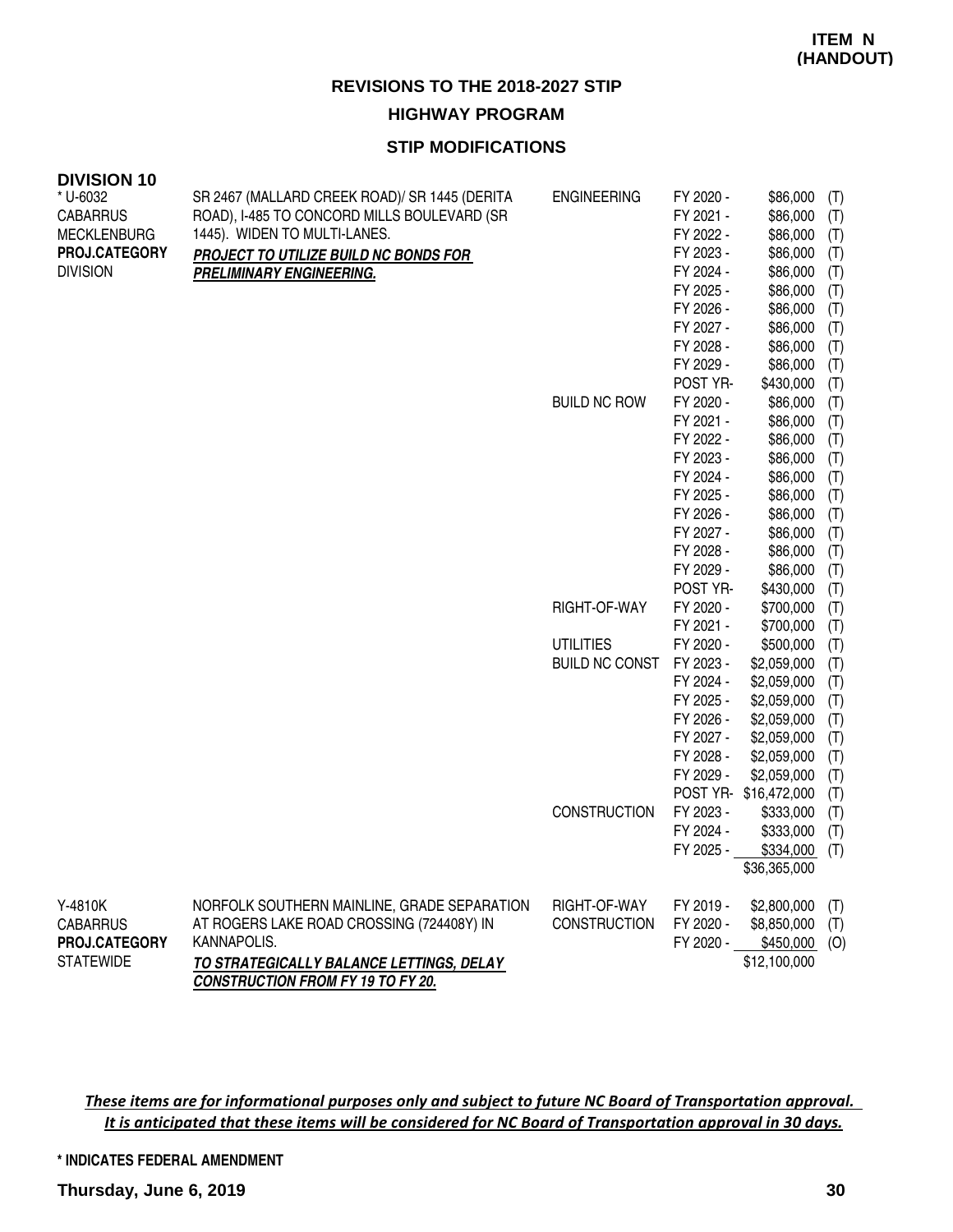**ITEM N (HANDOUT)**

## REVISIONS TO THE 2018-2027 STIP

### HIGHWAY PROGRAM

### STIP MODIFICATIONS

**DIVISION 10**

| Project | Description | Work Type | Fiscal Year | Amount | Fund |
|---|---|---|---|---|---|
| * U-6032<br>CABARRUS<br>MECKLENBURG<br>**PROJ.CATEGORY**<br>DIVISION | SR 2467 (MALLARD CREEK ROAD)/ SR 1445 (DERITA ROAD), I-485 TO CONCORD MILLS BOULEVARD (SR 1445). WIDEN TO MULTI-LANES.<br>***PROJECT TO UTILIZE BUILD NC BONDS FOR PRELIMINARY ENGINEERING.*** | ENGINEERING | FY 2020 - | $86,000 | (T) |
| | | | FY 2021 - | $86,000 | (T) |
| | | | FY 2022 - | $86,000 | (T) |
| | | | FY 2023 - | $86,000 | (T) |
| | | | FY 2024 - | $86,000 | (T) |
| | | | FY 2025 - | $86,000 | (T) |
| | | | FY 2026 - | $86,000 | (T) |
| | | | FY 2027 - | $86,000 | (T) |
| | | | FY 2028 - | $86,000 | (T) |
| | | | FY 2029 - | $86,000 | (T) |
| | | | POST YR- | $430,000 | (T) |
| | | BUILD NC ROW | FY 2020 - | $86,000 | (T) |
| | | | FY 2021 - | $86,000 | (T) |
| | | | FY 2022 - | $86,000 | (T) |
| | | | FY 2023 - | $86,000 | (T) |
| | | | FY 2024 - | $86,000 | (T) |
| | | | FY 2025 - | $86,000 | (T) |
| | | | FY 2026 - | $86,000 | (T) |
| | | | FY 2027 - | $86,000 | (T) |
| | | | FY 2028 - | $86,000 | (T) |
| | | | FY 2029 - | $86,000 | (T) |
| | | | POST YR- | $430,000 | (T) |
| | | RIGHT-OF-WAY | FY 2020 - | $700,000 | (T) |
| | | | FY 2021 - | $700,000 | (T) |
| | | UTILITIES | FY 2020 - | $500,000 | (T) |
| | | BUILD NC CONST | FY 2023 - | $2,059,000 | (T) |
| | | | FY 2024 - | $2,059,000 | (T) |
| | | | FY 2025 - | $2,059,000 | (T) |
| | | | FY 2026 - | $2,059,000 | (T) |
| | | | FY 2027 - | $2,059,000 | (T) |
| | | | FY 2028 - | $2,059,000 | (T) |
| | | | FY 2029 - | $2,059,000 | (T) |
| | | | POST YR- | $16,472,000 | (T) |
| | | CONSTRUCTION | FY 2023 - | $333,000 | (T) |
| | | | FY 2024 - | $333,000 | (T) |
| | | | FY 2025 - | $334,000 | (T) |
| | | | | $36,365,000 | |
| Y-4810K<br>CABARRUS<br>**PROJ.CATEGORY**<br>STATEWIDE | NORFOLK SOUTHERN MAINLINE, GRADE SEPARATION AT ROGERS LAKE ROAD CROSSING (724408Y) IN KANNAPOLIS.<br>***TO STRATEGICALLY BALANCE LETTINGS, DELAY CONSTRUCTION FROM FY 19 TO FY 20.*** | RIGHT-OF-WAY | FY 2019 - | $2,800,000 | (T) |
| | | CONSTRUCTION | FY 2020 - | $8,850,000 | (T) |
| | | | FY 2020 - | $450,000 | (O) |
| | | | | $12,100,000 | |

*These items are for informational purposes only and subject to future NC Board of Transportation approval. It is anticipated that these items will be considered for NC Board of Transportation approval in 30 days.*

**\* INDICATES FEDERAL AMENDMENT**

**Thursday, June 6, 2019**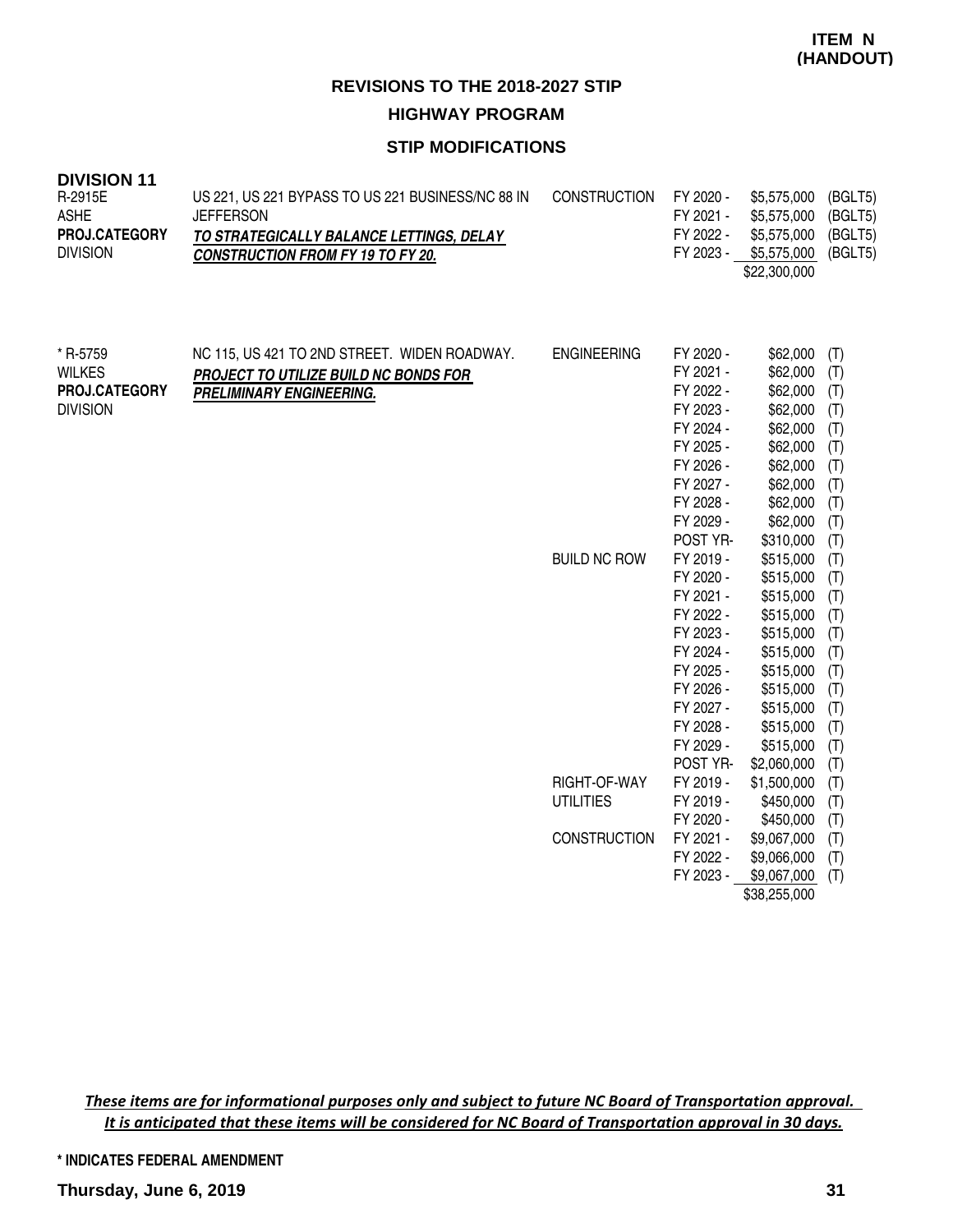**ITEM N (HANDOUT)**

# REVISIONS TO THE 2018-2027 STIP

## HIGHWAY PROGRAM

### STIP MODIFICATIONS

**DIVISION 11**

| Project | Description | Work Type | Fiscal Year | Amount | Fund |
|---|---|---|---|---|---|
| R-2915E<br>ASHE<br>**PROJ.CATEGORY**<br>DIVISION | US 221, US 221 BYPASS TO US 221 BUSINESS/NC 88 IN JEFFERSON<br>***TO STRATEGICALLY BALANCE LETTINGS, DELAY CONSTRUCTION FROM FY 19 TO FY 20.*** | CONSTRUCTION | FY 2020 - | $5,575,000 | (BGLT5) |
| | | | FY 2021 - | $5,575,000 | (BGLT5) |
| | | | FY 2022 - | $5,575,000 | (BGLT5) |
| | | | FY 2023 - | $5,575,000 | (BGLT5) |
| | | | | $22,300,000 | |

| Project | Description | Work Type | Fiscal Year | Amount | Fund |
|---|---|---|---|---|---|
| * R-5759<br>WILKES<br>**PROJ.CATEGORY**<br>DIVISION | NC 115, US 421 TO 2ND STREET. WIDEN ROADWAY.<br>***PROJECT TO UTILIZE BUILD NC BONDS FOR PRELIMINARY ENGINEERING.*** | ENGINEERING | FY 2020 - | $62,000 | (T) |
| | | | FY 2021 - | $62,000 | (T) |
| | | | FY 2022 - | $62,000 | (T) |
| | | | FY 2023 - | $62,000 | (T) |
| | | | FY 2024 - | $62,000 | (T) |
| | | | FY 2025 - | $62,000 | (T) |
| | | | FY 2026 - | $62,000 | (T) |
| | | | FY 2027 - | $62,000 | (T) |
| | | | FY 2028 - | $62,000 | (T) |
| | | | FY 2029 - | $62,000 | (T) |
| | | | POST YR- | $310,000 | (T) |
| | | BUILD NC ROW | FY 2019 - | $515,000 | (T) |
| | | | FY 2020 - | $515,000 | (T) |
| | | | FY 2021 - | $515,000 | (T) |
| | | | FY 2022 - | $515,000 | (T) |
| | | | FY 2023 - | $515,000 | (T) |
| | | | FY 2024 - | $515,000 | (T) |
| | | | FY 2025 - | $515,000 | (T) |
| | | | FY 2026 - | $515,000 | (T) |
| | | | FY 2027 - | $515,000 | (T) |
| | | | FY 2028 - | $515,000 | (T) |
| | | | FY 2029 - | $515,000 | (T) |
| | | | POST YR- | $2,060,000 | (T) |
| | | RIGHT-OF-WAY | FY 2019 - | $1,500,000 | (T) |
| | | UTILITIES | FY 2019 - | $450,000 | (T) |
| | | | FY 2020 - | $450,000 | (T) |
| | | CONSTRUCTION | FY 2021 - | $9,067,000 | (T) |
| | | | FY 2022 - | $9,066,000 | (T) |
| | | | FY 2023 - | $9,067,000 | (T) |
| | | | | $38,255,000 | |

*These items are for informational purposes only and subject to future NC Board of Transportation approval. It is anticipated that these items will be considered for NC Board of Transportation approval in 30 days.*

**\* INDICATES FEDERAL AMENDMENT**

**Thursday, June 6, 2019**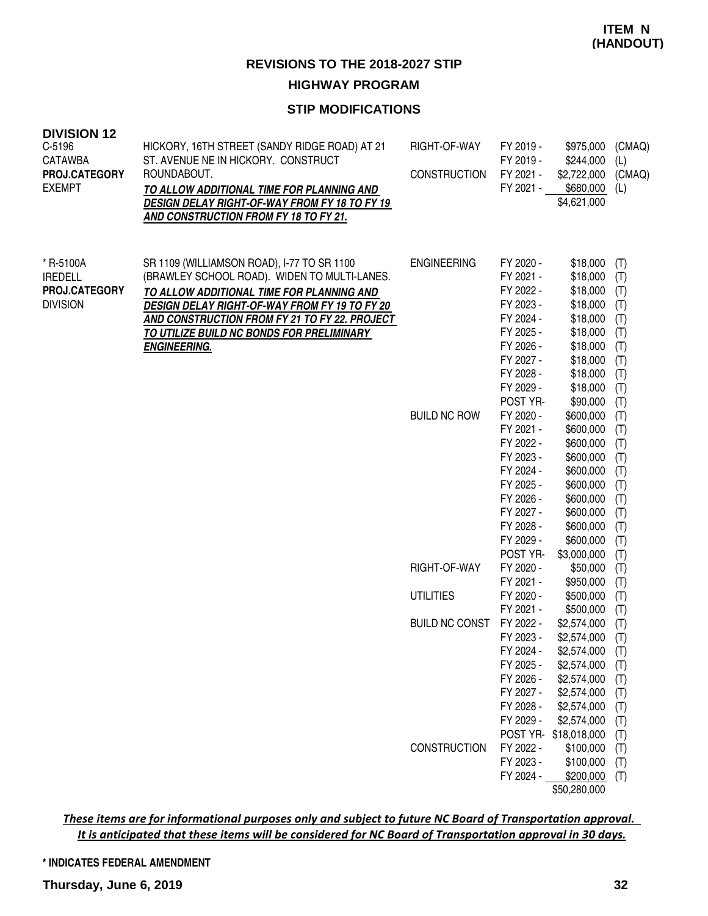**ITEM N**
**(HANDOUT)**

## REVISIONS TO THE 2018-2027 STIP

### HIGHWAY PROGRAM

### STIP MODIFICATIONS

**DIVISION 12**

| Project | Description | Phase | Year | Amount | Source |
|---|---|---|---|---|---|
| C-5196<br>CATAWBA<br>**PROJ.CATEGORY**<br>EXEMPT | HICKORY, 16TH STREET (SANDY RIDGE ROAD) AT 21 ST. AVENUE NE IN HICKORY. CONSTRUCT ROUNDABOUT.<br>***TO ALLOW ADDITIONAL TIME FOR PLANNING AND DESIGN DELAY RIGHT-OF-WAY FROM FY 18 TO FY 19 AND CONSTRUCTION FROM FY 18 TO FY 21.*** | RIGHT-OF-WAY | FY 2019 - | $975,000 | (CMAQ) |
| | | | FY 2019 - | $244,000 | (L) |
| | | CONSTRUCTION | FY 2021 - | $2,722,000 | (CMAQ) |
| | | | FY 2021 - | $680,000 | (L) |
| | | | | $4,621,000 | |
| * R-5100A<br>IREDELL<br>**PROJ.CATEGORY**<br>DIVISION | SR 1109 (WILLIAMSON ROAD), I-77 TO SR 1100 (BRAWLEY SCHOOL ROAD). WIDEN TO MULTI-LANES.<br>***TO ALLOW ADDITIONAL TIME FOR PLANNING AND DESIGN DELAY RIGHT-OF-WAY FROM FY 19 TO FY 20 AND CONSTRUCTION FROM FY 21 TO FY 22. PROJECT TO UTILIZE BUILD NC BONDS FOR PRELIMINARY ENGINEERING.*** | ENGINEERING | FY 2020 - | $18,000 | (T) |
| | | | FY 2021 - | $18,000 | (T) |
| | | | FY 2022 - | $18,000 | (T) |
| | | | FY 2023 - | $18,000 | (T) |
| | | | FY 2024 - | $18,000 | (T) |
| | | | FY 2025 - | $18,000 | (T) |
| | | | FY 2026 - | $18,000 | (T) |
| | | | FY 2027 - | $18,000 | (T) |
| | | | FY 2028 - | $18,000 | (T) |
| | | | FY 2029 - | $18,000 | (T) |
| | | | POST YR- | $90,000 | (T) |
| | | BUILD NC ROW | FY 2020 - | $600,000 | (T) |
| | | | FY 2021 - | $600,000 | (T) |
| | | | FY 2022 - | $600,000 | (T) |
| | | | FY 2023 - | $600,000 | (T) |
| | | | FY 2024 - | $600,000 | (T) |
| | | | FY 2025 - | $600,000 | (T) |
| | | | FY 2026 - | $600,000 | (T) |
| | | | FY 2027 - | $600,000 | (T) |
| | | | FY 2028 - | $600,000 | (T) |
| | | | FY 2029 - | $600,000 | (T) |
| | | | POST YR- | $3,000,000 | (T) |
| | | RIGHT-OF-WAY | FY 2020 - | $50,000 | (T) |
| | | | FY 2021 - | $950,000 | (T) |
| | | UTILITIES | FY 2020 - | $500,000 | (T) |
| | | | FY 2021 - | $500,000 | (T) |
| | | BUILD NC CONST | FY 2022 - | $2,574,000 | (T) |
| | | | FY 2023 - | $2,574,000 | (T) |
| | | | FY 2024 - | $2,574,000 | (T) |
| | | | FY 2025 - | $2,574,000 | (T) |
| | | | FY 2026 - | $2,574,000 | (T) |
| | | | FY 2027 - | $2,574,000 | (T) |
| | | | FY 2028 - | $2,574,000 | (T) |
| | | | FY 2029 - | $2,574,000 | (T) |
| | | | POST YR- | $18,018,000 | (T) |
| | | CONSTRUCTION | FY 2022 - | $100,000 | (T) |
| | | | FY 2023 - | $100,000 | (T) |
| | | | FY 2024 - | $200,000 | (T) |
| | | | | $50,280,000 | |

*These items are for informational purposes only and subject to future NC Board of Transportation approval. It is anticipated that these items will be considered for NC Board of Transportation approval in 30 days.*

**\* INDICATES FEDERAL AMENDMENT**

**Thursday, June 6, 2019**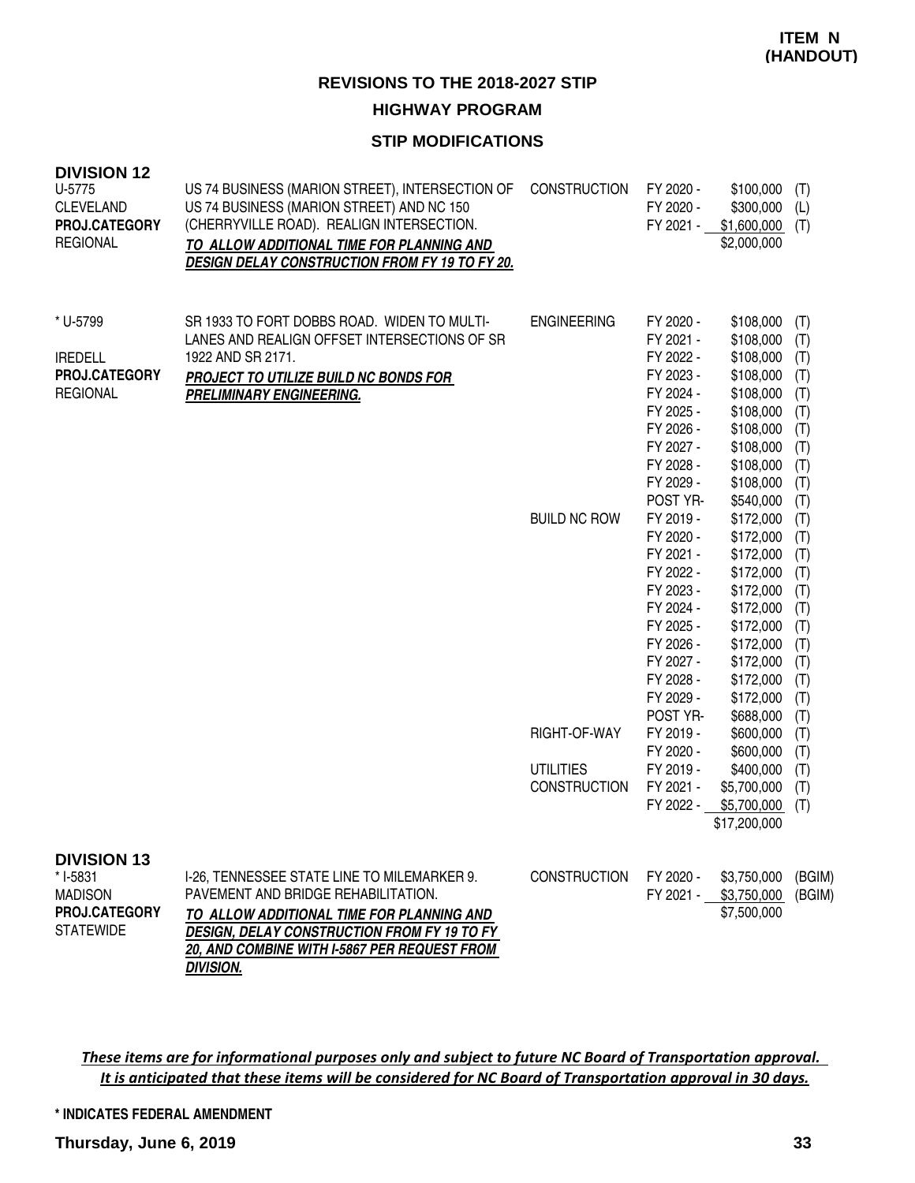**ITEM N (HANDOUT)**

## REVISIONS TO THE 2018-2027 STIP

### HIGHWAY PROGRAM

### STIP MODIFICATIONS

**DIVISION 12**

| Project | Description | Work Type | Fiscal Year | Amount | Source |
|---|---|---|---|---|---|
| U-5775<br>CLEVELAND<br>**PROJ.CATEGORY**<br>REGIONAL | US 74 BUSINESS (MARION STREET), INTERSECTION OF US 74 BUSINESS (MARION STREET) AND NC 150 (CHERRYVILLE ROAD). REALIGN INTERSECTION.<br>***TO ALLOW ADDITIONAL TIME FOR PLANNING AND DESIGN DELAY CONSTRUCTION FROM FY 19 TO FY 20.*** | CONSTRUCTION | FY 2020 - | $100,000 | (T) |
| | | | FY 2020 - | $300,000 | (L) |
| | | | FY 2021 - | $1,600,000 | (T) |
| | | | | $2,000,000 | |
| * U-5799<br>IREDELL<br>**PROJ.CATEGORY**<br>REGIONAL | SR 1933 TO FORT DOBBS ROAD. WIDEN TO MULTI-LANES AND REALIGN OFFSET INTERSECTIONS OF SR 1922 AND SR 2171.<br>***PROJECT TO UTILIZE BUILD NC BONDS FOR PRELIMINARY ENGINEERING.*** | ENGINEERING | FY 2020 - | $108,000 | (T) |
| | | | FY 2021 - | $108,000 | (T) |
| | | | FY 2022 - | $108,000 | (T) |
| | | | FY 2023 - | $108,000 | (T) |
| | | | FY 2024 - | $108,000 | (T) |
| | | | FY 2025 - | $108,000 | (T) |
| | | | FY 2026 - | $108,000 | (T) |
| | | | FY 2027 - | $108,000 | (T) |
| | | | FY 2028 - | $108,000 | (T) |
| | | | FY 2029 - | $108,000 | (T) |
| | | | POST YR- | $540,000 | (T) |
| | | BUILD NC ROW | FY 2019 - | $172,000 | (T) |
| | | | FY 2020 - | $172,000 | (T) |
| | | | FY 2021 - | $172,000 | (T) |
| | | | FY 2022 - | $172,000 | (T) |
| | | | FY 2023 - | $172,000 | (T) |
| | | | FY 2024 - | $172,000 | (T) |
| | | | FY 2025 - | $172,000 | (T) |
| | | | FY 2026 - | $172,000 | (T) |
| | | | FY 2027 - | $172,000 | (T) |
| | | | FY 2028 - | $172,000 | (T) |
| | | | FY 2029 - | $172,000 | (T) |
| | | | POST YR- | $688,000 | (T) |
| | | RIGHT-OF-WAY | FY 2019 - | $600,000 | (T) |
| | | | FY 2020 - | $600,000 | (T) |
| | | UTILITIES | FY 2019 - | $400,000 | (T) |
| | | CONSTRUCTION | FY 2021 - | $5,700,000 | (T) |
| | | | FY 2022 - | $5,700,000 | (T) |
| | | | | $17,200,000 | |

**DIVISION 13**

| Project | Description | Work Type | Fiscal Year | Amount | Source |
|---|---|---|---|---|---|
| * I-5831<br>MADISON<br>**PROJ.CATEGORY**<br>STATEWIDE | I-26, TENNESSEE STATE LINE TO MILEMARKER 9. PAVEMENT AND BRIDGE REHABILITATION.<br>***TO ALLOW ADDITIONAL TIME FOR PLANNING AND DESIGN, DELAY CONSTRUCTION FROM FY 19 TO FY 20, AND COMBINE WITH I-5867 PER REQUEST FROM DIVISION.*** | CONSTRUCTION | FY 2020 - | $3,750,000 | (BGIM) |
| | | | FY 2021 - | $3,750,000 | (BGIM) |
| | | | | $7,500,000 | |

*These items are for informational purposes only and subject to future NC Board of Transportation approval. It is anticipated that these items will be considered for NC Board of Transportation approval in 30 days.*

**\* INDICATES FEDERAL AMENDMENT**

**Thursday, June 6, 2019**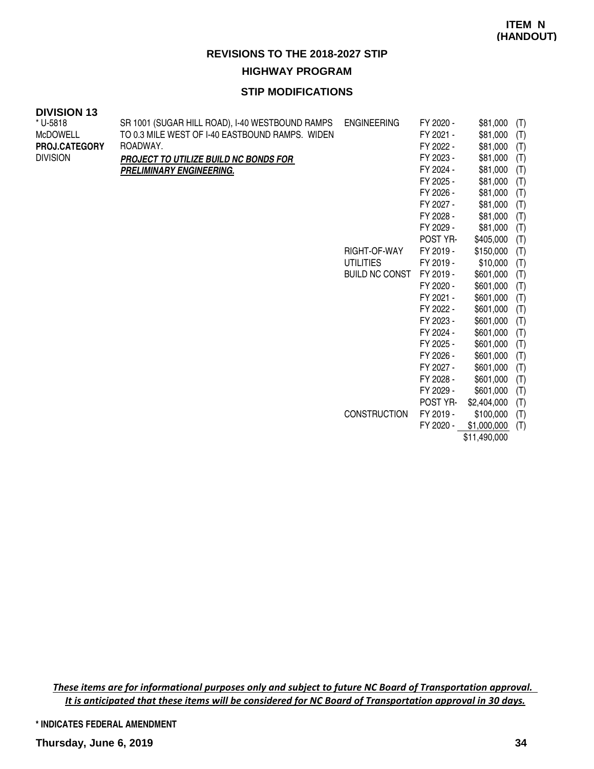**ITEM N (HANDOUT)**

## REVISIONS TO THE 2018-2027 STIP

### HIGHWAY PROGRAM

### STIP MODIFICATIONS

**DIVISION 13**

| | | | | | |
|---|---|---|---|---|---|
| * U-5818 | SR 1001 (SUGAR HILL ROAD), I-40 WESTBOUND RAMPS | ENGINEERING | FY 2020 - | $81,000 | (T) |
| McDOWELL | TO 0.3 MILE WEST OF I-40 EASTBOUND RAMPS. WIDEN | | FY 2021 - | $81,000 | (T) |
| **PROJ.CATEGORY** | ROADWAY. | | FY 2022 - | $81,000 | (T) |
| DIVISION | ***PROJECT TO UTILIZE BUILD NC BONDS FOR*** | | FY 2023 - | $81,000 | (T) |
| | ***PRELIMINARY ENGINEERING.*** | | FY 2024 - | $81,000 | (T) |
| | | | FY 2025 - | $81,000 | (T) |
| | | | FY 2026 - | $81,000 | (T) |
| | | | FY 2027 - | $81,000 | (T) |
| | | | FY 2028 - | $81,000 | (T) |
| | | | FY 2029 - | $81,000 | (T) |
| | | | POST YR- | $405,000 | (T) |
| | | RIGHT-OF-WAY | FY 2019 - | $150,000 | (T) |
| | | UTILITIES | FY 2019 - | $10,000 | (T) |
| | | BUILD NC CONST | FY 2019 - | $601,000 | (T) |
| | | | FY 2020 - | $601,000 | (T) |
| | | | FY 2021 - | $601,000 | (T) |
| | | | FY 2022 - | $601,000 | (T) |
| | | | FY 2023 - | $601,000 | (T) |
| | | | FY 2024 - | $601,000 | (T) |
| | | | FY 2025 - | $601,000 | (T) |
| | | | FY 2026 - | $601,000 | (T) |
| | | | FY 2027 - | $601,000 | (T) |
| | | | FY 2028 - | $601,000 | (T) |
| | | | FY 2029 - | $601,000 | (T) |
| | | | POST YR- | $2,404,000 | (T) |
| | | CONSTRUCTION | FY 2019 - | $100,000 | (T) |
| | | | FY 2020 - | $1,000,000 | (T) |
| | | | | $11,490,000 | |

*These items are for informational purposes only and subject to future NC Board of Transportation approval. It is anticipated that these items will be considered for NC Board of Transportation approval in 30 days.*

**\* INDICATES FEDERAL AMENDMENT**

**Thursday, June 6, 2019**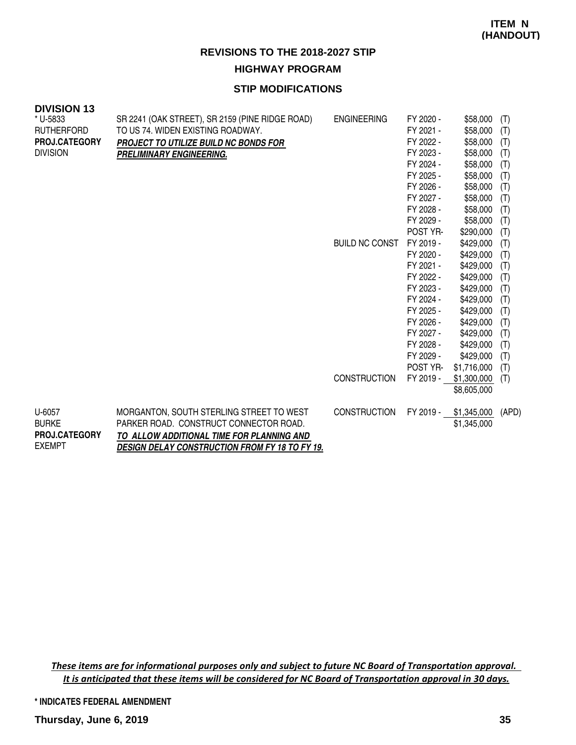**ITEM N (HANDOUT)**

## REVISIONS TO THE 2018-2027 STIP

### HIGHWAY PROGRAM

### STIP MODIFICATIONS

**DIVISION 13**

| Project | Description | Work Type | Year | Amount | Fund |
|---|---|---|---|---|---|
| * U-5833<br>RUTHERFORD<br>**PROJ.CATEGORY**<br>DIVISION | SR 2241 (OAK STREET), SR 2159 (PINE RIDGE ROAD) TO US 74. WIDEN EXISTING ROADWAY.<br>***PROJECT TO UTILIZE BUILD NC BONDS FOR PRELIMINARY ENGINEERING.*** | ENGINEERING | FY 2020 - | $58,000 | (T) |
| | | | FY 2021 - | $58,000 | (T) |
| | | | FY 2022 - | $58,000 | (T) |
| | | | FY 2023 - | $58,000 | (T) |
| | | | FY 2024 - | $58,000 | (T) |
| | | | FY 2025 - | $58,000 | (T) |
| | | | FY 2026 - | $58,000 | (T) |
| | | | FY 2027 - | $58,000 | (T) |
| | | | FY 2028 - | $58,000 | (T) |
| | | | FY 2029 - | $58,000 | (T) |
| | | | POST YR- | $290,000 | (T) |
| | | BUILD NC CONST | FY 2019 - | $429,000 | (T) |
| | | | FY 2020 - | $429,000 | (T) |
| | | | FY 2021 - | $429,000 | (T) |
| | | | FY 2022 - | $429,000 | (T) |
| | | | FY 2023 - | $429,000 | (T) |
| | | | FY 2024 - | $429,000 | (T) |
| | | | FY 2025 - | $429,000 | (T) |
| | | | FY 2026 - | $429,000 | (T) |
| | | | FY 2027 - | $429,000 | (T) |
| | | | FY 2028 - | $429,000 | (T) |
| | | | FY 2029 - | $429,000 | (T) |
| | | | POST YR- | $1,716,000 | (T) |
| | | CONSTRUCTION | FY 2019 - | $1,300,000 | (T) |
| | | | | $8,605,000 | |
| U-6057<br>BURKE<br>**PROJ.CATEGORY**<br>EXEMPT | MORGANTON, SOUTH STERLING STREET TO WEST PARKER ROAD. CONSTRUCT CONNECTOR ROAD.<br>***TO ALLOW ADDITIONAL TIME FOR PLANNING AND DESIGN DELAY CONSTRUCTION FROM FY 18 TO FY 19.*** | CONSTRUCTION | FY 2019 - | $1,345,000 | (APD) |
| | | | | $1,345,000 | |

*These items are for informational purposes only and subject to future NC Board of Transportation approval. It is anticipated that these items will be considered for NC Board of Transportation approval in 30 days.*

**\* INDICATES FEDERAL AMENDMENT**

**Thursday, June 6, 2019**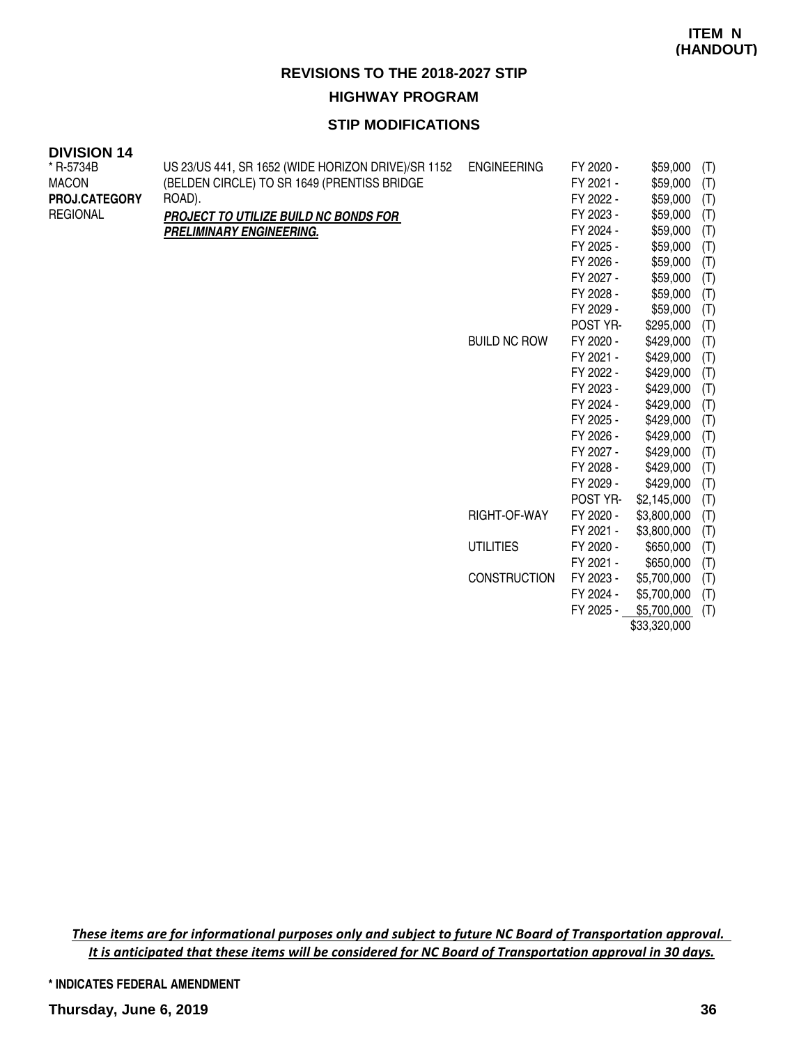**ITEM N (HANDOUT)**

## REVISIONS TO THE 2018-2027 STIP

### HIGHWAY PROGRAM

### STIP MODIFICATIONS

**DIVISION 14**

| | | | | | |
|---|---|---|---|---|---|
| * R-5734B | US 23/US 441, SR 1652 (WIDE HORIZON DRIVE)/SR 1152 | ENGINEERING | FY 2020 - | $59,000 | (T) |
| MACON | (BELDEN CIRCLE) TO SR 1649 (PRENTISS BRIDGE | | FY 2021 - | $59,000 | (T) |
| **PROJ.CATEGORY** | ROAD). | | FY 2022 - | $59,000 | (T) |
| REGIONAL | ***PROJECT TO UTILIZE BUILD NC BONDS FOR*** | | FY 2023 - | $59,000 | (T) |
| | ***PRELIMINARY ENGINEERING.*** | | FY 2024 - | $59,000 | (T) |
| | | | FY 2025 - | $59,000 | (T) |
| | | | FY 2026 - | $59,000 | (T) |
| | | | FY 2027 - | $59,000 | (T) |
| | | | FY 2028 - | $59,000 | (T) |
| | | | FY 2029 - | $59,000 | (T) |
| | | | POST YR- | $295,000 | (T) |
| | | BUILD NC ROW | FY 2020 - | $429,000 | (T) |
| | | | FY 2021 - | $429,000 | (T) |
| | | | FY 2022 - | $429,000 | (T) |
| | | | FY 2023 - | $429,000 | (T) |
| | | | FY 2024 - | $429,000 | (T) |
| | | | FY 2025 - | $429,000 | (T) |
| | | | FY 2026 - | $429,000 | (T) |
| | | | FY 2027 - | $429,000 | (T) |
| | | | FY 2028 - | $429,000 | (T) |
| | | | FY 2029 - | $429,000 | (T) |
| | | | POST YR- | $2,145,000 | (T) |
| | | RIGHT-OF-WAY | FY 2020 - | $3,800,000 | (T) |
| | | | FY 2021 - | $3,800,000 | (T) |
| | | UTILITIES | FY 2020 - | $650,000 | (T) |
| | | | FY 2021 - | $650,000 | (T) |
| | | CONSTRUCTION | FY 2023 - | $5,700,000 | (T) |
| | | | FY 2024 - | $5,700,000 | (T) |
| | | | FY 2025 - | $5,700,000 | (T) |
| | | | | $33,320,000 | |

*These items are for informational purposes only and subject to future NC Board of Transportation approval. It is anticipated that these items will be considered for NC Board of Transportation approval in 30 days.*

\* INDICATES FEDERAL AMENDMENT

**Thursday, June 6, 2019**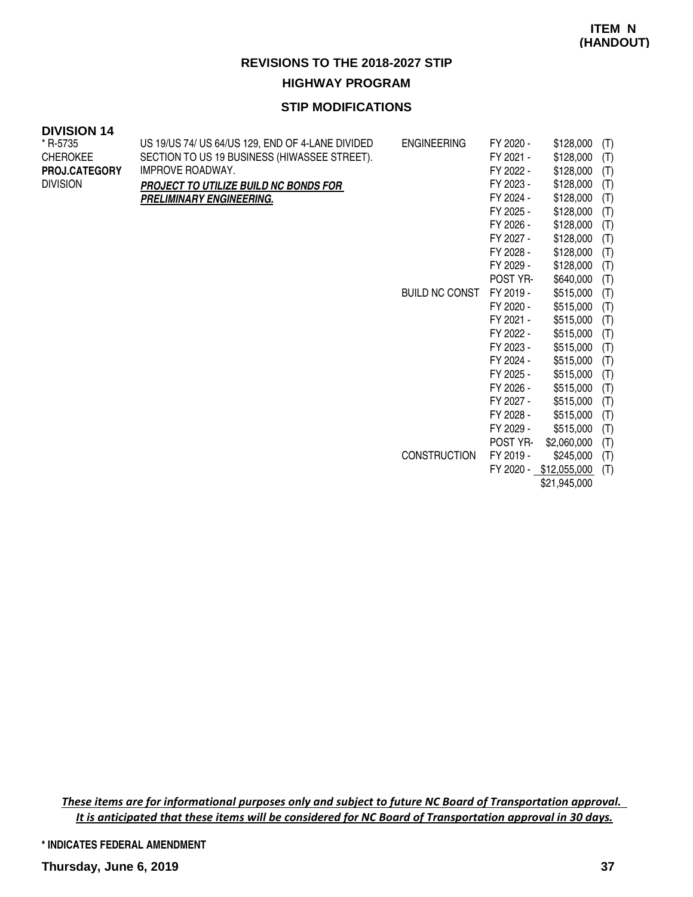**ITEM N
(HANDOUT)**

## REVISIONS TO THE 2018-2027 STIP

### HIGHWAY PROGRAM

### STIP MODIFICATIONS

**DIVISION 14**

| Project | Description | Work Type | Fiscal Year | Amount | Source |
|---|---|---|---|---|---|
| * R-5735<br>CHEROKEE<br>**PROJ.CATEGORY**<br>DIVISION | US 19/US 74/ US 64/US 129, END OF 4-LANE DIVIDED SECTION TO US 19 BUSINESS (HIWASSEE STREET).<br>IMPROVE ROADWAY.<br>***PROJECT TO UTILIZE BUILD NC BONDS FOR PRELIMINARY ENGINEERING.*** | ENGINEERING | FY 2020 - | $128,000 | (T) |
| | | | FY 2021 - | $128,000 | (T) |
| | | | FY 2022 - | $128,000 | (T) |
| | | | FY 2023 - | $128,000 | (T) |
| | | | FY 2024 - | $128,000 | (T) |
| | | | FY 2025 - | $128,000 | (T) |
| | | | FY 2026 - | $128,000 | (T) |
| | | | FY 2027 - | $128,000 | (T) |
| | | | FY 2028 - | $128,000 | (T) |
| | | | FY 2029 - | $128,000 | (T) |
| | | | POST YR- | $640,000 | (T) |
| | | BUILD NC CONST | FY 2019 - | $515,000 | (T) |
| | | | FY 2020 - | $515,000 | (T) |
| | | | FY 2021 - | $515,000 | (T) |
| | | | FY 2022 - | $515,000 | (T) |
| | | | FY 2023 - | $515,000 | (T) |
| | | | FY 2024 - | $515,000 | (T) |
| | | | FY 2025 - | $515,000 | (T) |
| | | | FY 2026 - | $515,000 | (T) |
| | | | FY 2027 - | $515,000 | (T) |
| | | | FY 2028 - | $515,000 | (T) |
| | | | FY 2029 - | $515,000 | (T) |
| | | | POST YR- | $2,060,000 | (T) |
| | | CONSTRUCTION | FY 2019 - | $245,000 | (T) |
| | | | FY 2020 - | $12,055,000 | (T) |
| | | | | $21,945,000 | |

*These items are for informational purposes only and subject to future NC Board of Transportation approval. It is anticipated that these items will be considered for NC Board of Transportation approval in 30 days.*

\* INDICATES FEDERAL AMENDMENT

**Thursday, June 6, 2019**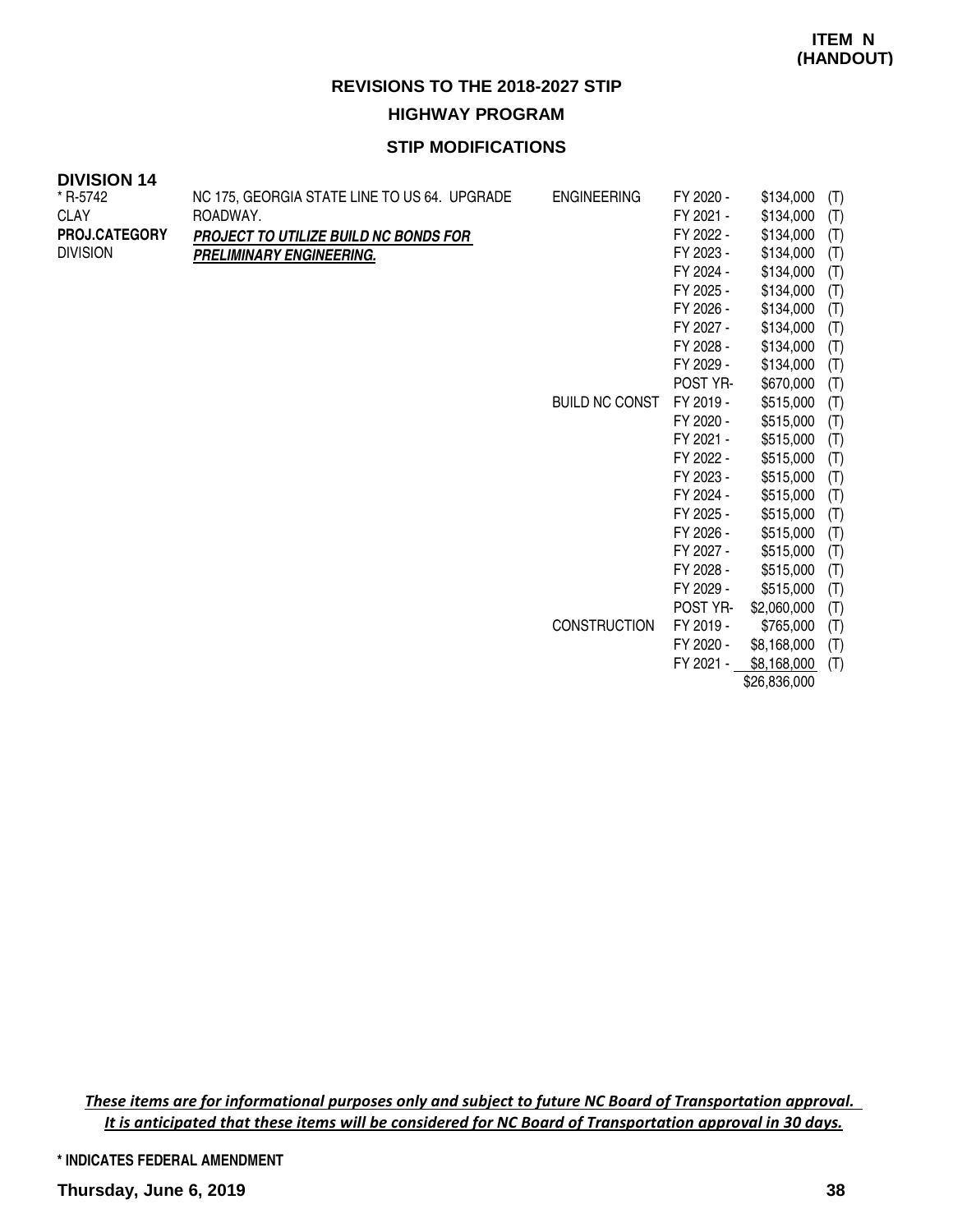**ITEM N (HANDOUT)**

# REVISIONS TO THE 2018-2027 STIP

## HIGHWAY PROGRAM

### STIP MODIFICATIONS

**DIVISION 14**

| Project | Description | Phase | Year | Amount | |
|---|---|---|---|---|---|
| * R-5742 | NC 175, GEORGIA STATE LINE TO US 64. UPGRADE | ENGINEERING | FY 2020 - | $134,000 | (T) |
| CLAY | ROADWAY. | | FY 2021 - | $134,000 | (T) |
| **PROJ.CATEGORY** | ***PROJECT TO UTILIZE BUILD NC BONDS FOR*** | | FY 2022 - | $134,000 | (T) |
| DIVISION | ***PRELIMINARY ENGINEERING.*** | | FY 2023 - | $134,000 | (T) |
| | | | FY 2024 - | $134,000 | (T) |
| | | | FY 2025 - | $134,000 | (T) |
| | | | FY 2026 - | $134,000 | (T) |
| | | | FY 2027 - | $134,000 | (T) |
| | | | FY 2028 - | $134,000 | (T) |
| | | | FY 2029 - | $134,000 | (T) |
| | | | POST YR- | $670,000 | (T) |
| | | BUILD NC CONST | FY 2019 - | $515,000 | (T) |
| | | | FY 2020 - | $515,000 | (T) |
| | | | FY 2021 - | $515,000 | (T) |
| | | | FY 2022 - | $515,000 | (T) |
| | | | FY 2023 - | $515,000 | (T) |
| | | | FY 2024 - | $515,000 | (T) |
| | | | FY 2025 - | $515,000 | (T) |
| | | | FY 2026 - | $515,000 | (T) |
| | | | FY 2027 - | $515,000 | (T) |
| | | | FY 2028 - | $515,000 | (T) |
| | | | FY 2029 - | $515,000 | (T) |
| | | | POST YR- | $2,060,000 | (T) |
| | | CONSTRUCTION | FY 2019 - | $765,000 | (T) |
| | | | FY 2020 - | $8,168,000 | (T) |
| | | | FY 2021 - | $8,168,000 | (T) |
| | | | | $26,836,000 | |

*These items are for informational purposes only and subject to future NC Board of Transportation approval. It is anticipated that these items will be considered for NC Board of Transportation approval in 30 days.*

\* INDICATES FEDERAL AMENDMENT

**Thursday, June 6, 2019**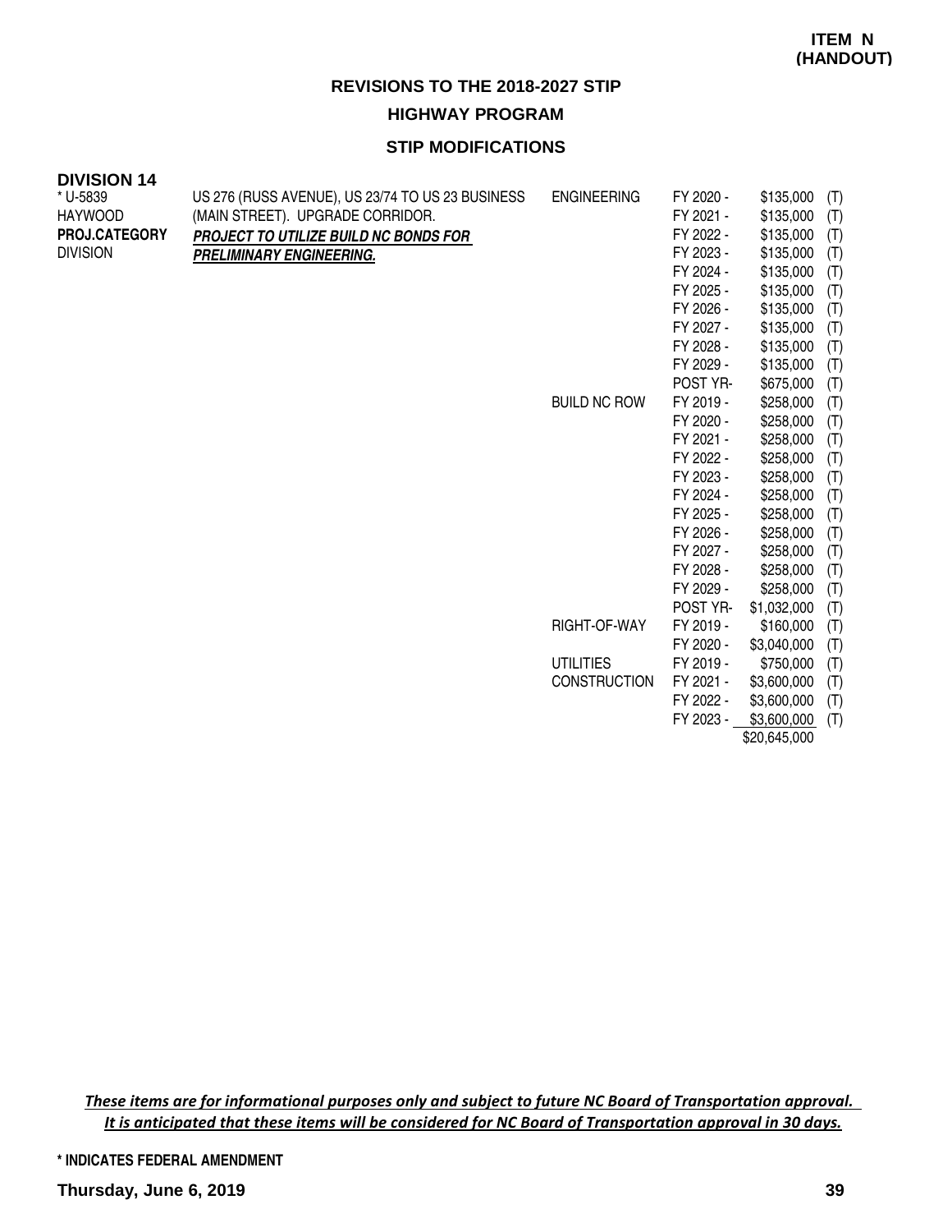**ITEM N (HANDOUT)**

# REVISIONS TO THE 2018-2027 STIP

## HIGHWAY PROGRAM

### STIP MODIFICATIONS

**DIVISION 14**

| | | | | | |
|---|---|---|---|---|---|
| * U-5839 | US 276 (RUSS AVENUE), US 23/74 TO US 23 BUSINESS | ENGINEERING | FY 2020 - | $135,000 | (T) |
| HAYWOOD | (MAIN STREET). UPGRADE CORRIDOR. | | FY 2021 - | $135,000 | (T) |
| **PROJ.CATEGORY** | ***PROJECT TO UTILIZE BUILD NC BONDS FOR*** | | FY 2022 - | $135,000 | (T) |
| DIVISION | ***PRELIMINARY ENGINEERING.*** | | FY 2023 - | $135,000 | (T) |
| | | | FY 2024 - | $135,000 | (T) |
| | | | FY 2025 - | $135,000 | (T) |
| | | | FY 2026 - | $135,000 | (T) |
| | | | FY 2027 - | $135,000 | (T) |
| | | | FY 2028 - | $135,000 | (T) |
| | | | FY 2029 - | $135,000 | (T) |
| | | | POST YR- | $675,000 | (T) |
| | | BUILD NC ROW | FY 2019 - | $258,000 | (T) |
| | | | FY 2020 - | $258,000 | (T) |
| | | | FY 2021 - | $258,000 | (T) |
| | | | FY 2022 - | $258,000 | (T) |
| | | | FY 2023 - | $258,000 | (T) |
| | | | FY 2024 - | $258,000 | (T) |
| | | | FY 2025 - | $258,000 | (T) |
| | | | FY 2026 - | $258,000 | (T) |
| | | | FY 2027 - | $258,000 | (T) |
| | | | FY 2028 - | $258,000 | (T) |
| | | | FY 2029 - | $258,000 | (T) |
| | | | POST YR- | $1,032,000 | (T) |
| | | RIGHT-OF-WAY | FY 2019 - | $160,000 | (T) |
| | | | FY 2020 - | $3,040,000 | (T) |
| | | UTILITIES | FY 2019 - | $750,000 | (T) |
| | | CONSTRUCTION | FY 2021 - | $3,600,000 | (T) |
| | | | FY 2022 - | $3,600,000 | (T) |
| | | | FY 2023 - | $3,600,000 | (T) |
| | | | | $20,645,000 | |

***These items are for informational purposes only and subject to future NC Board of Transportation approval. It is anticipated that these items will be considered for NC Board of Transportation approval in 30 days.***

**\* INDICATES FEDERAL AMENDMENT**

**Thursday, June 6, 2019**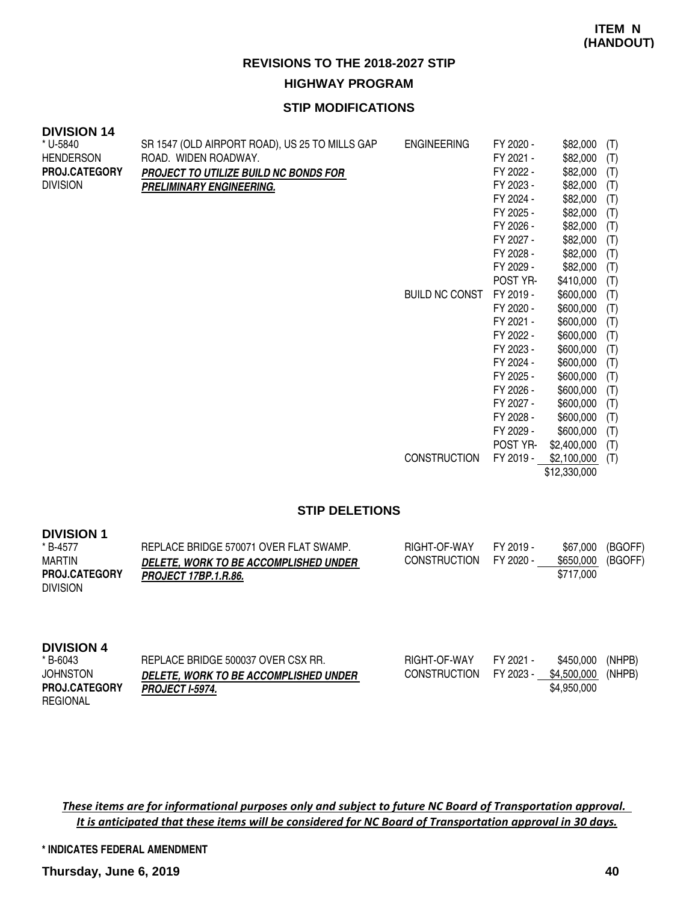**ITEM N (HANDOUT)**

# REVISIONS TO THE 2018-2027 STIP

## HIGHWAY PROGRAM

### STIP MODIFICATIONS

**DIVISION 14**

| | | | | | |
|---|---|---|---|---|---|
| * U-5840 | SR 1547 (OLD AIRPORT ROAD), US 25 TO MILLS GAP ROAD. WIDEN ROADWAY. | ENGINEERING | FY 2020 - | $82,000 | (T) |
| HENDERSON | ***PROJECT TO UTILIZE BUILD NC BONDS FOR PRELIMINARY ENGINEERING.*** | | FY 2021 - | $82,000 | (T) |
| **PROJ.CATEGORY** | | | FY 2022 - | $82,000 | (T) |
| DIVISION | | | FY 2023 - | $82,000 | (T) |
| | | | FY 2024 - | $82,000 | (T) |
| | | | FY 2025 - | $82,000 | (T) |
| | | | FY 2026 - | $82,000 | (T) |
| | | | FY 2027 - | $82,000 | (T) |
| | | | FY 2028 - | $82,000 | (T) |
| | | | FY 2029 - | $82,000 | (T) |
| | | | POST YR- | $410,000 | (T) |
| | | BUILD NC CONST | FY 2019 - | $600,000 | (T) |
| | | | FY 2020 - | $600,000 | (T) |
| | | | FY 2021 - | $600,000 | (T) |
| | | | FY 2022 - | $600,000 | (T) |
| | | | FY 2023 - | $600,000 | (T) |
| | | | FY 2024 - | $600,000 | (T) |
| | | | FY 2025 - | $600,000 | (T) |
| | | | FY 2026 - | $600,000 | (T) |
| | | | FY 2027 - | $600,000 | (T) |
| | | | FY 2028 - | $600,000 | (T) |
| | | | FY 2029 - | $600,000 | (T) |
| | | | POST YR- | $2,400,000 | (T) |
| | | CONSTRUCTION | FY 2019 - | $2,100,000 | (T) |
| | | | | $12,330,000 | |

### STIP DELETIONS

**DIVISION 1**

| | | | | | |
|---|---|---|---|---|---|
| * B-4577 | REPLACE BRIDGE 570071 OVER FLAT SWAMP. | RIGHT-OF-WAY | FY 2019 - | $67,000 | (BGOFF) |
| MARTIN | ***DELETE, WORK TO BE ACCOMPLISHED UNDER PROJECT 17BP.1.R.86.*** | CONSTRUCTION | FY 2020 - | $650,000 | (BGOFF) |
| **PROJ.CATEGORY** | | | | $717,000 | |
| DIVISION | | | | | |

**DIVISION 4**

| | | | | | |
|---|---|---|---|---|---|
| * B-6043 | REPLACE BRIDGE 500037 OVER CSX RR. | RIGHT-OF-WAY | FY 2021 - | $450,000 | (NHPB) |
| JOHNSTON | ***DELETE, WORK TO BE ACCOMPLISHED UNDER PROJECT I-5974.*** | CONSTRUCTION | FY 2023 - | $4,500,000 | (NHPB) |
| **PROJ.CATEGORY** | | | | $4,950,000 | |
| REGIONAL | | | | | |

*These items are for informational purposes only and subject to future NC Board of Transportation approval. It is anticipated that these items will be considered for NC Board of Transportation approval in 30 days.*

**\* INDICATES FEDERAL AMENDMENT**

**Thursday, June 6, 2019**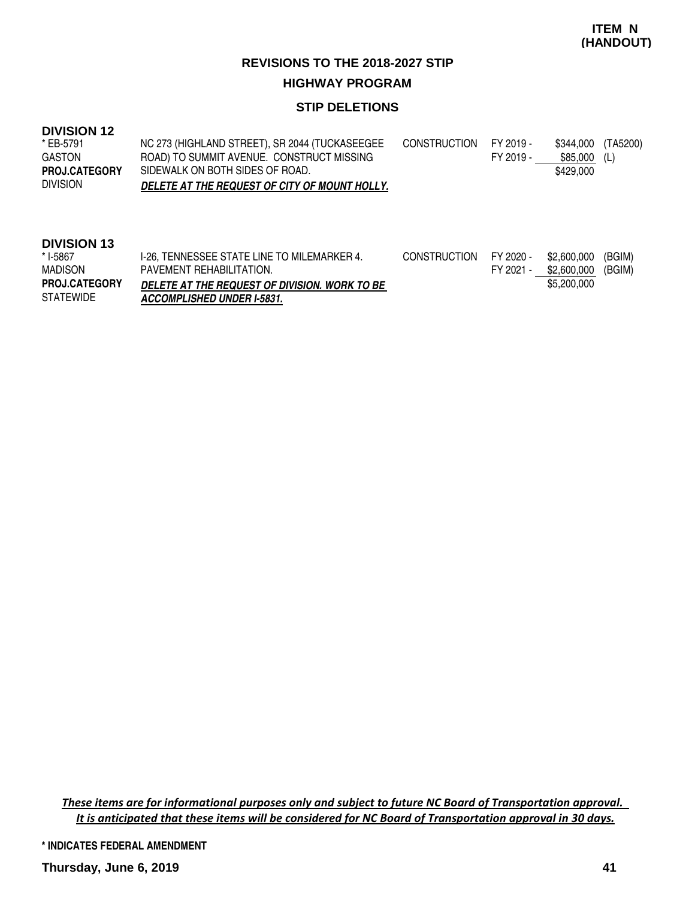**ITEM N (HANDOUT)**

## REVISIONS TO THE 2018-2027 STIP

### HIGHWAY PROGRAM

### STIP DELETIONS

**DIVISION 12**

| | | | | | |
|---|---|---|---|---|---|
| * EB-5791 | NC 273 (HIGHLAND STREET), SR 2044 (TUCKASEEGEE | CONSTRUCTION | FY 2019 - | $344,000 | (TA5200) |
| GASTON | ROAD) TO SUMMIT AVENUE. CONSTRUCT MISSING | | FY 2019 - | $85,000 | (L) |
| **PROJ.CATEGORY** | SIDEWALK ON BOTH SIDES OF ROAD. | | | $429,000 | |
| DIVISION | ***DELETE AT THE REQUEST OF CITY OF MOUNT HOLLY.*** | | | | |

**DIVISION 13**

| | | | | | |
|---|---|---|---|---|---|
| * I-5867 | I-26, TENNESSEE STATE LINE TO MILEMARKER 4. | CONSTRUCTION | FY 2020 - | $2,600,000 | (BGIM) |
| MADISON | PAVEMENT REHABILITATION. | | FY 2021 - | $2,600,000 | (BGIM) |
| **PROJ.CATEGORY** | ***DELETE AT THE REQUEST OF DIVISION. WORK TO BE*** | | | $5,200,000 | |
| STATEWIDE | ***ACCOMPLISHED UNDER I-5831.*** | | | | |

*These items are for informational purposes only and subject to future NC Board of Transportation approval. It is anticipated that these items will be considered for NC Board of Transportation approval in 30 days.*

**\* INDICATES FEDERAL AMENDMENT**

**Thursday, June 6, 2019**